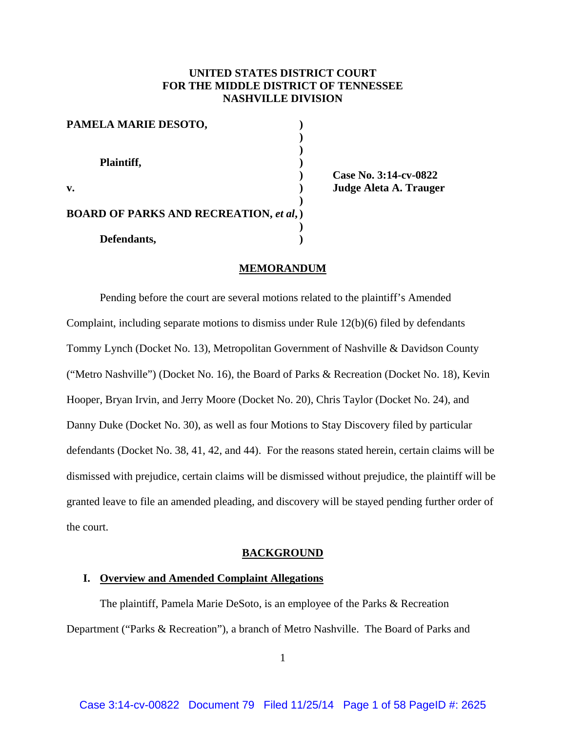**UNITED STATES DISTRICT COURT**
**FOR THE MIDDLE DISTRICT OF TENNESSEE**
**NASHVILLE DIVISION**

| | | |
|---|---|---|
| **PAMELA MARIE DESOTO,** | **)** | |
| | **)** | |
| **Plaintiff,** | **)** | |
| | **)** | **Case No. 3:14-cv-0822** |
| **v.** | **)** | **Judge Aleta A. Trauger** |
| | **)** | |
| **BOARD OF PARKS AND RECREATION, *et al*,** | **)** | |
| | **)** | |
| **Defendants,** | **)** | |

## MEMORANDUM

Pending before the court are several motions related to the plaintiff's Amended Complaint, including separate motions to dismiss under Rule 12(b)(6) filed by defendants Tommy Lynch (Docket No. 13), Metropolitan Government of Nashville & Davidson County ("Metro Nashville") (Docket No. 16), the Board of Parks & Recreation (Docket No. 18), Kevin Hooper, Bryan Irvin, and Jerry Moore (Docket No. 20), Chris Taylor (Docket No. 24), and Danny Duke (Docket No. 30), as well as four Motions to Stay Discovery filed by particular defendants (Docket No. 38, 41, 42, and 44). For the reasons stated herein, certain claims will be dismissed with prejudice, certain claims will be dismissed without prejudice, the plaintiff will be granted leave to file an amended pleading, and discovery will be stayed pending further order of the court.

## BACKGROUND

### I. Overview and Amended Complaint Allegations

The plaintiff, Pamela Marie DeSoto, is an employee of the Parks & Recreation Department ("Parks & Recreation"), a branch of Metro Nashville. The Board of Parks and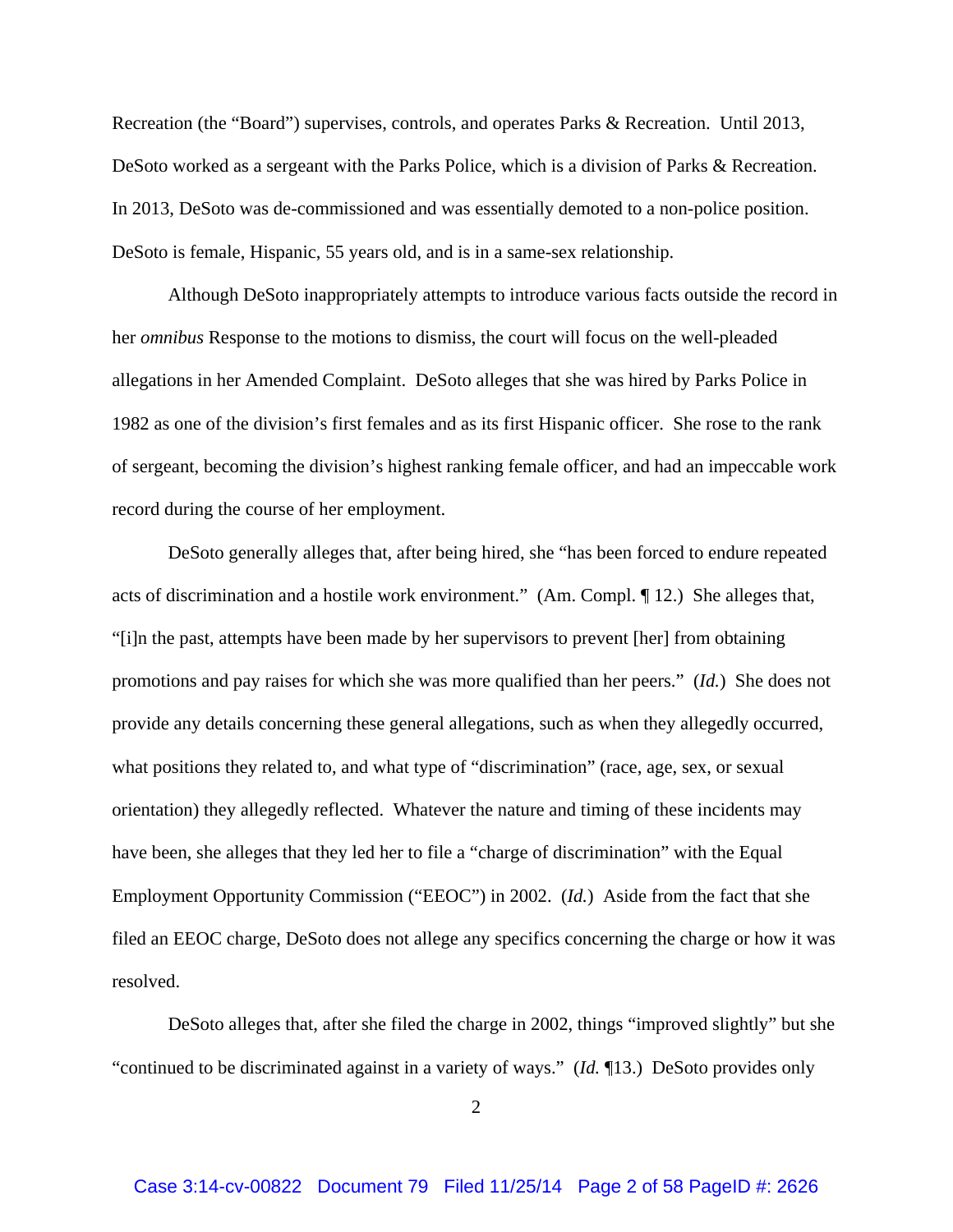Recreation (the "Board") supervises, controls, and operates Parks & Recreation. Until 2013, DeSoto worked as a sergeant with the Parks Police, which is a division of Parks & Recreation. In 2013, DeSoto was de-commissioned and was essentially demoted to a non-police position. DeSoto is female, Hispanic, 55 years old, and is in a same-sex relationship.

Although DeSoto inappropriately attempts to introduce various facts outside the record in her *omnibus* Response to the motions to dismiss, the court will focus on the well-pleaded allegations in her Amended Complaint. DeSoto alleges that she was hired by Parks Police in 1982 as one of the division's first females and as its first Hispanic officer. She rose to the rank of sergeant, becoming the division's highest ranking female officer, and had an impeccable work record during the course of her employment.

DeSoto generally alleges that, after being hired, she "has been forced to endure repeated acts of discrimination and a hostile work environment." (Am. Compl. ¶ 12.) She alleges that, "[i]n the past, attempts have been made by her supervisors to prevent [her] from obtaining promotions and pay raises for which she was more qualified than her peers." (*Id.*) She does not provide any details concerning these general allegations, such as when they allegedly occurred, what positions they related to, and what type of "discrimination" (race, age, sex, or sexual orientation) they allegedly reflected. Whatever the nature and timing of these incidents may have been, she alleges that they led her to file a "charge of discrimination" with the Equal Employment Opportunity Commission ("EEOC") in 2002. (*Id.*) Aside from the fact that she filed an EEOC charge, DeSoto does not allege any specifics concerning the charge or how it was resolved.

DeSoto alleges that, after she filed the charge in 2002, things "improved slightly" but she "continued to be discriminated against in a variety of ways." (*Id.* ¶13.) DeSoto provides only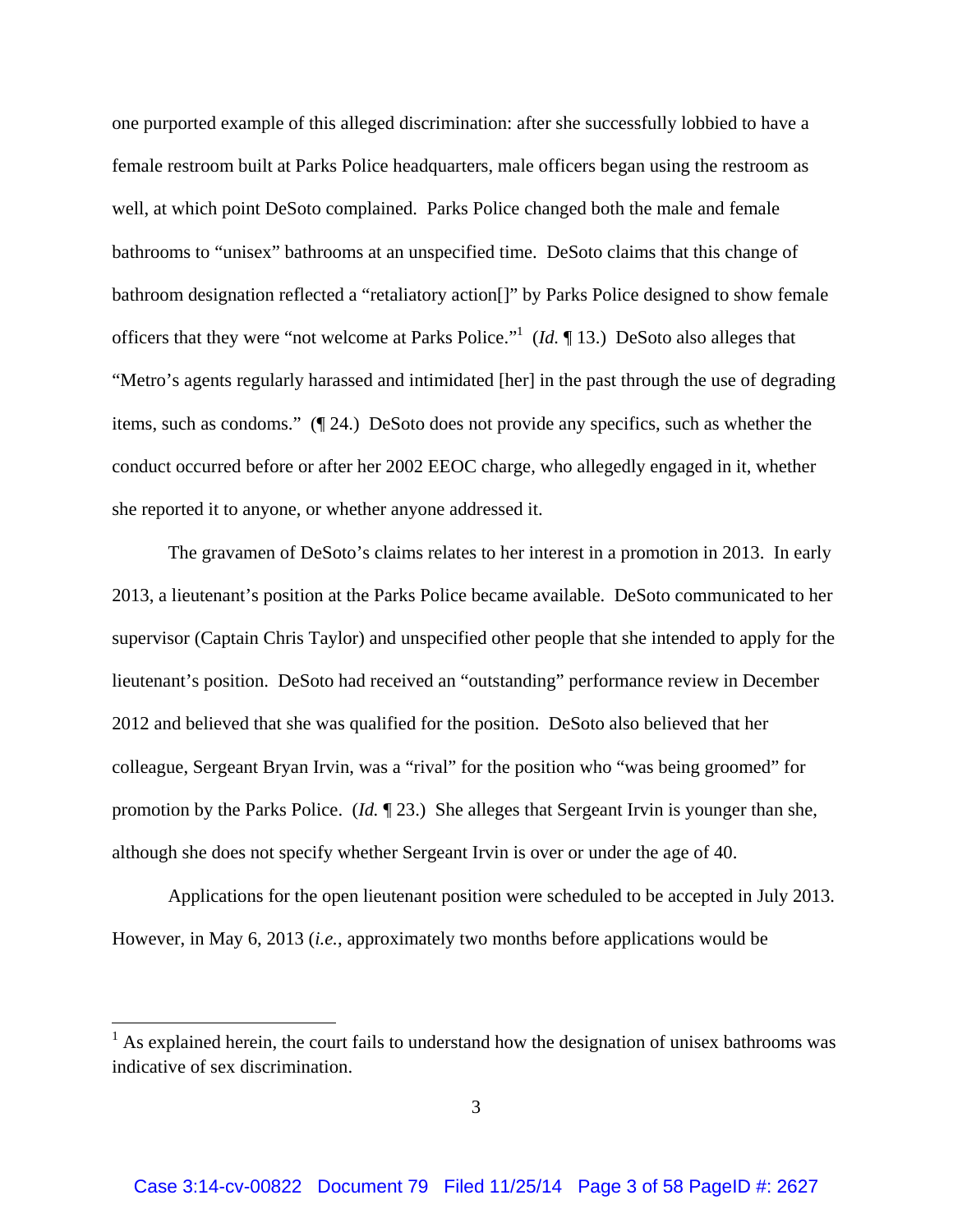one purported example of this alleged discrimination: after she successfully lobbied to have a female restroom built at Parks Police headquarters, male officers began using the restroom as well, at which point DeSoto complained. Parks Police changed both the male and female bathrooms to "unisex" bathrooms at an unspecified time. DeSoto claims that this change of bathroom designation reflected a "retaliatory action[]" by Parks Police designed to show female officers that they were "not welcome at Parks Police."[1] (*Id.* ¶ 13.) DeSoto also alleges that "Metro's agents regularly harassed and intimidated [her] in the past through the use of degrading items, such as condoms." (¶ 24.) DeSoto does not provide any specifics, such as whether the conduct occurred before or after her 2002 EEOC charge, who allegedly engaged in it, whether she reported it to anyone, or whether anyone addressed it.

The gravamen of DeSoto's claims relates to her interest in a promotion in 2013. In early 2013, a lieutenant's position at the Parks Police became available. DeSoto communicated to her supervisor (Captain Chris Taylor) and unspecified other people that she intended to apply for the lieutenant's position. DeSoto had received an "outstanding" performance review in December 2012 and believed that she was qualified for the position. DeSoto also believed that her colleague, Sergeant Bryan Irvin, was a "rival" for the position who "was being groomed" for promotion by the Parks Police. (*Id.* ¶ 23.) She alleges that Sergeant Irvin is younger than she, although she does not specify whether Sergeant Irvin is over or under the age of 40.

Applications for the open lieutenant position were scheduled to be accepted in July 2013. However, in May 6, 2013 (*i.e.*, approximately two months before applications would be

[1] As explained herein, the court fails to understand how the designation of unisex bathrooms was indicative of sex discrimination.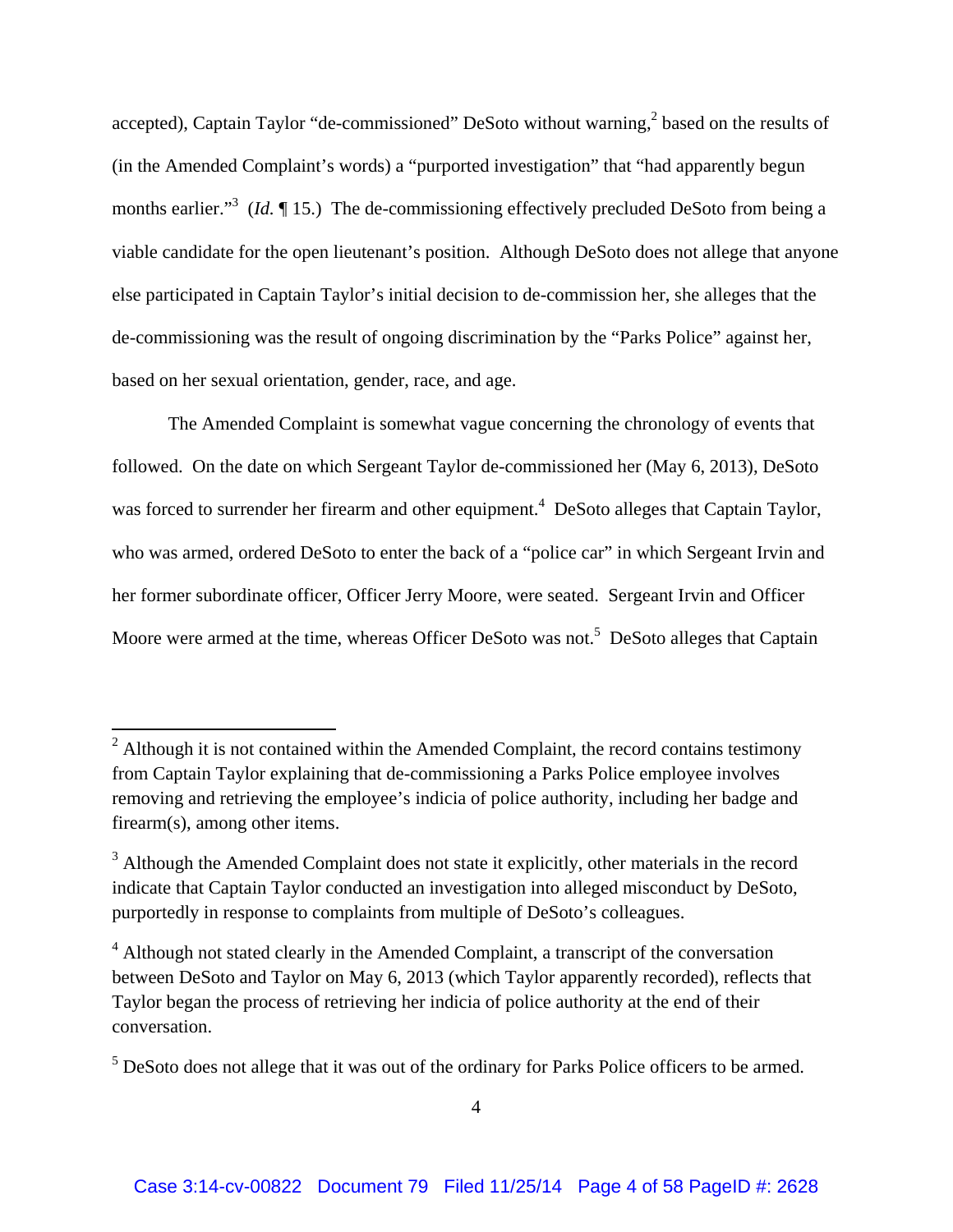accepted), Captain Taylor "de-commissioned" DeSoto without warning,[2] based on the results of (in the Amended Complaint's words) a "purported investigation" that "had apparently begun months earlier."[3] (*Id.* ¶ 15.) The de-commissioning effectively precluded DeSoto from being a viable candidate for the open lieutenant's position. Although DeSoto does not allege that anyone else participated in Captain Taylor's initial decision to de-commission her, she alleges that the de-commissioning was the result of ongoing discrimination by the "Parks Police" against her, based on her sexual orientation, gender, race, and age.

The Amended Complaint is somewhat vague concerning the chronology of events that followed. On the date on which Sergeant Taylor de-commissioned her (May 6, 2013), DeSoto was forced to surrender her firearm and other equipment.[4] DeSoto alleges that Captain Taylor, who was armed, ordered DeSoto to enter the back of a "police car" in which Sergeant Irvin and her former subordinate officer, Officer Jerry Moore, were seated. Sergeant Irvin and Officer Moore were armed at the time, whereas Officer DeSoto was not.[5] DeSoto alleges that Captain

---

[2] Although it is not contained within the Amended Complaint, the record contains testimony from Captain Taylor explaining that de-commissioning a Parks Police employee involves removing and retrieving the employee's indicia of police authority, including her badge and firearm(s), among other items.

[3] Although the Amended Complaint does not state it explicitly, other materials in the record indicate that Captain Taylor conducted an investigation into alleged misconduct by DeSoto, purportedly in response to complaints from multiple of DeSoto's colleagues.

[4] Although not stated clearly in the Amended Complaint, a transcript of the conversation between DeSoto and Taylor on May 6, 2013 (which Taylor apparently recorded), reflects that Taylor began the process of retrieving her indicia of police authority at the end of their conversation.

[5] DeSoto does not allege that it was out of the ordinary for Parks Police officers to be armed.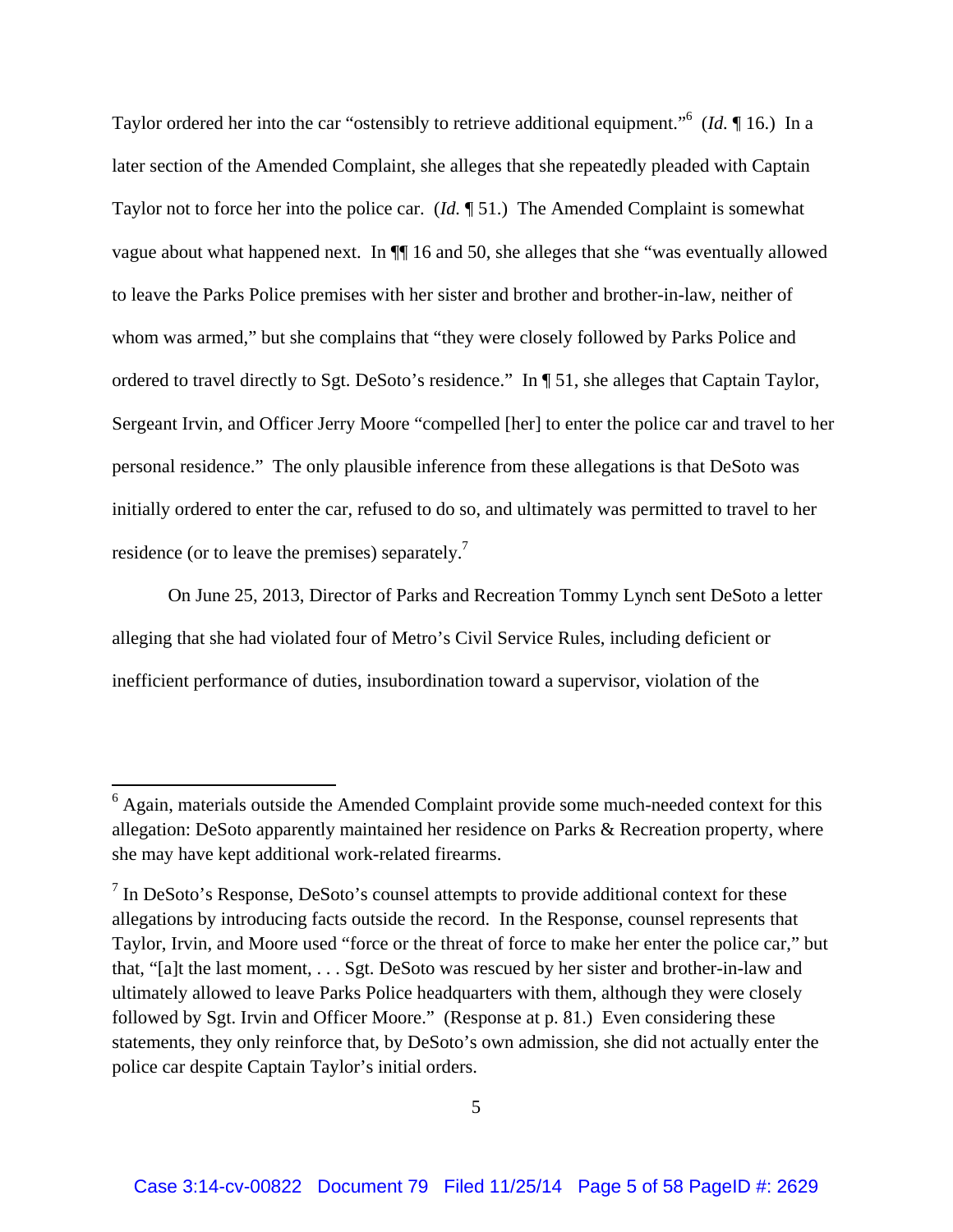Taylor ordered her into the car "ostensibly to retrieve additional equipment."[6] (*Id.* ¶ 16.) In a later section of the Amended Complaint, she alleges that she repeatedly pleaded with Captain Taylor not to force her into the police car. (*Id.* ¶ 51.) The Amended Complaint is somewhat vague about what happened next. In ¶¶ 16 and 50, she alleges that she "was eventually allowed to leave the Parks Police premises with her sister and brother and brother-in-law, neither of whom was armed," but she complains that "they were closely followed by Parks Police and ordered to travel directly to Sgt. DeSoto's residence." In ¶ 51, she alleges that Captain Taylor, Sergeant Irvin, and Officer Jerry Moore "compelled [her] to enter the police car and travel to her personal residence." The only plausible inference from these allegations is that DeSoto was initially ordered to enter the car, refused to do so, and ultimately was permitted to travel to her residence (or to leave the premises) separately.[7]

On June 25, 2013, Director of Parks and Recreation Tommy Lynch sent DeSoto a letter alleging that she had violated four of Metro's Civil Service Rules, including deficient or inefficient performance of duties, insubordination toward a supervisor, violation of the

---

[6] Again, materials outside the Amended Complaint provide some much-needed context for this allegation: DeSoto apparently maintained her residence on Parks & Recreation property, where she may have kept additional work-related firearms.

[7] In DeSoto's Response, DeSoto's counsel attempts to provide additional context for these allegations by introducing facts outside the record. In the Response, counsel represents that Taylor, Irvin, and Moore used "force or the threat of force to make her enter the police car," but that, "[a]t the last moment, . . . Sgt. DeSoto was rescued by her sister and brother-in-law and ultimately allowed to leave Parks Police headquarters with them, although they were closely followed by Sgt. Irvin and Officer Moore." (Response at p. 81.) Even considering these statements, they only reinforce that, by DeSoto's own admission, she did not actually enter the police car despite Captain Taylor's initial orders.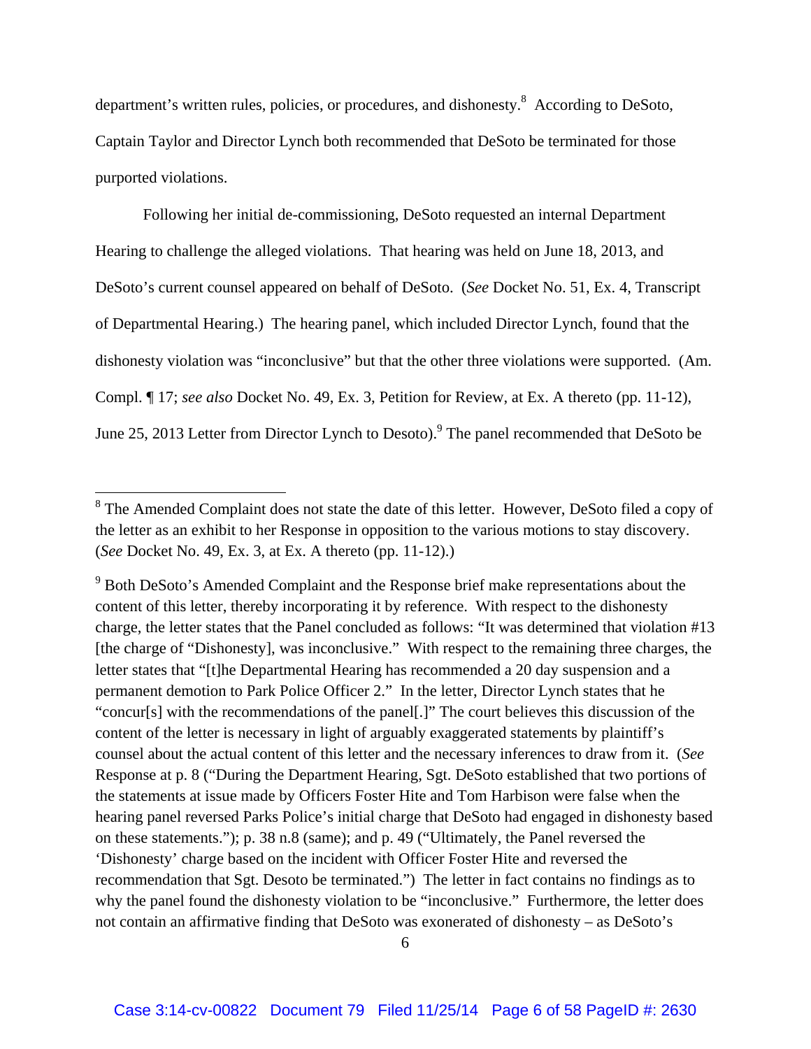department's written rules, policies, or procedures, and dishonesty.[8] According to DeSoto, Captain Taylor and Director Lynch both recommended that DeSoto be terminated for those purported violations.

Following her initial de-commissioning, DeSoto requested an internal Department Hearing to challenge the alleged violations. That hearing was held on June 18, 2013, and DeSoto's current counsel appeared on behalf of DeSoto. (*See* Docket No. 51, Ex. 4, Transcript of Departmental Hearing.) The hearing panel, which included Director Lynch, found that the dishonesty violation was "inconclusive" but that the other three violations were supported. (Am. Compl. ¶ 17; *see also* Docket No. 49, Ex. 3, Petition for Review, at Ex. A thereto (pp. 11-12), June 25, 2013 Letter from Director Lynch to Desoto).[9] The panel recommended that DeSoto be

---

[8] The Amended Complaint does not state the date of this letter. However, DeSoto filed a copy of the letter as an exhibit to her Response in opposition to the various motions to stay discovery. (*See* Docket No. 49, Ex. 3, at Ex. A thereto (pp. 11-12).)

[9] Both DeSoto's Amended Complaint and the Response brief make representations about the content of this letter, thereby incorporating it by reference. With respect to the dishonesty charge, the letter states that the Panel concluded as follows: "It was determined that violation #13 [the charge of "Dishonesty], was inconclusive." With respect to the remaining three charges, the letter states that "[t]he Departmental Hearing has recommended a 20 day suspension and a permanent demotion to Park Police Officer 2." In the letter, Director Lynch states that he "concur[s] with the recommendations of the panel[.]" The court believes this discussion of the content of the letter is necessary in light of arguably exaggerated statements by plaintiff's counsel about the actual content of this letter and the necessary inferences to draw from it. (*See* Response at p. 8 ("During the Department Hearing, Sgt. DeSoto established that two portions of the statements at issue made by Officers Foster Hite and Tom Harbison were false when the hearing panel reversed Parks Police's initial charge that DeSoto had engaged in dishonesty based on these statements."); p. 38 n.8 (same); and p. 49 ("Ultimately, the Panel reversed the 'Dishonesty' charge based on the incident with Officer Foster Hite and reversed the recommendation that Sgt. Desoto be terminated.") The letter in fact contains no findings as to why the panel found the dishonesty violation to be "inconclusive." Furthermore, the letter does not contain an affirmative finding that DeSoto was exonerated of dishonesty – as DeSoto's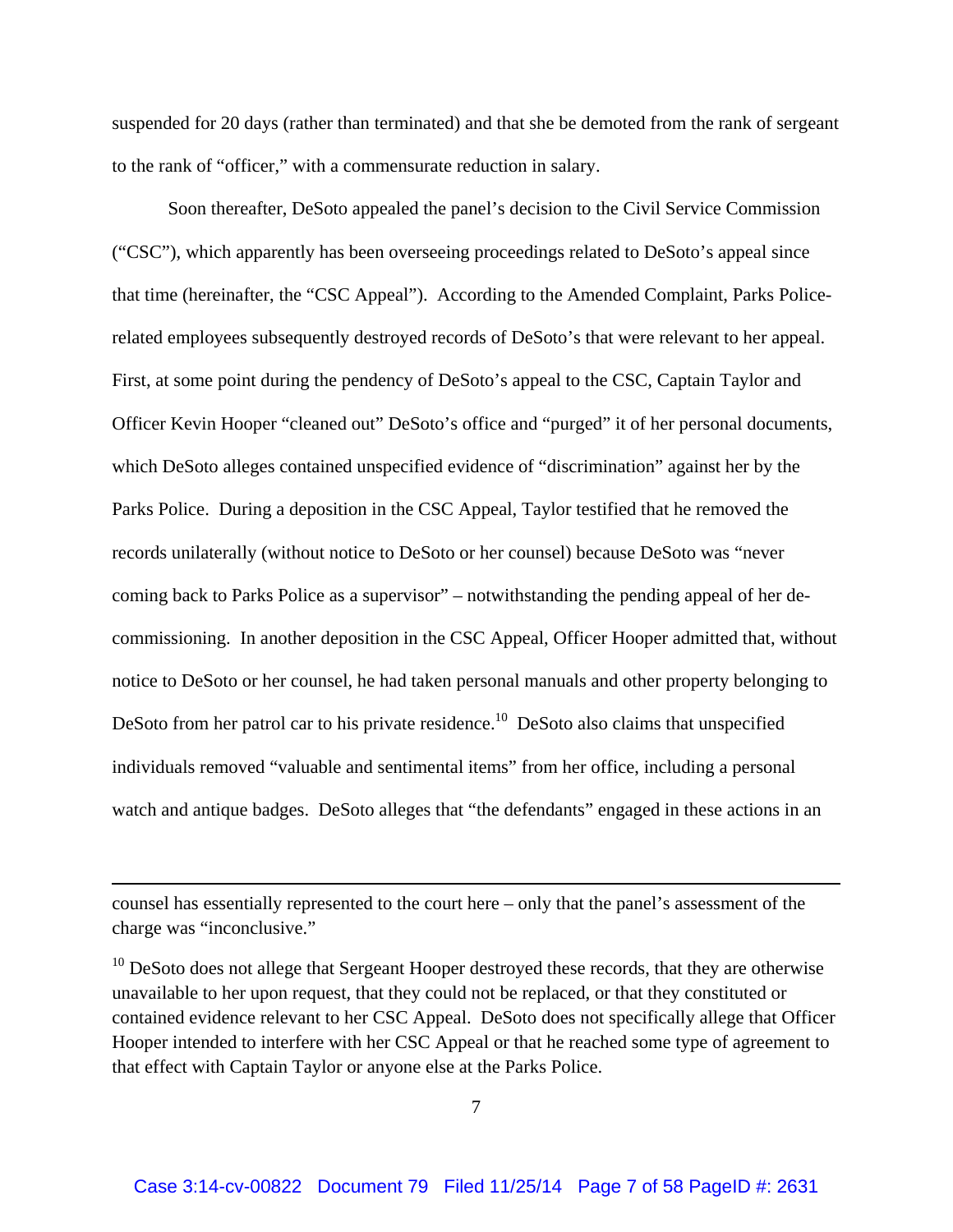suspended for 20 days (rather than terminated) and that she be demoted from the rank of sergeant to the rank of "officer," with a commensurate reduction in salary.

Soon thereafter, DeSoto appealed the panel's decision to the Civil Service Commission ("CSC"), which apparently has been overseeing proceedings related to DeSoto's appeal since that time (hereinafter, the "CSC Appeal"). According to the Amended Complaint, Parks Police-related employees subsequently destroyed records of DeSoto's that were relevant to her appeal. First, at some point during the pendency of DeSoto's appeal to the CSC, Captain Taylor and Officer Kevin Hooper "cleaned out" DeSoto's office and "purged" it of her personal documents, which DeSoto alleges contained unspecified evidence of "discrimination" against her by the Parks Police. During a deposition in the CSC Appeal, Taylor testified that he removed the records unilaterally (without notice to DeSoto or her counsel) because DeSoto was "never coming back to Parks Police as a supervisor" – notwithstanding the pending appeal of her de-commissioning. In another deposition in the CSC Appeal, Officer Hooper admitted that, without notice to DeSoto or her counsel, he had taken personal manuals and other property belonging to DeSoto from her patrol car to his private residence.[10] DeSoto also claims that unspecified individuals removed "valuable and sentimental items" from her office, including a personal watch and antique badges. DeSoto alleges that "the defendants" engaged in these actions in an

---

counsel has essentially represented to the court here – only that the panel's assessment of the charge was "inconclusive."

[10] DeSoto does not allege that Sergeant Hooper destroyed these records, that they are otherwise unavailable to her upon request, that they could not be replaced, or that they constituted or contained evidence relevant to her CSC Appeal. DeSoto does not specifically allege that Officer Hooper intended to interfere with her CSC Appeal or that he reached some type of agreement to that effect with Captain Taylor or anyone else at the Parks Police.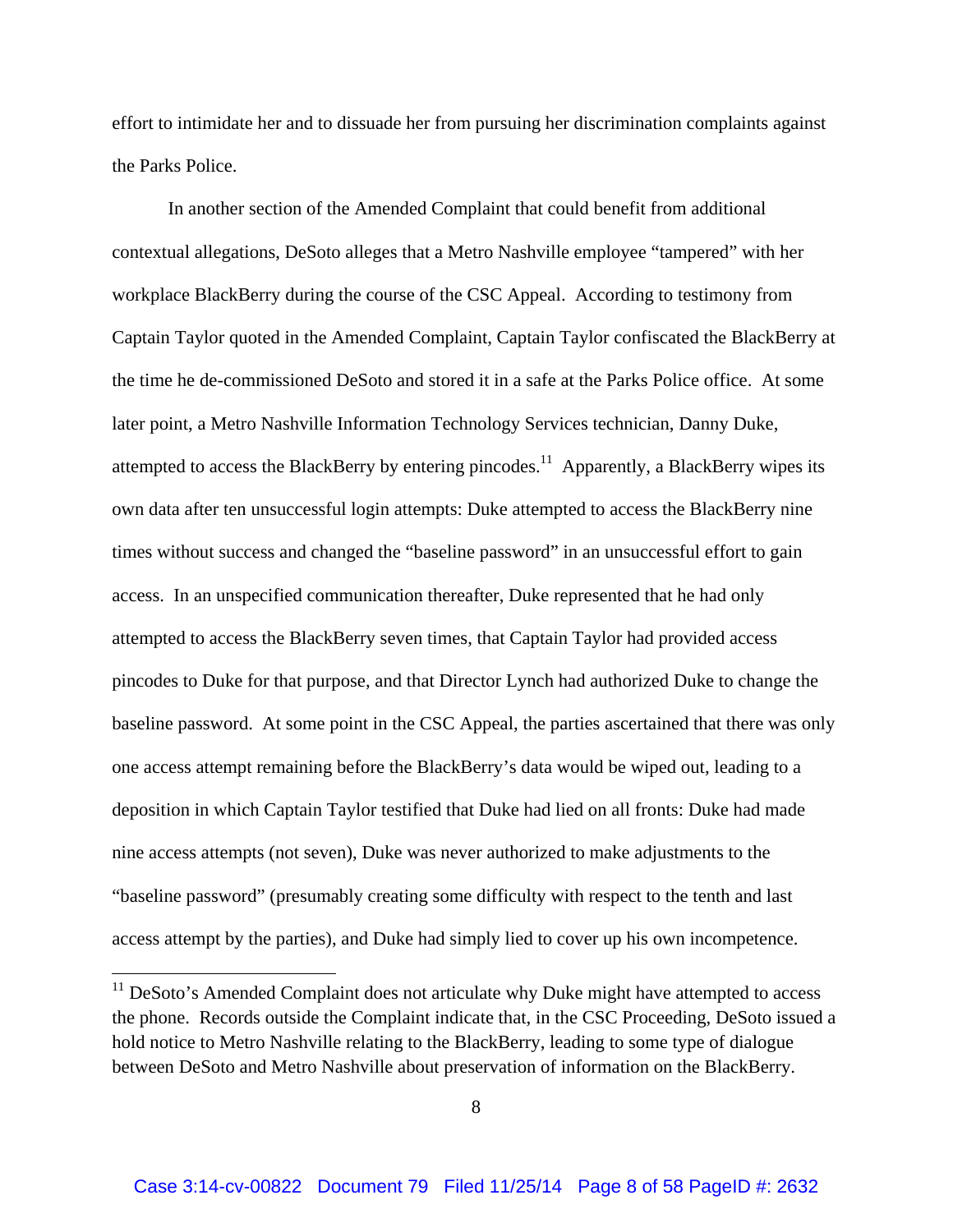effort to intimidate her and to dissuade her from pursuing her discrimination complaints against the Parks Police.

In another section of the Amended Complaint that could benefit from additional contextual allegations, DeSoto alleges that a Metro Nashville employee "tampered" with her workplace BlackBerry during the course of the CSC Appeal. According to testimony from Captain Taylor quoted in the Amended Complaint, Captain Taylor confiscated the BlackBerry at the time he de-commissioned DeSoto and stored it in a safe at the Parks Police office. At some later point, a Metro Nashville Information Technology Services technician, Danny Duke, attempted to access the BlackBerry by entering pincodes.[11] Apparently, a BlackBerry wipes its own data after ten unsuccessful login attempts: Duke attempted to access the BlackBerry nine times without success and changed the "baseline password" in an unsuccessful effort to gain access. In an unspecified communication thereafter, Duke represented that he had only attempted to access the BlackBerry seven times, that Captain Taylor had provided access pincodes to Duke for that purpose, and that Director Lynch had authorized Duke to change the baseline password. At some point in the CSC Appeal, the parties ascertained that there was only one access attempt remaining before the BlackBerry's data would be wiped out, leading to a deposition in which Captain Taylor testified that Duke had lied on all fronts: Duke had made nine access attempts (not seven), Duke was never authorized to make adjustments to the "baseline password" (presumably creating some difficulty with respect to the tenth and last access attempt by the parties), and Duke had simply lied to cover up his own incompetence.

[11] DeSoto's Amended Complaint does not articulate why Duke might have attempted to access the phone. Records outside the Complaint indicate that, in the CSC Proceeding, DeSoto issued a hold notice to Metro Nashville relating to the BlackBerry, leading to some type of dialogue between DeSoto and Metro Nashville about preservation of information on the BlackBerry.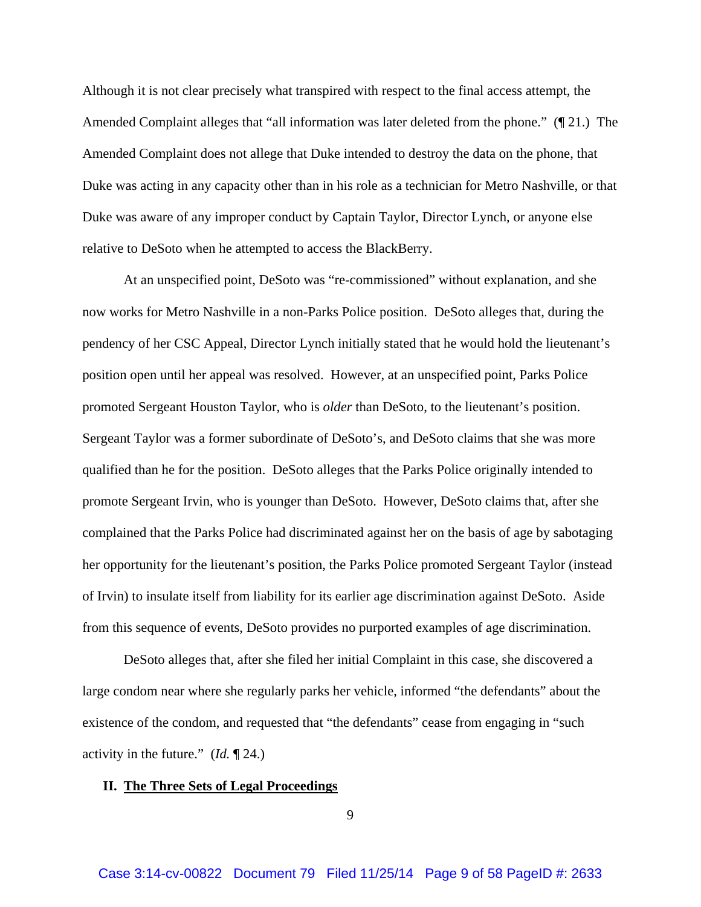Although it is not clear precisely what transpired with respect to the final access attempt, the Amended Complaint alleges that "all information was later deleted from the phone." (¶ 21.) The Amended Complaint does not allege that Duke intended to destroy the data on the phone, that Duke was acting in any capacity other than in his role as a technician for Metro Nashville, or that Duke was aware of any improper conduct by Captain Taylor, Director Lynch, or anyone else relative to DeSoto when he attempted to access the BlackBerry.

At an unspecified point, DeSoto was "re-commissioned" without explanation, and she now works for Metro Nashville in a non-Parks Police position. DeSoto alleges that, during the pendency of her CSC Appeal, Director Lynch initially stated that he would hold the lieutenant's position open until her appeal was resolved. However, at an unspecified point, Parks Police promoted Sergeant Houston Taylor, who is *older* than DeSoto, to the lieutenant's position. Sergeant Taylor was a former subordinate of DeSoto's, and DeSoto claims that she was more qualified than he for the position. DeSoto alleges that the Parks Police originally intended to promote Sergeant Irvin, who is younger than DeSoto. However, DeSoto claims that, after she complained that the Parks Police had discriminated against her on the basis of age by sabotaging her opportunity for the lieutenant's position, the Parks Police promoted Sergeant Taylor (instead of Irvin) to insulate itself from liability for its earlier age discrimination against DeSoto. Aside from this sequence of events, DeSoto provides no purported examples of age discrimination.

DeSoto alleges that, after she filed her initial Complaint in this case, she discovered a large condom near where she regularly parks her vehicle, informed "the defendants" about the existence of the condom, and requested that "the defendants" cease from engaging in "such activity in the future." (*Id.* ¶ 24.)

## II. The Three Sets of Legal Proceedings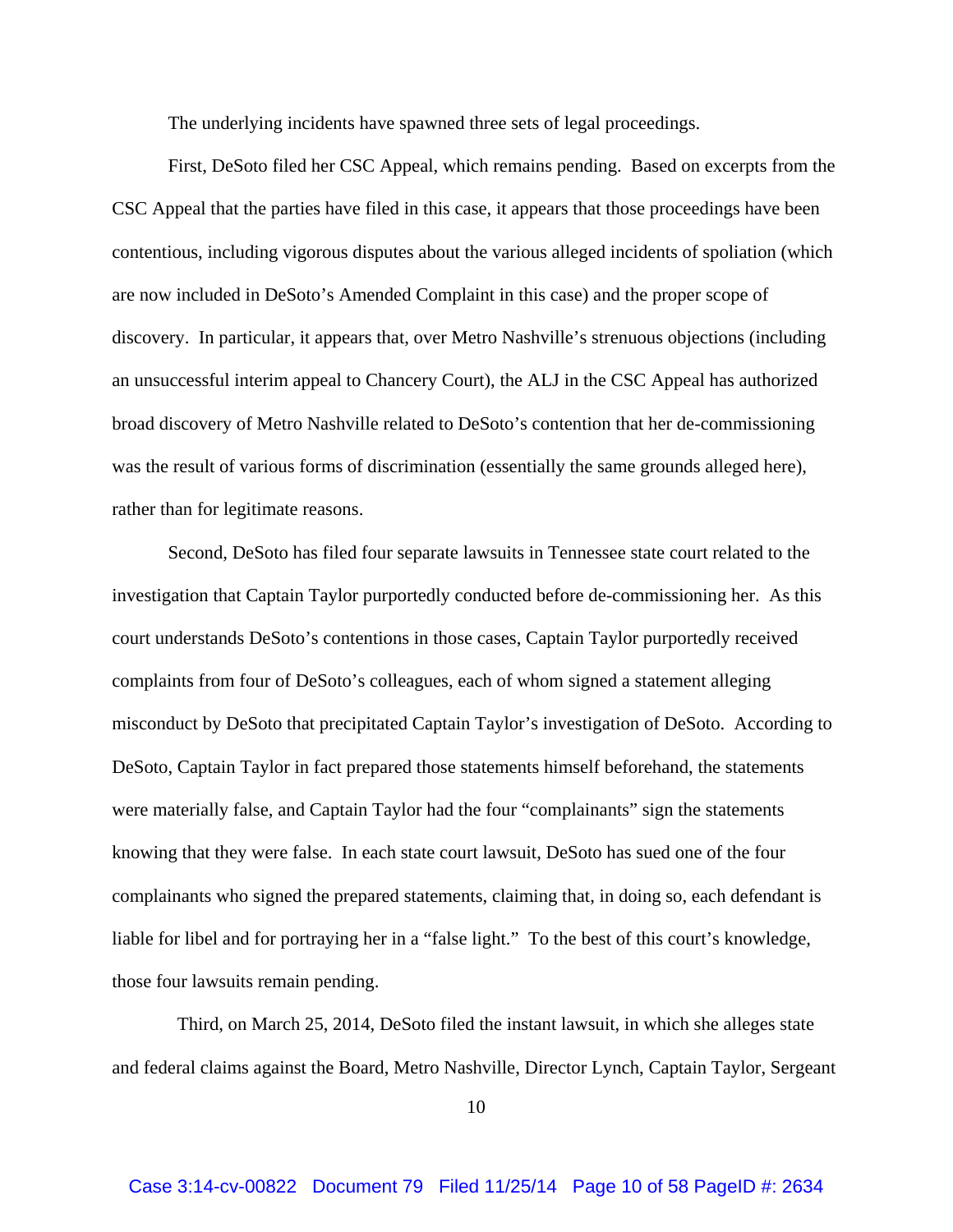The underlying incidents have spawned three sets of legal proceedings.

First, DeSoto filed her CSC Appeal, which remains pending. Based on excerpts from the CSC Appeal that the parties have filed in this case, it appears that those proceedings have been contentious, including vigorous disputes about the various alleged incidents of spoliation (which are now included in DeSoto's Amended Complaint in this case) and the proper scope of discovery. In particular, it appears that, over Metro Nashville's strenuous objections (including an unsuccessful interim appeal to Chancery Court), the ALJ in the CSC Appeal has authorized broad discovery of Metro Nashville related to DeSoto's contention that her de-commissioning was the result of various forms of discrimination (essentially the same grounds alleged here), rather than for legitimate reasons.

Second, DeSoto has filed four separate lawsuits in Tennessee state court related to the investigation that Captain Taylor purportedly conducted before de-commissioning her. As this court understands DeSoto's contentions in those cases, Captain Taylor purportedly received complaints from four of DeSoto's colleagues, each of whom signed a statement alleging misconduct by DeSoto that precipitated Captain Taylor's investigation of DeSoto. According to DeSoto, Captain Taylor in fact prepared those statements himself beforehand, the statements were materially false, and Captain Taylor had the four "complainants" sign the statements knowing that they were false. In each state court lawsuit, DeSoto has sued one of the four complainants who signed the prepared statements, claiming that, in doing so, each defendant is liable for libel and for portraying her in a "false light." To the best of this court's knowledge, those four lawsuits remain pending.

Third, on March 25, 2014, DeSoto filed the instant lawsuit, in which she alleges state and federal claims against the Board, Metro Nashville, Director Lynch, Captain Taylor, Sergeant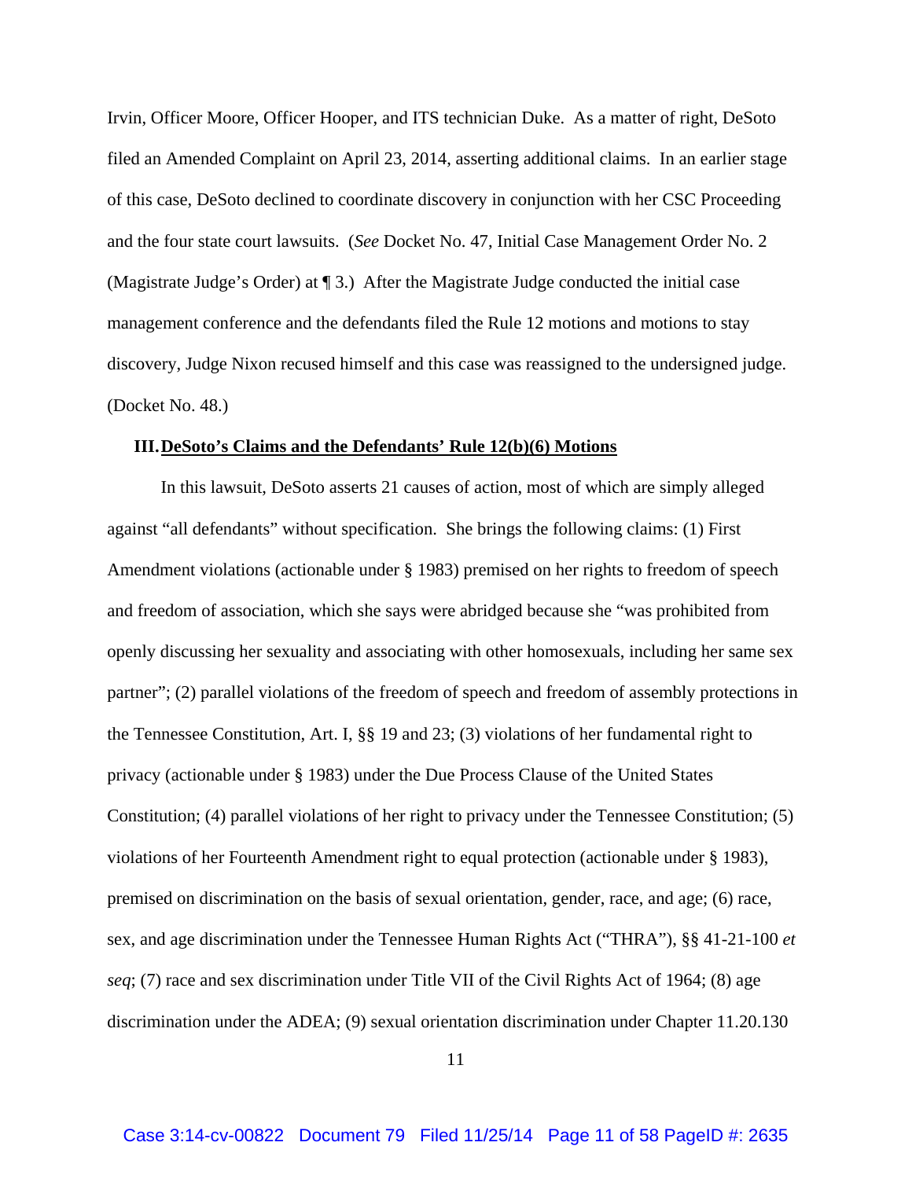Irvin, Officer Moore, Officer Hooper, and ITS technician Duke. As a matter of right, DeSoto filed an Amended Complaint on April 23, 2014, asserting additional claims. In an earlier stage of this case, DeSoto declined to coordinate discovery in conjunction with her CSC Proceeding and the four state court lawsuits. (*See* Docket No. 47, Initial Case Management Order No. 2 (Magistrate Judge's Order) at ¶ 3.) After the Magistrate Judge conducted the initial case management conference and the defendants filed the Rule 12 motions and motions to stay discovery, Judge Nixon recused himself and this case was reassigned to the undersigned judge. (Docket No. 48.)

### III. DeSoto's Claims and the Defendants' Rule 12(b)(6) Motions

In this lawsuit, DeSoto asserts 21 causes of action, most of which are simply alleged against "all defendants" without specification. She brings the following claims: (1) First Amendment violations (actionable under § 1983) premised on her rights to freedom of speech and freedom of association, which she says were abridged because she "was prohibited from openly discussing her sexuality and associating with other homosexuals, including her same sex partner"; (2) parallel violations of the freedom of speech and freedom of assembly protections in the Tennessee Constitution, Art. I, §§ 19 and 23; (3) violations of her fundamental right to privacy (actionable under § 1983) under the Due Process Clause of the United States Constitution; (4) parallel violations of her right to privacy under the Tennessee Constitution; (5) violations of her Fourteenth Amendment right to equal protection (actionable under § 1983), premised on discrimination on the basis of sexual orientation, gender, race, and age; (6) race, sex, and age discrimination under the Tennessee Human Rights Act ("THRA"), §§ 41-21-100 *et seq*; (7) race and sex discrimination under Title VII of the Civil Rights Act of 1964; (8) age discrimination under the ADEA; (9) sexual orientation discrimination under Chapter 11.20.130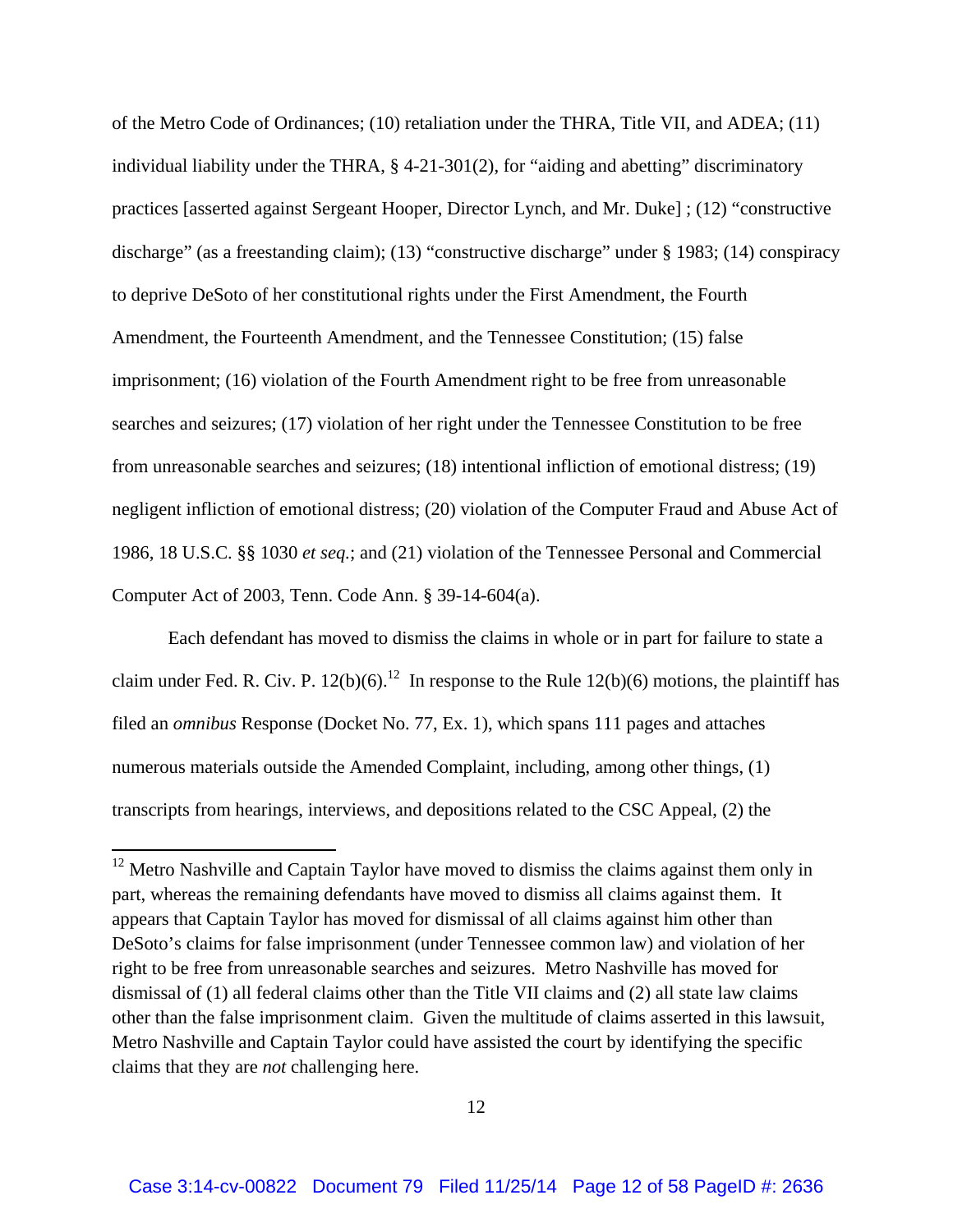of the Metro Code of Ordinances; (10) retaliation under the THRA, Title VII, and ADEA; (11) individual liability under the THRA, § 4-21-301(2), for "aiding and abetting" discriminatory practices [asserted against Sergeant Hooper, Director Lynch, and Mr. Duke] ; (12) "constructive discharge" (as a freestanding claim); (13) "constructive discharge" under § 1983; (14) conspiracy to deprive DeSoto of her constitutional rights under the First Amendment, the Fourth Amendment, the Fourteenth Amendment, and the Tennessee Constitution; (15) false imprisonment; (16) violation of the Fourth Amendment right to be free from unreasonable searches and seizures; (17) violation of her right under the Tennessee Constitution to be free from unreasonable searches and seizures; (18) intentional infliction of emotional distress; (19) negligent infliction of emotional distress; (20) violation of the Computer Fraud and Abuse Act of 1986, 18 U.S.C. §§ 1030 *et seq.*; and (21) violation of the Tennessee Personal and Commercial Computer Act of 2003, Tenn. Code Ann. § 39-14-604(a).

Each defendant has moved to dismiss the claims in whole or in part for failure to state a claim under Fed. R. Civ. P. 12(b)(6).[12] In response to the Rule 12(b)(6) motions, the plaintiff has filed an *omnibus* Response (Docket No. 77, Ex. 1), which spans 111 pages and attaches numerous materials outside the Amended Complaint, including, among other things, (1) transcripts from hearings, interviews, and depositions related to the CSC Appeal, (2) the

[12] Metro Nashville and Captain Taylor have moved to dismiss the claims against them only in part, whereas the remaining defendants have moved to dismiss all claims against them. It appears that Captain Taylor has moved for dismissal of all claims against him other than DeSoto's claims for false imprisonment (under Tennessee common law) and violation of her right to be free from unreasonable searches and seizures. Metro Nashville has moved for dismissal of (1) all federal claims other than the Title VII claims and (2) all state law claims other than the false imprisonment claim. Given the multitude of claims asserted in this lawsuit, Metro Nashville and Captain Taylor could have assisted the court by identifying the specific claims that they are *not* challenging here.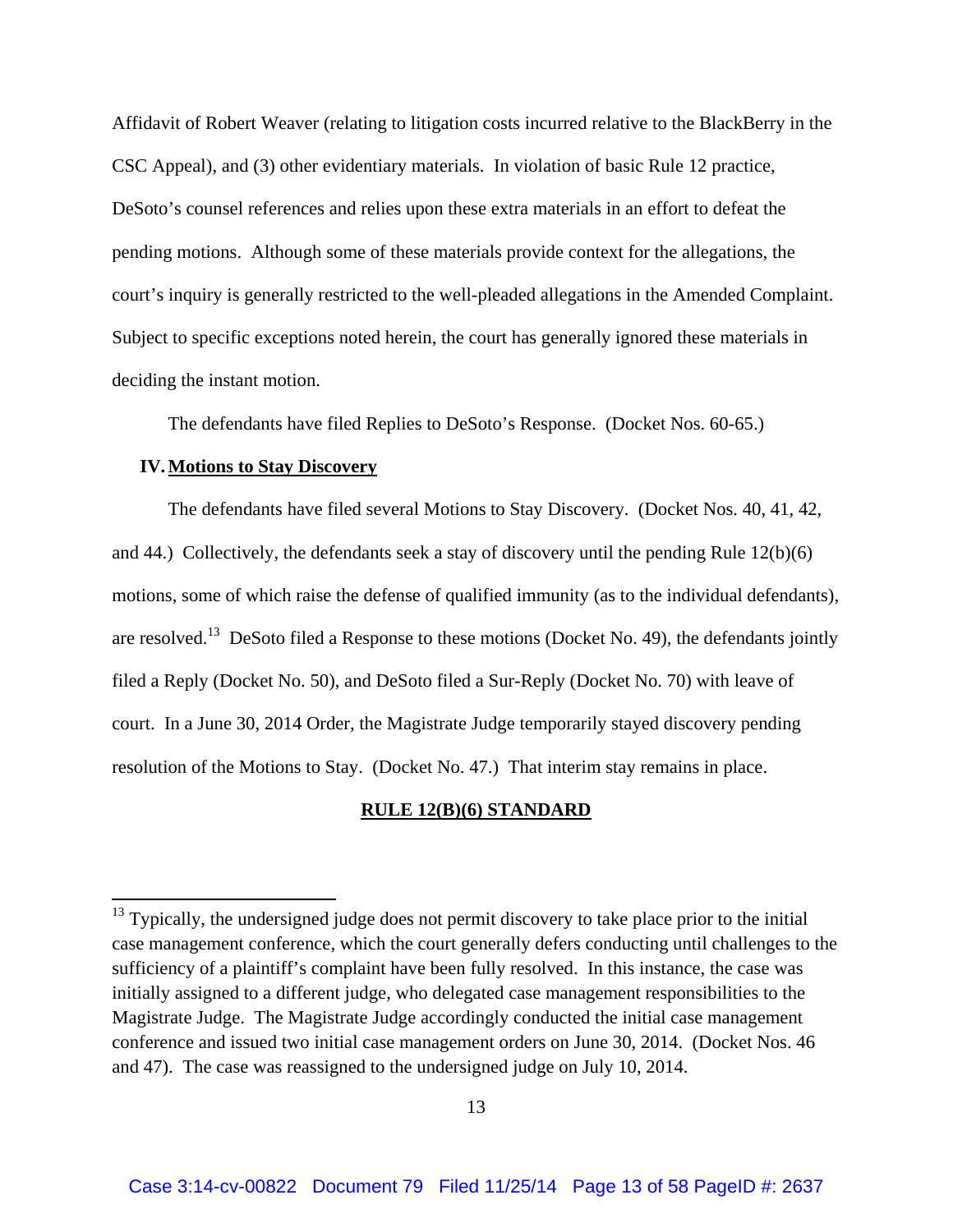Affidavit of Robert Weaver (relating to litigation costs incurred relative to the BlackBerry in the CSC Appeal), and (3) other evidentiary materials. In violation of basic Rule 12 practice, DeSoto's counsel references and relies upon these extra materials in an effort to defeat the pending motions. Although some of these materials provide context for the allegations, the court's inquiry is generally restricted to the well-pleaded allegations in the Amended Complaint. Subject to specific exceptions noted herein, the court has generally ignored these materials in deciding the instant motion.

The defendants have filed Replies to DeSoto's Response. (Docket Nos. 60-65.)

### IV. Motions to Stay Discovery

The defendants have filed several Motions to Stay Discovery. (Docket Nos. 40, 41, 42, and 44.) Collectively, the defendants seek a stay of discovery until the pending Rule 12(b)(6) motions, some of which raise the defense of qualified immunity (as to the individual defendants), are resolved.[13] DeSoto filed a Response to these motions (Docket No. 49), the defendants jointly filed a Reply (Docket No. 50), and DeSoto filed a Sur-Reply (Docket No. 70) with leave of court. In a June 30, 2014 Order, the Magistrate Judge temporarily stayed discovery pending resolution of the Motions to Stay. (Docket No. 47.) That interim stay remains in place.

## RULE 12(B)(6) STANDARD

---

[13] Typically, the undersigned judge does not permit discovery to take place prior to the initial case management conference, which the court generally defers conducting until challenges to the sufficiency of a plaintiff's complaint have been fully resolved. In this instance, the case was initially assigned to a different judge, who delegated case management responsibilities to the Magistrate Judge. The Magistrate Judge accordingly conducted the initial case management conference and issued two initial case management orders on June 30, 2014. (Docket Nos. 46 and 47). The case was reassigned to the undersigned judge on July 10, 2014.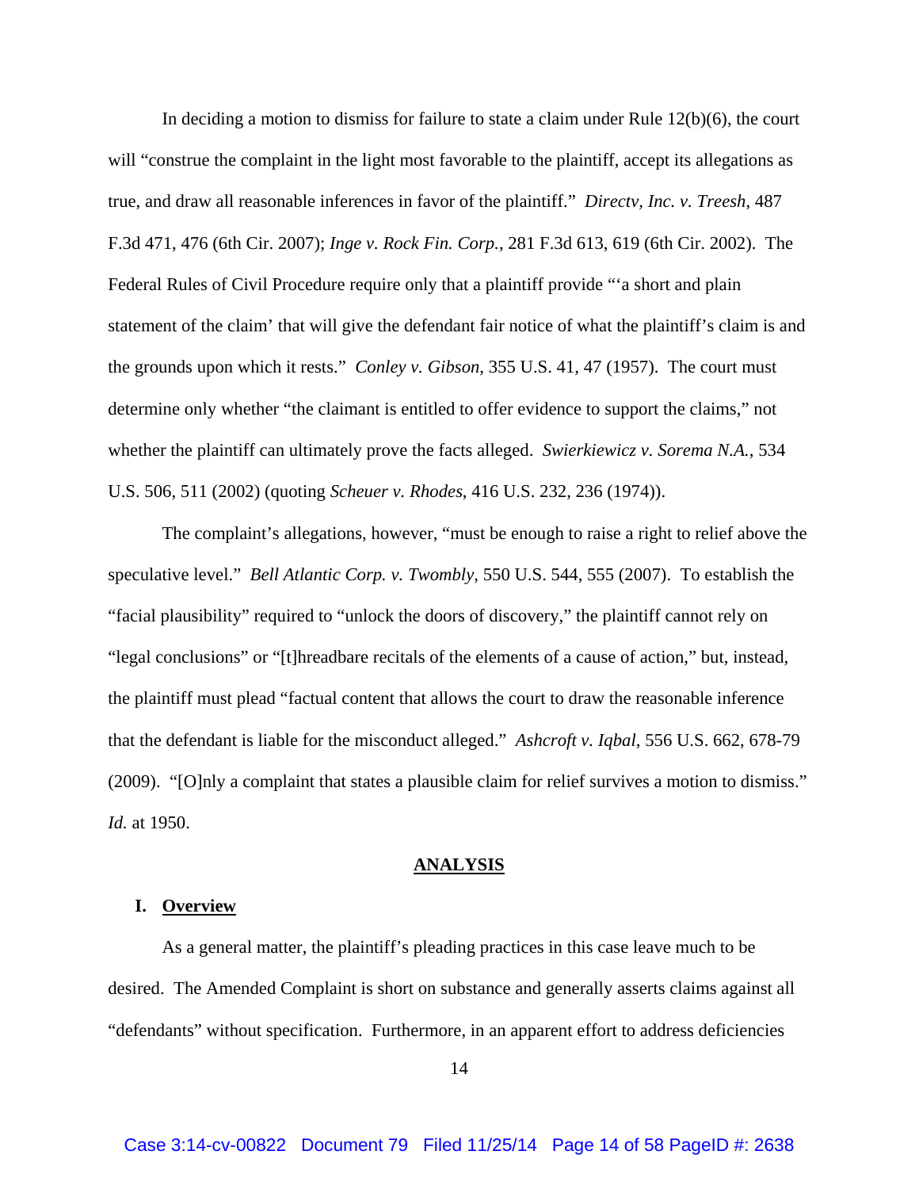In deciding a motion to dismiss for failure to state a claim under Rule 12(b)(6), the court will "construe the complaint in the light most favorable to the plaintiff, accept its allegations as true, and draw all reasonable inferences in favor of the plaintiff." *Directv, Inc. v. Treesh*, 487 F.3d 471, 476 (6th Cir. 2007); *Inge v. Rock Fin. Corp.*, 281 F.3d 613, 619 (6th Cir. 2002). The Federal Rules of Civil Procedure require only that a plaintiff provide "'a short and plain statement of the claim' that will give the defendant fair notice of what the plaintiff's claim is and the grounds upon which it rests." *Conley v. Gibson*, 355 U.S. 41, 47 (1957). The court must determine only whether "the claimant is entitled to offer evidence to support the claims," not whether the plaintiff can ultimately prove the facts alleged. *Swierkiewicz v. Sorema N.A.*, 534 U.S. 506, 511 (2002) (quoting *Scheuer v. Rhodes*, 416 U.S. 232, 236 (1974)).

The complaint's allegations, however, "must be enough to raise a right to relief above the speculative level." *Bell Atlantic Corp. v. Twombly*, 550 U.S. 544, 555 (2007). To establish the "facial plausibility" required to "unlock the doors of discovery," the plaintiff cannot rely on "legal conclusions" or "[t]hreadbare recitals of the elements of a cause of action," but, instead, the plaintiff must plead "factual content that allows the court to draw the reasonable inference that the defendant is liable for the misconduct alleged." *Ashcroft v. Iqbal*, 556 U.S. 662, 678-79 (2009). "[O]nly a complaint that states a plausible claim for relief survives a motion to dismiss." *Id.* at 1950.

## ANALYSIS

### I. Overview

As a general matter, the plaintiff's pleading practices in this case leave much to be desired. The Amended Complaint is short on substance and generally asserts claims against all "defendants" without specification. Furthermore, in an apparent effort to address deficiencies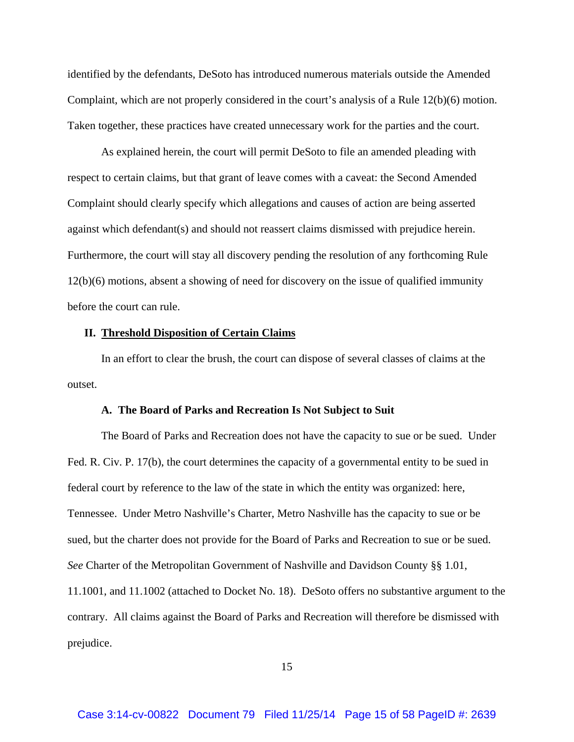identified by the defendants, DeSoto has introduced numerous materials outside the Amended Complaint, which are not properly considered in the court's analysis of a Rule 12(b)(6) motion. Taken together, these practices have created unnecessary work for the parties and the court.

As explained herein, the court will permit DeSoto to file an amended pleading with respect to certain claims, but that grant of leave comes with a caveat: the Second Amended Complaint should clearly specify which allegations and causes of action are being asserted against which defendant(s) and should not reassert claims dismissed with prejudice herein. Furthermore, the court will stay all discovery pending the resolution of any forthcoming Rule 12(b)(6) motions, absent a showing of need for discovery on the issue of qualified immunity before the court can rule.

## II. Threshold Disposition of Certain Claims

In an effort to clear the brush, the court can dispose of several classes of claims at the outset.

### A. The Board of Parks and Recreation Is Not Subject to Suit

The Board of Parks and Recreation does not have the capacity to sue or be sued. Under Fed. R. Civ. P. 17(b), the court determines the capacity of a governmental entity to be sued in federal court by reference to the law of the state in which the entity was organized: here, Tennessee. Under Metro Nashville's Charter, Metro Nashville has the capacity to sue or be sued, but the charter does not provide for the Board of Parks and Recreation to sue or be sued. *See* Charter of the Metropolitan Government of Nashville and Davidson County §§ 1.01, 11.1001, and 11.1002 (attached to Docket No. 18). DeSoto offers no substantive argument to the contrary. All claims against the Board of Parks and Recreation will therefore be dismissed with prejudice.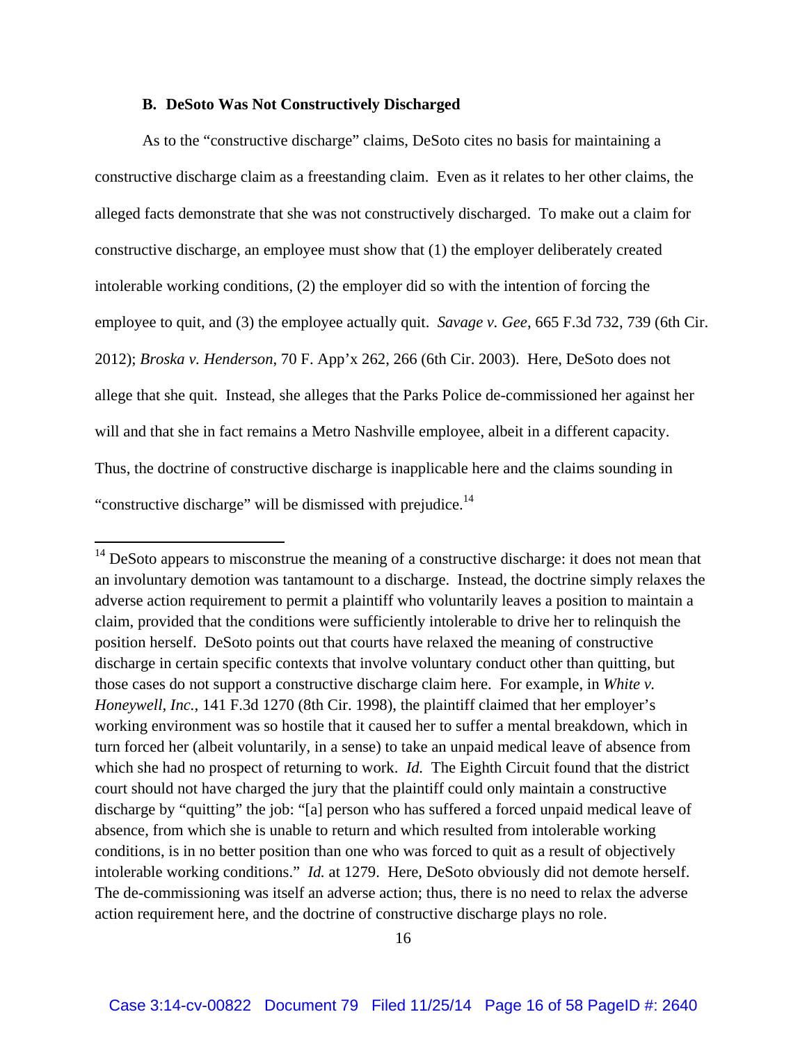### B. DeSoto Was Not Constructively Discharged

As to the "constructive discharge" claims, DeSoto cites no basis for maintaining a constructive discharge claim as a freestanding claim. Even as it relates to her other claims, the alleged facts demonstrate that she was not constructively discharged. To make out a claim for constructive discharge, an employee must show that (1) the employer deliberately created intolerable working conditions, (2) the employer did so with the intention of forcing the employee to quit, and (3) the employee actually quit. *Savage v. Gee*, 665 F.3d 732, 739 (6th Cir. 2012); *Broska v. Henderson*, 70 F. App'x 262, 266 (6th Cir. 2003). Here, DeSoto does not allege that she quit. Instead, she alleges that the Parks Police de-commissioned her against her will and that she in fact remains a Metro Nashville employee, albeit in a different capacity. Thus, the doctrine of constructive discharge is inapplicable here and the claims sounding in "constructive discharge" will be dismissed with prejudice.[14]

---

[14] DeSoto appears to misconstrue the meaning of a constructive discharge: it does not mean that an involuntary demotion was tantamount to a discharge. Instead, the doctrine simply relaxes the adverse action requirement to permit a plaintiff who voluntarily leaves a position to maintain a claim, provided that the conditions were sufficiently intolerable to drive her to relinquish the position herself. DeSoto points out that courts have relaxed the meaning of constructive discharge in certain specific contexts that involve voluntary conduct other than quitting, but those cases do not support a constructive discharge claim here. For example, in *White v. Honeywell, Inc.*, 141 F.3d 1270 (8th Cir. 1998), the plaintiff claimed that her employer's working environment was so hostile that it caused her to suffer a mental breakdown, which in turn forced her (albeit voluntarily, in a sense) to take an unpaid medical leave of absence from which she had no prospect of returning to work. *Id.* The Eighth Circuit found that the district court should not have charged the jury that the plaintiff could only maintain a constructive discharge by "quitting" the job: "[a] person who has suffered a forced unpaid medical leave of absence, from which she is unable to return and which resulted from intolerable working conditions, is in no better position than one who was forced to quit as a result of objectively intolerable working conditions." *Id.* at 1279. Here, DeSoto obviously did not demote herself. The de-commissioning was itself an adverse action; thus, there is no need to relax the adverse action requirement here, and the doctrine of constructive discharge plays no role.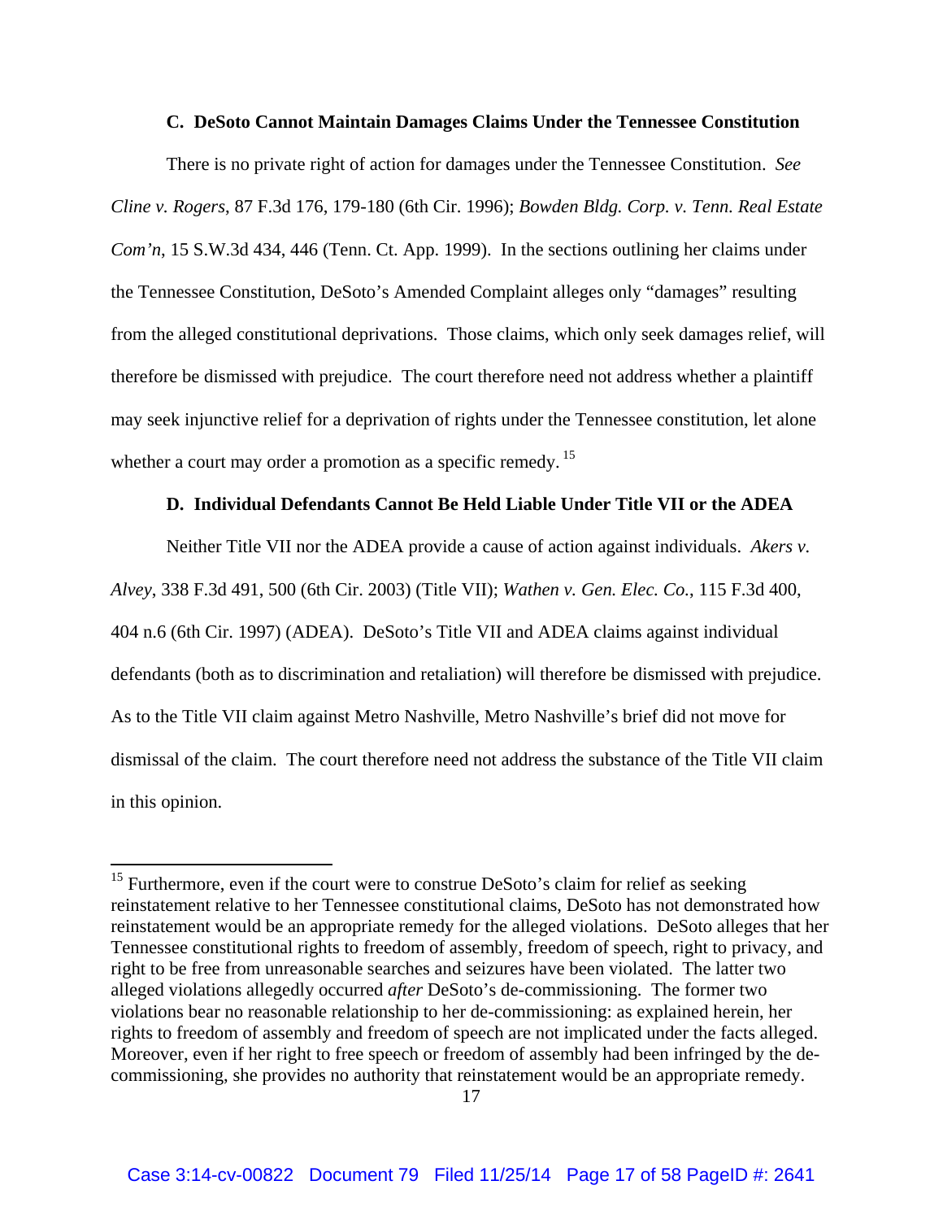### C. DeSoto Cannot Maintain Damages Claims Under the Tennessee Constitution

There is no private right of action for damages under the Tennessee Constitution. *See Cline v. Rogers*, 87 F.3d 176, 179-180 (6th Cir. 1996); *Bowden Bldg. Corp. v. Tenn. Real Estate Com'n*, 15 S.W.3d 434, 446 (Tenn. Ct. App. 1999). In the sections outlining her claims under the Tennessee Constitution, DeSoto's Amended Complaint alleges only "damages" resulting from the alleged constitutional deprivations. Those claims, which only seek damages relief, will therefore be dismissed with prejudice. The court therefore need not address whether a plaintiff may seek injunctive relief for a deprivation of rights under the Tennessee constitution, let alone whether a court may order a promotion as a specific remedy.[15]

### D. Individual Defendants Cannot Be Held Liable Under Title VII or the ADEA

Neither Title VII nor the ADEA provide a cause of action against individuals. *Akers v. Alvey*, 338 F.3d 491, 500 (6th Cir. 2003) (Title VII); *Wathen v. Gen. Elec. Co.*, 115 F.3d 400, 404 n.6 (6th Cir. 1997) (ADEA). DeSoto's Title VII and ADEA claims against individual defendants (both as to discrimination and retaliation) will therefore be dismissed with prejudice. As to the Title VII claim against Metro Nashville, Metro Nashville's brief did not move for dismissal of the claim. The court therefore need not address the substance of the Title VII claim in this opinion.

---

[15] Furthermore, even if the court were to construe DeSoto's claim for relief as seeking reinstatement relative to her Tennessee constitutional claims, DeSoto has not demonstrated how reinstatement would be an appropriate remedy for the alleged violations. DeSoto alleges that her Tennessee constitutional rights to freedom of assembly, freedom of speech, right to privacy, and right to be free from unreasonable searches and seizures have been violated. The latter two alleged violations allegedly occurred *after* DeSoto's de-commissioning. The former two violations bear no reasonable relationship to her de-commissioning: as explained herein, her rights to freedom of assembly and freedom of speech are not implicated under the facts alleged. Moreover, even if her right to free speech or freedom of assembly had been infringed by the de-commissioning, she provides no authority that reinstatement would be an appropriate remedy.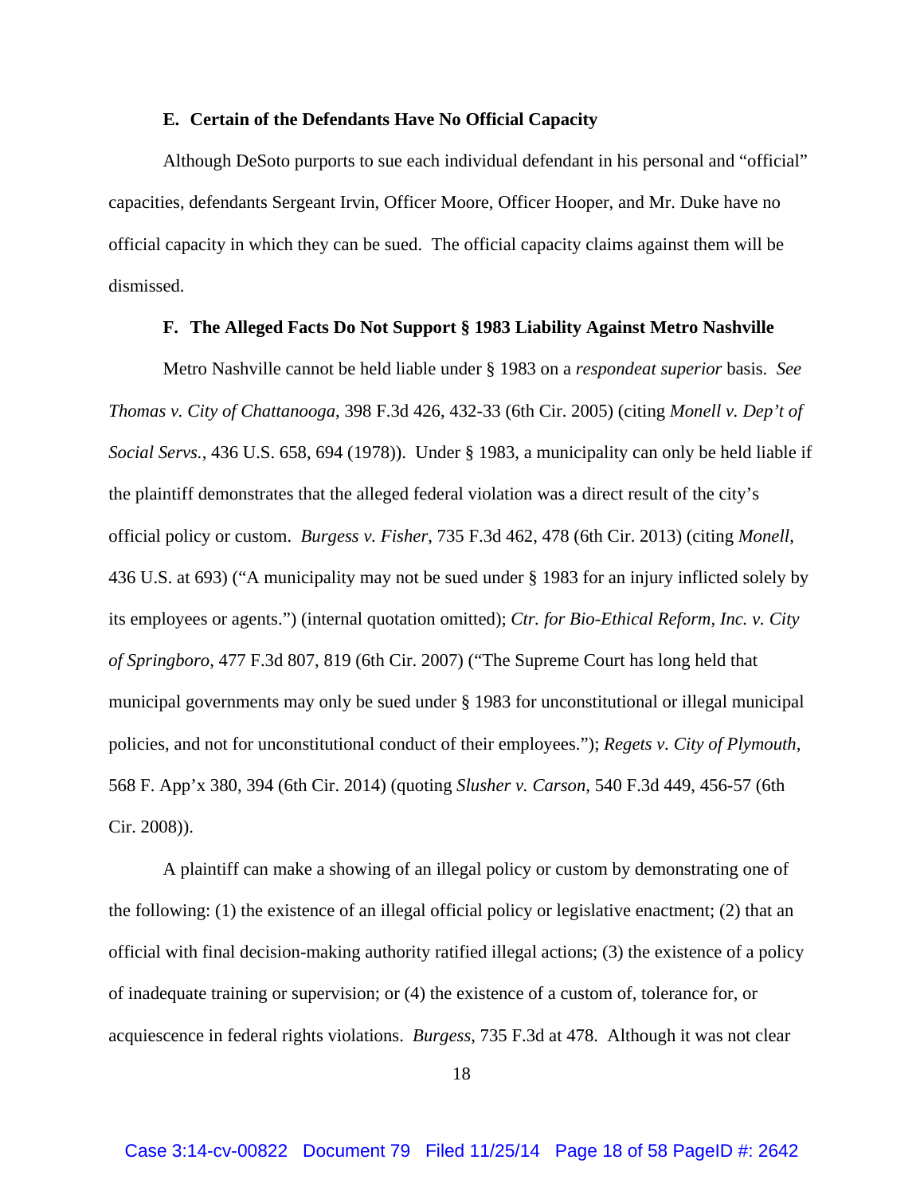### E. Certain of the Defendants Have No Official Capacity

Although DeSoto purports to sue each individual defendant in his personal and "official" capacities, defendants Sergeant Irvin, Officer Moore, Officer Hooper, and Mr. Duke have no official capacity in which they can be sued. The official capacity claims against them will be dismissed.

### F. The Alleged Facts Do Not Support § 1983 Liability Against Metro Nashville

Metro Nashville cannot be held liable under § 1983 on a *respondeat superior* basis. *See Thomas v. City of Chattanooga*, 398 F.3d 426, 432-33 (6th Cir. 2005) (citing *Monell v. Dep't of Social Servs.*, 436 U.S. 658, 694 (1978)). Under § 1983, a municipality can only be held liable if the plaintiff demonstrates that the alleged federal violation was a direct result of the city's official policy or custom. *Burgess v. Fisher*, 735 F.3d 462, 478 (6th Cir. 2013) (citing *Monell*, 436 U.S. at 693) ("A municipality may not be sued under § 1983 for an injury inflicted solely by its employees or agents.") (internal quotation omitted); *Ctr. for Bio-Ethical Reform, Inc. v. City of Springboro*, 477 F.3d 807, 819 (6th Cir. 2007) ("The Supreme Court has long held that municipal governments may only be sued under § 1983 for unconstitutional or illegal municipal policies, and not for unconstitutional conduct of their employees."); *Regets v. City of Plymouth*, 568 F. App'x 380, 394 (6th Cir. 2014) (quoting *Slusher v. Carson*, 540 F.3d 449, 456-57 (6th Cir. 2008)).

A plaintiff can make a showing of an illegal policy or custom by demonstrating one of the following: (1) the existence of an illegal official policy or legislative enactment; (2) that an official with final decision-making authority ratified illegal actions; (3) the existence of a policy of inadequate training or supervision; or (4) the existence of a custom of, tolerance for, or acquiescence in federal rights violations. *Burgess*, 735 F.3d at 478. Although it was not clear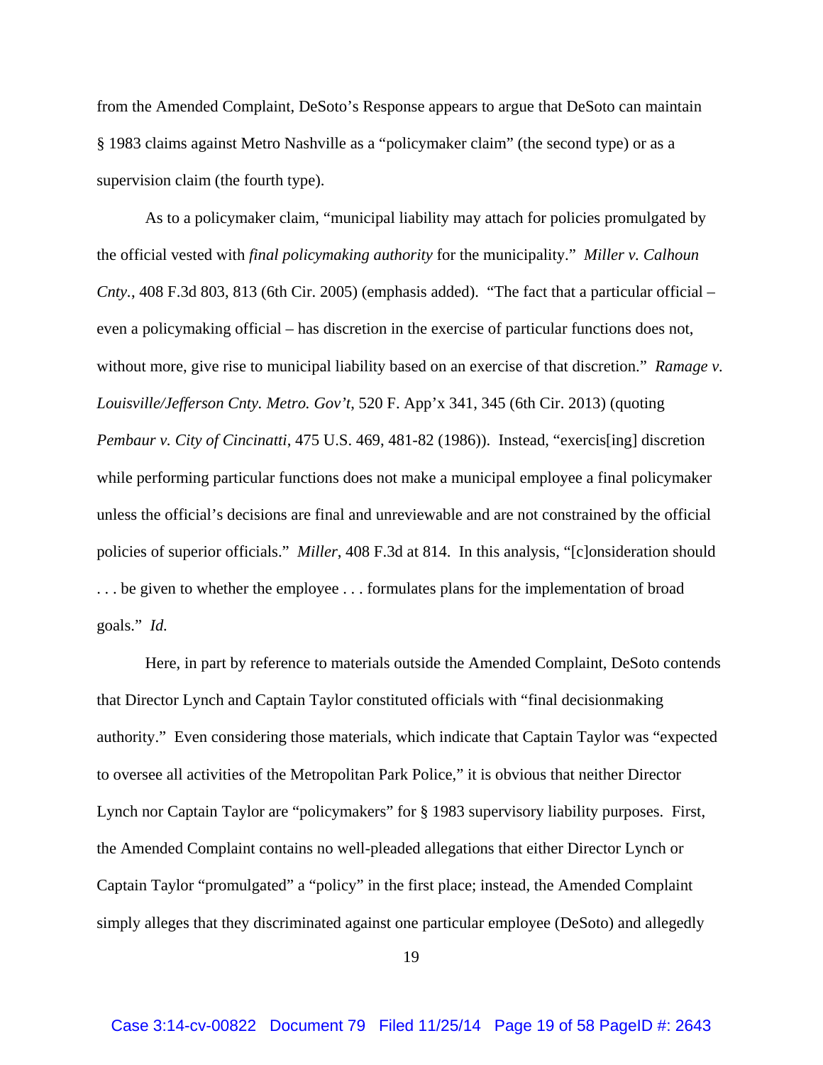from the Amended Complaint, DeSoto's Response appears to argue that DeSoto can maintain § 1983 claims against Metro Nashville as a "policymaker claim" (the second type) or as a supervision claim (the fourth type).

As to a policymaker claim, "municipal liability may attach for policies promulgated by the official vested with *final policymaking authority* for the municipality." *Miller v. Calhoun Cnty.*, 408 F.3d 803, 813 (6th Cir. 2005) (emphasis added). "The fact that a particular official – even a policymaking official – has discretion in the exercise of particular functions does not, without more, give rise to municipal liability based on an exercise of that discretion." *Ramage v. Louisville/Jefferson Cnty. Metro. Gov't*, 520 F. App'x 341, 345 (6th Cir. 2013) (quoting *Pembaur v. City of Cincinatti*, 475 U.S. 469, 481-82 (1986)). Instead, "exercis[ing] discretion while performing particular functions does not make a municipal employee a final policymaker unless the official's decisions are final and unreviewable and are not constrained by the official policies of superior officials." *Miller*, 408 F.3d at 814. In this analysis, "[c]onsideration should . . . be given to whether the employee . . . formulates plans for the implementation of broad goals." *Id.*

Here, in part by reference to materials outside the Amended Complaint, DeSoto contends that Director Lynch and Captain Taylor constituted officials with "final decisionmaking authority." Even considering those materials, which indicate that Captain Taylor was "expected to oversee all activities of the Metropolitan Park Police," it is obvious that neither Director Lynch nor Captain Taylor are "policymakers" for § 1983 supervisory liability purposes. First, the Amended Complaint contains no well-pleaded allegations that either Director Lynch or Captain Taylor "promulgated" a "policy" in the first place; instead, the Amended Complaint simply alleges that they discriminated against one particular employee (DeSoto) and allegedly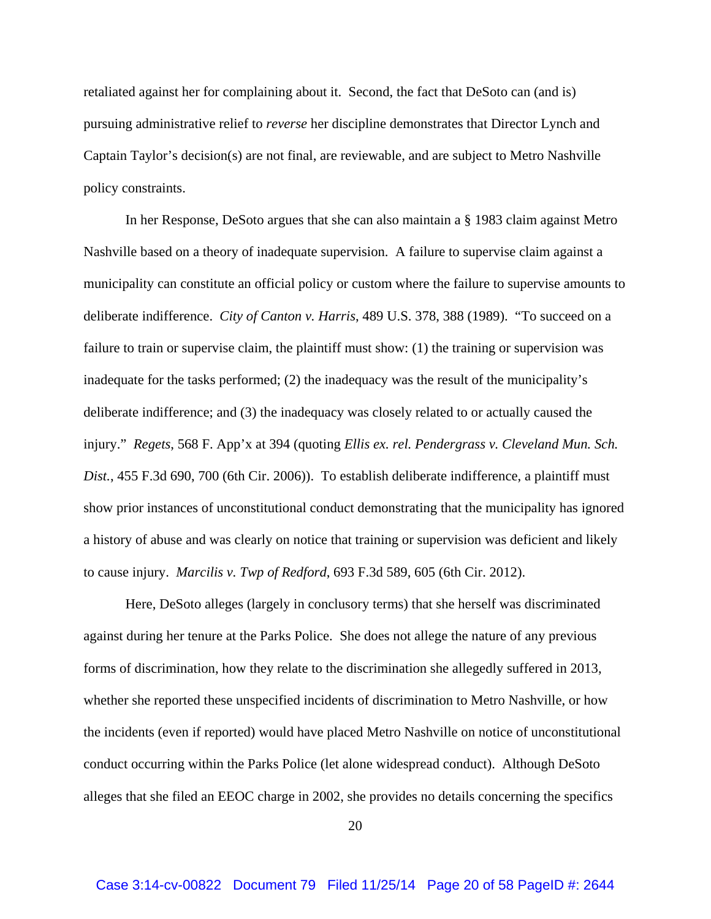retaliated against her for complaining about it. Second, the fact that DeSoto can (and is) pursuing administrative relief to *reverse* her discipline demonstrates that Director Lynch and Captain Taylor's decision(s) are not final, are reviewable, and are subject to Metro Nashville policy constraints.

In her Response, DeSoto argues that she can also maintain a § 1983 claim against Metro Nashville based on a theory of inadequate supervision. A failure to supervise claim against a municipality can constitute an official policy or custom where the failure to supervise amounts to deliberate indifference. *City of Canton v. Harris*, 489 U.S. 378, 388 (1989). "To succeed on a failure to train or supervise claim, the plaintiff must show: (1) the training or supervision was inadequate for the tasks performed; (2) the inadequacy was the result of the municipality's deliberate indifference; and (3) the inadequacy was closely related to or actually caused the injury." *Regets*, 568 F. App'x at 394 (quoting *Ellis ex. rel. Pendergrass v. Cleveland Mun. Sch. Dist.*, 455 F.3d 690, 700 (6th Cir. 2006)). To establish deliberate indifference, a plaintiff must show prior instances of unconstitutional conduct demonstrating that the municipality has ignored a history of abuse and was clearly on notice that training or supervision was deficient and likely to cause injury. *Marcilis v. Twp of Redford*, 693 F.3d 589, 605 (6th Cir. 2012).

Here, DeSoto alleges (largely in conclusory terms) that she herself was discriminated against during her tenure at the Parks Police. She does not allege the nature of any previous forms of discrimination, how they relate to the discrimination she allegedly suffered in 2013, whether she reported these unspecified incidents of discrimination to Metro Nashville, or how the incidents (even if reported) would have placed Metro Nashville on notice of unconstitutional conduct occurring within the Parks Police (let alone widespread conduct). Although DeSoto alleges that she filed an EEOC charge in 2002, she provides no details concerning the specifics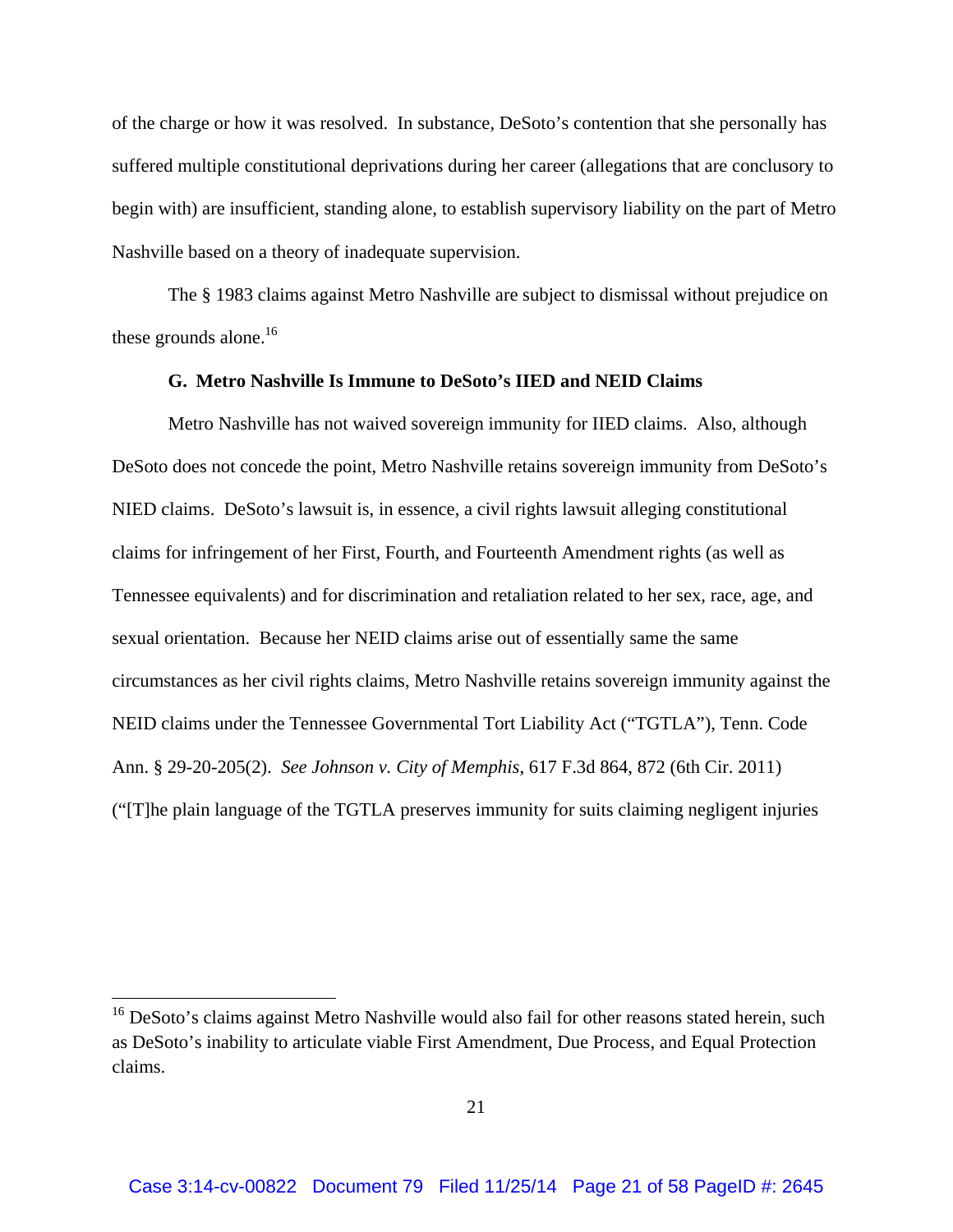of the charge or how it was resolved. In substance, DeSoto's contention that she personally has suffered multiple constitutional deprivations during her career (allegations that are conclusory to begin with) are insufficient, standing alone, to establish supervisory liability on the part of Metro Nashville based on a theory of inadequate supervision.

The § 1983 claims against Metro Nashville are subject to dismissal without prejudice on these grounds alone.[16]

### G. Metro Nashville Is Immune to DeSoto's IIED and NEID Claims

Metro Nashville has not waived sovereign immunity for IIED claims. Also, although DeSoto does not concede the point, Metro Nashville retains sovereign immunity from DeSoto's NIED claims. DeSoto's lawsuit is, in essence, a civil rights lawsuit alleging constitutional claims for infringement of her First, Fourth, and Fourteenth Amendment rights (as well as Tennessee equivalents) and for discrimination and retaliation related to her sex, race, age, and sexual orientation. Because her NEID claims arise out of essentially same the same circumstances as her civil rights claims, Metro Nashville retains sovereign immunity against the NEID claims under the Tennessee Governmental Tort Liability Act ("TGTLA"), Tenn. Code Ann. § 29-20-205(2). *See Johnson v. City of Memphis*, 617 F.3d 864, 872 (6th Cir. 2011) ("[T]he plain language of the TGTLA preserves immunity for suits claiming negligent injuries

---

[16] DeSoto's claims against Metro Nashville would also fail for other reasons stated herein, such as DeSoto's inability to articulate viable First Amendment, Due Process, and Equal Protection claims.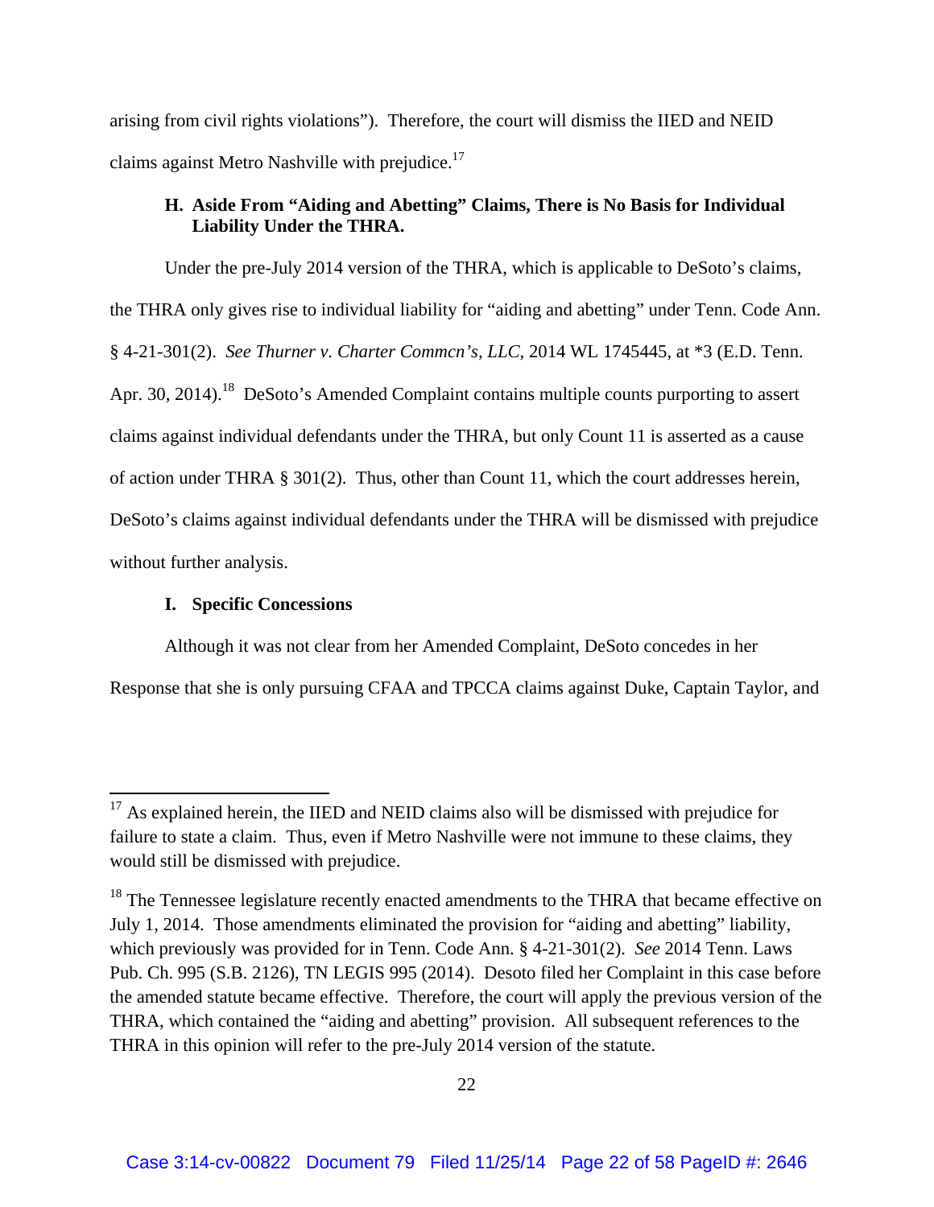arising from civil rights violations"). Therefore, the court will dismiss the IIED and NEID claims against Metro Nashville with prejudice.[17]

### H. Aside From "Aiding and Abetting" Claims, There is No Basis for Individual Liability Under the THRA.

Under the pre-July 2014 version of the THRA, which is applicable to DeSoto's claims, the THRA only gives rise to individual liability for "aiding and abetting" under Tenn. Code Ann. § 4-21-301(2). *See Thurner v. Charter Commcn's, LLC*, 2014 WL 1745445, at *3 (E.D. Tenn. Apr. 30, 2014).[18] DeSoto's Amended Complaint contains multiple counts purporting to assert claims against individual defendants under the THRA, but only Count 11 is asserted as a cause of action under THRA § 301(2). Thus, other than Count 11, which the court addresses herein, DeSoto's claims against individual defendants under the THRA will be dismissed with prejudice without further analysis.

### I. Specific Concessions

Although it was not clear from her Amended Complaint, DeSoto concedes in her Response that she is only pursuing CFAA and TPCCA claims against Duke, Captain Taylor, and

---

[17] As explained herein, the IIED and NEID claims also will be dismissed with prejudice for failure to state a claim. Thus, even if Metro Nashville were not immune to these claims, they would still be dismissed with prejudice.

[18] The Tennessee legislature recently enacted amendments to the THRA that became effective on July 1, 2014. Those amendments eliminated the provision for "aiding and abetting" liability, which previously was provided for in Tenn. Code Ann. § 4-21-301(2). *See* 2014 Tenn. Laws Pub. Ch. 995 (S.B. 2126), TN LEGIS 995 (2014). Desoto filed her Complaint in this case before the amended statute became effective. Therefore, the court will apply the previous version of the THRA, which contained the "aiding and abetting" provision. All subsequent references to the THRA in this opinion will refer to the pre-July 2014 version of the statute.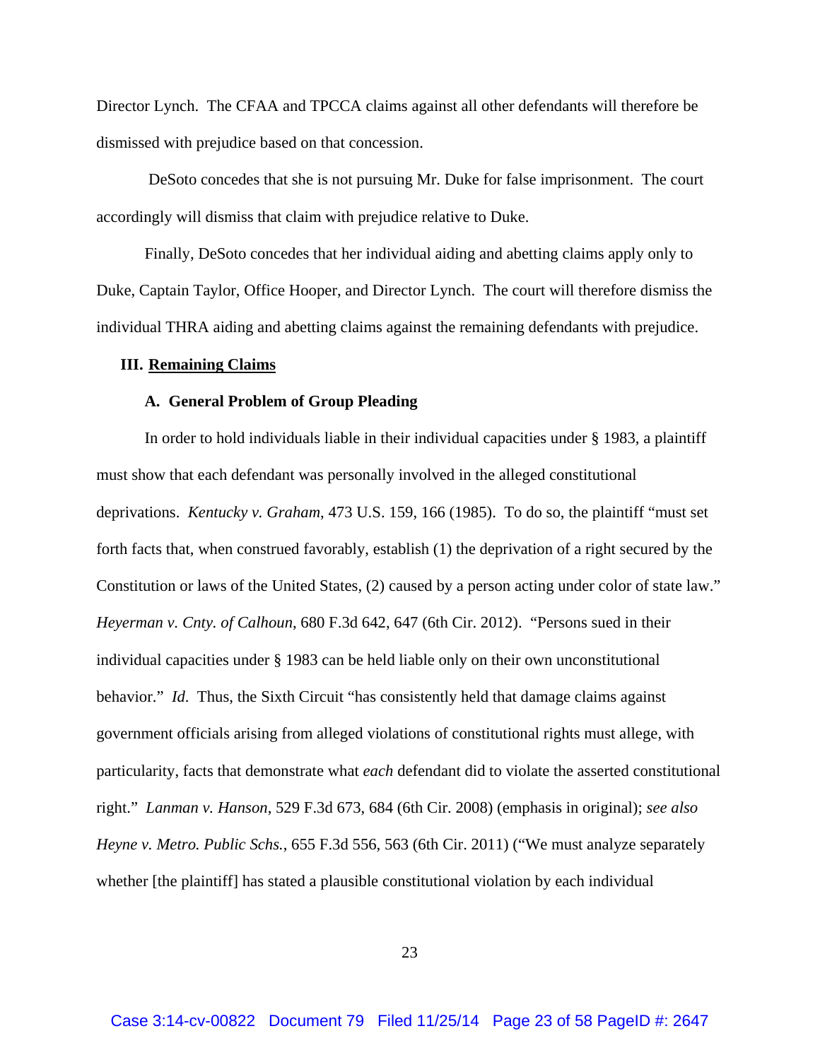Director Lynch. The CFAA and TPCCA claims against all other defendants will therefore be dismissed with prejudice based on that concession.

DeSoto concedes that she is not pursuing Mr. Duke for false imprisonment. The court accordingly will dismiss that claim with prejudice relative to Duke.

Finally, DeSoto concedes that her individual aiding and abetting claims apply only to Duke, Captain Taylor, Office Hooper, and Director Lynch. The court will therefore dismiss the individual THRA aiding and abetting claims against the remaining defendants with prejudice.

## III. Remaining Claims

### A. General Problem of Group Pleading

In order to hold individuals liable in their individual capacities under § 1983, a plaintiff must show that each defendant was personally involved in the alleged constitutional deprivations. *Kentucky v. Graham*, 473 U.S. 159, 166 (1985). To do so, the plaintiff "must set forth facts that, when construed favorably, establish (1) the deprivation of a right secured by the Constitution or laws of the United States, (2) caused by a person acting under color of state law." *Heyerman v. Cnty. of Calhoun*, 680 F.3d 642, 647 (6th Cir. 2012). "Persons sued in their individual capacities under § 1983 can be held liable only on their own unconstitutional behavior." *Id*. Thus, the Sixth Circuit "has consistently held that damage claims against government officials arising from alleged violations of constitutional rights must allege, with particularity, facts that demonstrate what *each* defendant did to violate the asserted constitutional right." *Lanman v. Hanson*, 529 F.3d 673, 684 (6th Cir. 2008) (emphasis in original); *see also Heyne v. Metro. Public Schs.*, 655 F.3d 556, 563 (6th Cir. 2011) ("We must analyze separately whether [the plaintiff] has stated a plausible constitutional violation by each individual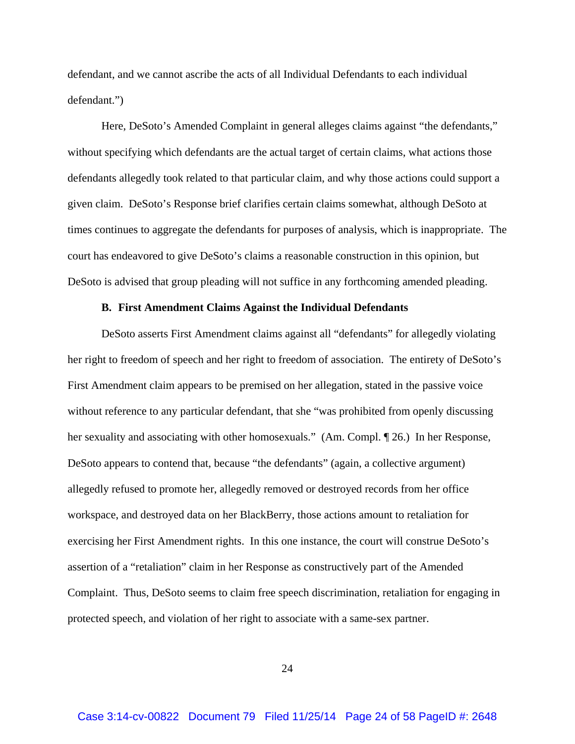defendant, and we cannot ascribe the acts of all Individual Defendants to each individual defendant.")

Here, DeSoto's Amended Complaint in general alleges claims against "the defendants," without specifying which defendants are the actual target of certain claims, what actions those defendants allegedly took related to that particular claim, and why those actions could support a given claim. DeSoto's Response brief clarifies certain claims somewhat, although DeSoto at times continues to aggregate the defendants for purposes of analysis, which is inappropriate. The court has endeavored to give DeSoto's claims a reasonable construction in this opinion, but DeSoto is advised that group pleading will not suffice in any forthcoming amended pleading.

**B. First Amendment Claims Against the Individual Defendants**

DeSoto asserts First Amendment claims against all "defendants" for allegedly violating her right to freedom of speech and her right to freedom of association. The entirety of DeSoto's First Amendment claim appears to be premised on her allegation, stated in the passive voice without reference to any particular defendant, that she "was prohibited from openly discussing her sexuality and associating with other homosexuals." (Am. Compl. ¶ 26.) In her Response, DeSoto appears to contend that, because "the defendants" (again, a collective argument) allegedly refused to promote her, allegedly removed or destroyed records from her office workspace, and destroyed data on her BlackBerry, those actions amount to retaliation for exercising her First Amendment rights. In this one instance, the court will construe DeSoto's assertion of a "retaliation" claim in her Response as constructively part of the Amended Complaint. Thus, DeSoto seems to claim free speech discrimination, retaliation for engaging in protected speech, and violation of her right to associate with a same-sex partner.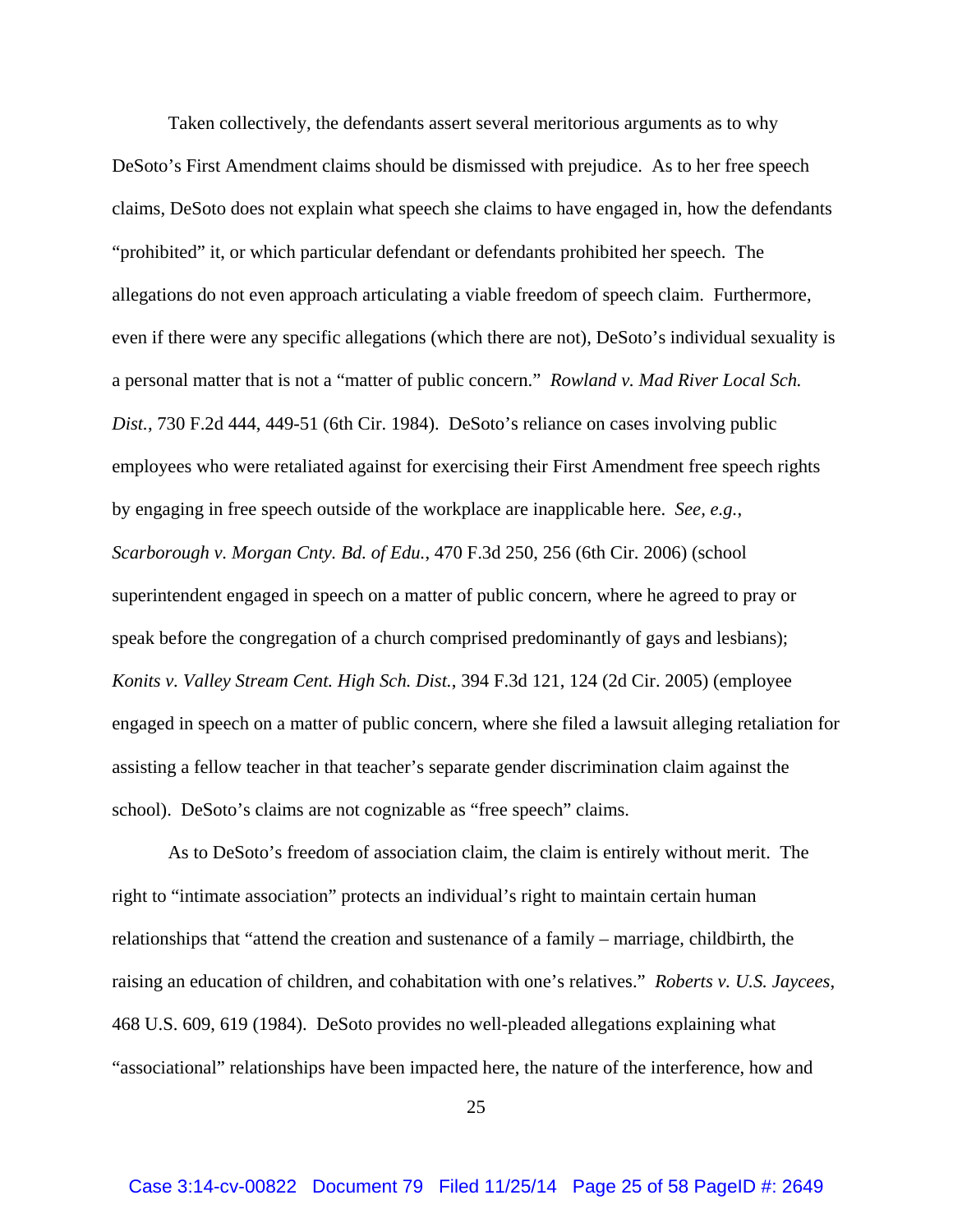Taken collectively, the defendants assert several meritorious arguments as to why DeSoto's First Amendment claims should be dismissed with prejudice. As to her free speech claims, DeSoto does not explain what speech she claims to have engaged in, how the defendants "prohibited" it, or which particular defendant or defendants prohibited her speech. The allegations do not even approach articulating a viable freedom of speech claim. Furthermore, even if there were any specific allegations (which there are not), DeSoto's individual sexuality is a personal matter that is not a "matter of public concern." *Rowland v. Mad River Local Sch. Dist.*, 730 F.2d 444, 449-51 (6th Cir. 1984). DeSoto's reliance on cases involving public employees who were retaliated against for exercising their First Amendment free speech rights by engaging in free speech outside of the workplace are inapplicable here. *See, e.g.*, *Scarborough v. Morgan Cnty. Bd. of Edu.*, 470 F.3d 250, 256 (6th Cir. 2006) (school superintendent engaged in speech on a matter of public concern, where he agreed to pray or speak before the congregation of a church comprised predominantly of gays and lesbians); *Konits v. Valley Stream Cent. High Sch. Dist.*, 394 F.3d 121, 124 (2d Cir. 2005) (employee engaged in speech on a matter of public concern, where she filed a lawsuit alleging retaliation for assisting a fellow teacher in that teacher's separate gender discrimination claim against the school). DeSoto's claims are not cognizable as "free speech" claims.

As to DeSoto's freedom of association claim, the claim is entirely without merit. The right to "intimate association" protects an individual's right to maintain certain human relationships that "attend the creation and sustenance of a family – marriage, childbirth, the raising an education of children, and cohabitation with one's relatives." *Roberts v. U.S. Jaycees*, 468 U.S. 609, 619 (1984). DeSoto provides no well-pleaded allegations explaining what "associational" relationships have been impacted here, the nature of the interference, how and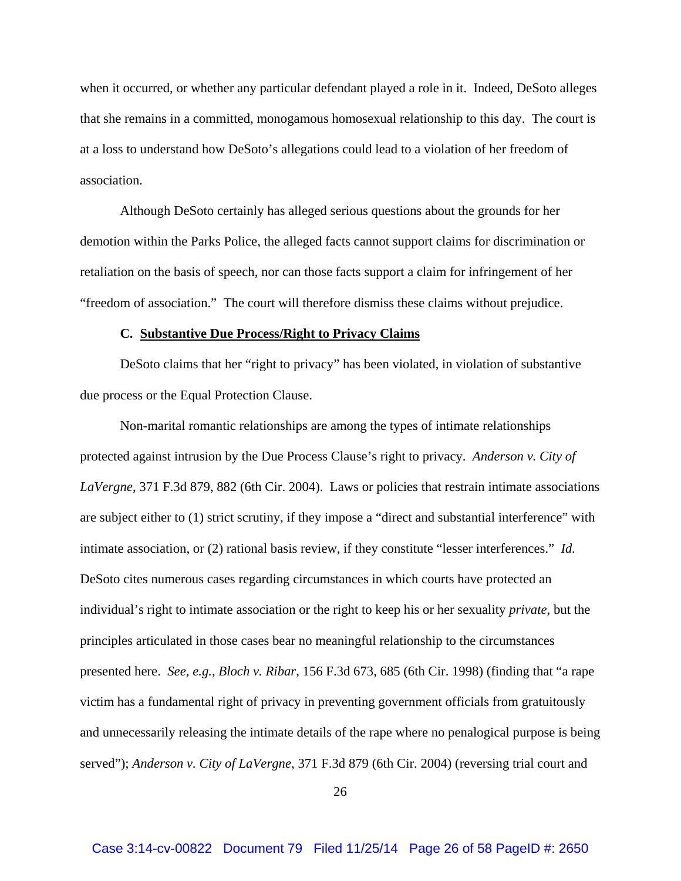when it occurred, or whether any particular defendant played a role in it. Indeed, DeSoto alleges that she remains in a committed, monogamous homosexual relationship to this day. The court is at a loss to understand how DeSoto's allegations could lead to a violation of her freedom of association.

Although DeSoto certainly has alleged serious questions about the grounds for her demotion within the Parks Police, the alleged facts cannot support claims for discrimination or retaliation on the basis of speech, nor can those facts support a claim for infringement of her "freedom of association." The court will therefore dismiss these claims without prejudice.

### C. <u>Substantive Due Process/Right to Privacy Claims</u>

DeSoto claims that her "right to privacy" has been violated, in violation of substantive due process or the Equal Protection Clause.

Non-marital romantic relationships are among the types of intimate relationships protected against intrusion by the Due Process Clause's right to privacy. *Anderson v. City of LaVergne*, 371 F.3d 879, 882 (6th Cir. 2004). Laws or policies that restrain intimate associations are subject either to (1) strict scrutiny, if they impose a "direct and substantial interference" with intimate association, or (2) rational basis review, if they constitute "lesser interferences." *Id.* DeSoto cites numerous cases regarding circumstances in which courts have protected an individual's right to intimate association or the right to keep his or her sexuality *private*, but the principles articulated in those cases bear no meaningful relationship to the circumstances presented here. *See, e.g.*, *Bloch v. Ribar*, 156 F.3d 673, 685 (6th Cir. 1998) (finding that "a rape victim has a fundamental right of privacy in preventing government officials from gratuitously and unnecessarily releasing the intimate details of the rape where no penalogical purpose is being served"); *Anderson v. City of LaVergne*, 371 F.3d 879 (6th Cir. 2004) (reversing trial court and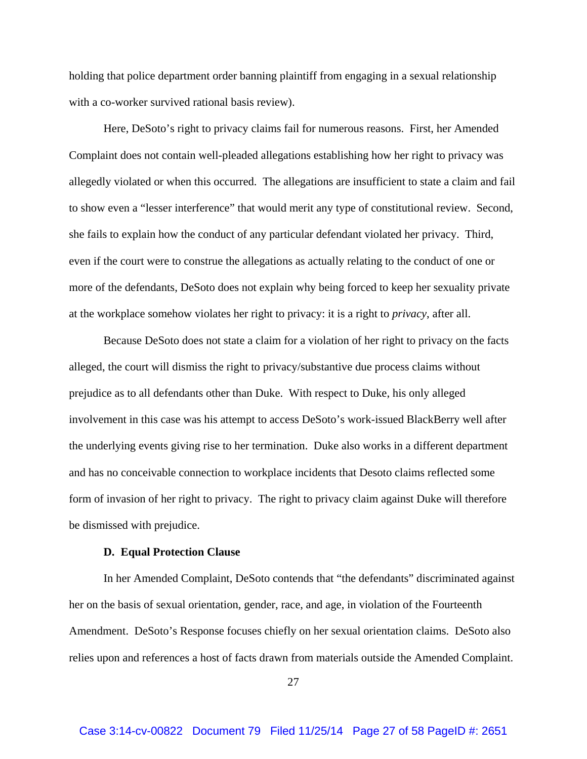holding that police department order banning plaintiff from engaging in a sexual relationship with a co-worker survived rational basis review).

Here, DeSoto's right to privacy claims fail for numerous reasons. First, her Amended Complaint does not contain well-pleaded allegations establishing how her right to privacy was allegedly violated or when this occurred. The allegations are insufficient to state a claim and fail to show even a "lesser interference" that would merit any type of constitutional review. Second, she fails to explain how the conduct of any particular defendant violated her privacy. Third, even if the court were to construe the allegations as actually relating to the conduct of one or more of the defendants, DeSoto does not explain why being forced to keep her sexuality private at the workplace somehow violates her right to privacy: it is a right to *privacy*, after all.

Because DeSoto does not state a claim for a violation of her right to privacy on the facts alleged, the court will dismiss the right to privacy/substantive due process claims without prejudice as to all defendants other than Duke. With respect to Duke, his only alleged involvement in this case was his attempt to access DeSoto's work-issued BlackBerry well after the underlying events giving rise to her termination. Duke also works in a different department and has no conceivable connection to workplace incidents that Desoto claims reflected some form of invasion of her right to privacy. The right to privacy claim against Duke will therefore be dismissed with prejudice.

### D. Equal Protection Clause

In her Amended Complaint, DeSoto contends that "the defendants" discriminated against her on the basis of sexual orientation, gender, race, and age, in violation of the Fourteenth Amendment. DeSoto's Response focuses chiefly on her sexual orientation claims. DeSoto also relies upon and references a host of facts drawn from materials outside the Amended Complaint.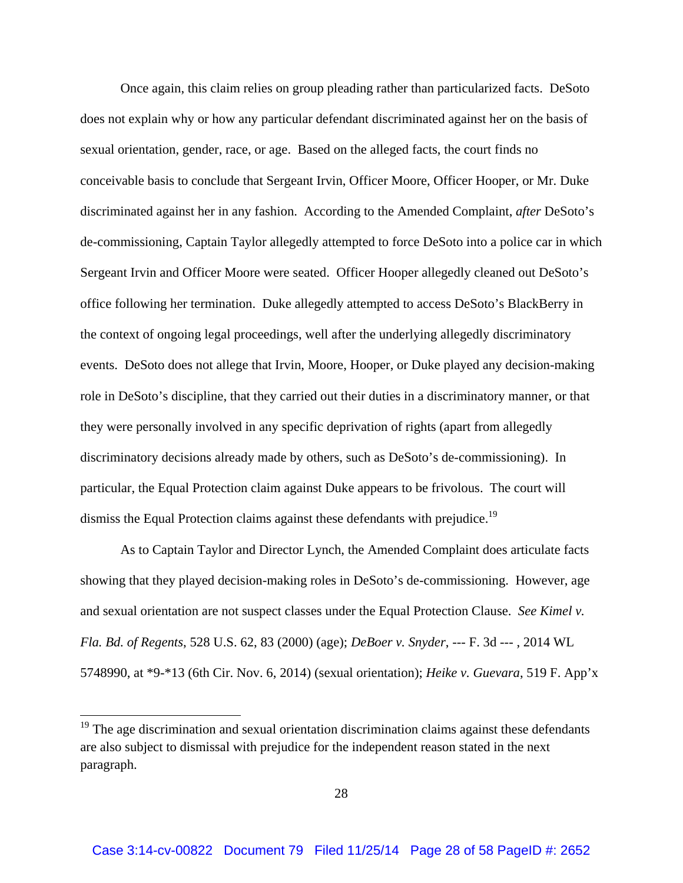Once again, this claim relies on group pleading rather than particularized facts. DeSoto does not explain why or how any particular defendant discriminated against her on the basis of sexual orientation, gender, race, or age. Based on the alleged facts, the court finds no conceivable basis to conclude that Sergeant Irvin, Officer Moore, Officer Hooper, or Mr. Duke discriminated against her in any fashion. According to the Amended Complaint, *after* DeSoto's de-commissioning, Captain Taylor allegedly attempted to force DeSoto into a police car in which Sergeant Irvin and Officer Moore were seated. Officer Hooper allegedly cleaned out DeSoto's office following her termination. Duke allegedly attempted to access DeSoto's BlackBerry in the context of ongoing legal proceedings, well after the underlying allegedly discriminatory events. DeSoto does not allege that Irvin, Moore, Hooper, or Duke played any decision-making role in DeSoto's discipline, that they carried out their duties in a discriminatory manner, or that they were personally involved in any specific deprivation of rights (apart from allegedly discriminatory decisions already made by others, such as DeSoto's de-commissioning). In particular, the Equal Protection claim against Duke appears to be frivolous. The court will dismiss the Equal Protection claims against these defendants with prejudice.[19]

As to Captain Taylor and Director Lynch, the Amended Complaint does articulate facts showing that they played decision-making roles in DeSoto's de-commissioning. However, age and sexual orientation are not suspect classes under the Equal Protection Clause. *See Kimel v. Fla. Bd. of Regents*, 528 U.S. 62, 83 (2000) (age); *DeBoer v. Snyder*, --- F. 3d --- , 2014 WL 5748990, at *9-*13 (6th Cir. Nov. 6, 2014) (sexual orientation); *Heike v. Guevara*, 519 F. App'x

[19] The age discrimination and sexual orientation discrimination claims against these defendants are also subject to dismissal with prejudice for the independent reason stated in the next paragraph.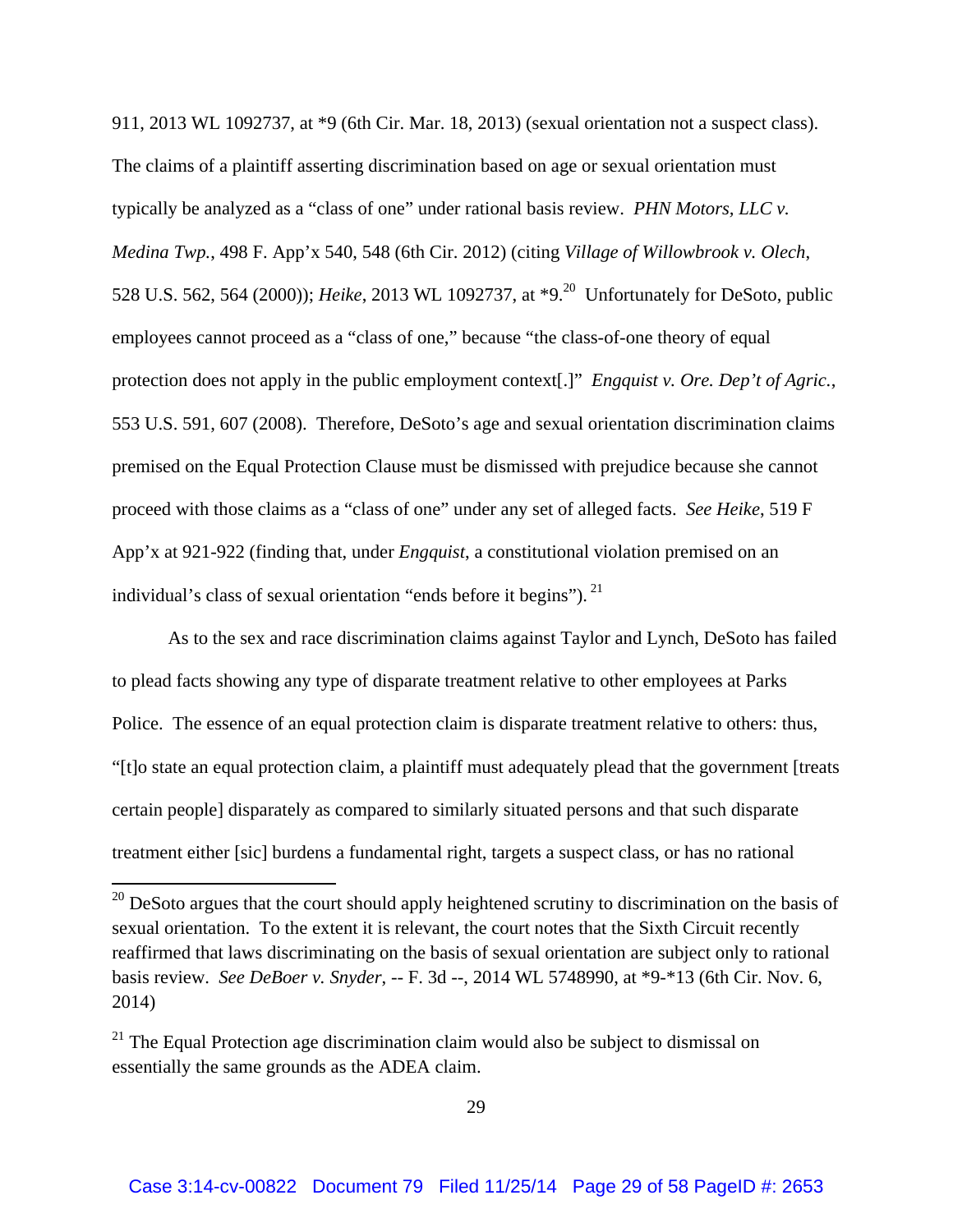911, 2013 WL 1092737, at *9 (6th Cir. Mar. 18, 2013) (sexual orientation not a suspect class). The claims of a plaintiff asserting discrimination based on age or sexual orientation must typically be analyzed as a "class of one" under rational basis review. *PHN Motors, LLC v. Medina Twp.*, 498 F. App'x 540, 548 (6th Cir. 2012) (citing *Village of Willowbrook v. Olech*, 528 U.S. 562, 564 (2000)); *Heike*, 2013 WL 1092737, at *9.[20] Unfortunately for DeSoto, public employees cannot proceed as a "class of one," because "the class-of-one theory of equal protection does not apply in the public employment context[.]" *Engquist v. Ore. Dep't of Agric.*, 553 U.S. 591, 607 (2008). Therefore, DeSoto's age and sexual orientation discrimination claims premised on the Equal Protection Clause must be dismissed with prejudice because she cannot proceed with those claims as a "class of one" under any set of alleged facts. *See Heike*, 519 F App'x at 921-922 (finding that, under *Engquist*, a constitutional violation premised on an individual's class of sexual orientation "ends before it begins").[21]

As to the sex and race discrimination claims against Taylor and Lynch, DeSoto has failed to plead facts showing any type of disparate treatment relative to other employees at Parks Police. The essence of an equal protection claim is disparate treatment relative to others: thus, "[t]o state an equal protection claim, a plaintiff must adequately plead that the government [treats certain people] disparately as compared to similarly situated persons and that such disparate treatment either [sic] burdens a fundamental right, targets a suspect class, or has no rational

---

[20] DeSoto argues that the court should apply heightened scrutiny to discrimination on the basis of sexual orientation. To the extent it is relevant, the court notes that the Sixth Circuit recently reaffirmed that laws discriminating on the basis of sexual orientation are subject only to rational basis review. *See DeBoer v. Snyder*, -- F. 3d --, 2014 WL 5748990, at *9-*13 (6th Cir. Nov. 6, 2014)

[21] The Equal Protection age discrimination claim would also be subject to dismissal on essentially the same grounds as the ADEA claim.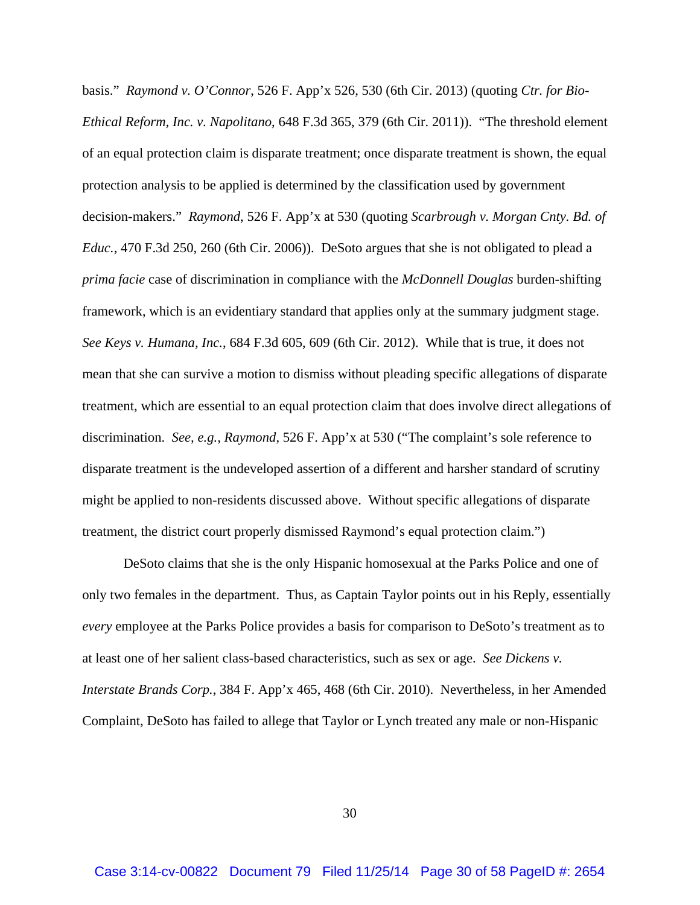basis." *Raymond v. O'Connor*, 526 F. App'x 526, 530 (6th Cir. 2013) (quoting *Ctr. for Bio-Ethical Reform, Inc. v. Napolitano*, 648 F.3d 365, 379 (6th Cir. 2011)). "The threshold element of an equal protection claim is disparate treatment; once disparate treatment is shown, the equal protection analysis to be applied is determined by the classification used by government decision-makers." *Raymond*, 526 F. App'x at 530 (quoting *Scarbrough v. Morgan Cnty. Bd. of Educ.*, 470 F.3d 250, 260 (6th Cir. 2006)). DeSoto argues that she is not obligated to plead a *prima facie* case of discrimination in compliance with the *McDonnell Douglas* burden-shifting framework, which is an evidentiary standard that applies only at the summary judgment stage. *See Keys v. Humana, Inc.*, 684 F.3d 605, 609 (6th Cir. 2012). While that is true, it does not mean that she can survive a motion to dismiss without pleading specific allegations of disparate treatment, which are essential to an equal protection claim that does involve direct allegations of discrimination. *See, e.g.*, *Raymond*, 526 F. App'x at 530 ("The complaint's sole reference to disparate treatment is the undeveloped assertion of a different and harsher standard of scrutiny might be applied to non-residents discussed above. Without specific allegations of disparate treatment, the district court properly dismissed Raymond's equal protection claim.")

DeSoto claims that she is the only Hispanic homosexual at the Parks Police and one of only two females in the department. Thus, as Captain Taylor points out in his Reply, essentially *every* employee at the Parks Police provides a basis for comparison to DeSoto's treatment as to at least one of her salient class-based characteristics, such as sex or age. *See Dickens v. Interstate Brands Corp.*, 384 F. App'x 465, 468 (6th Cir. 2010). Nevertheless, in her Amended Complaint, DeSoto has failed to allege that Taylor or Lynch treated any male or non-Hispanic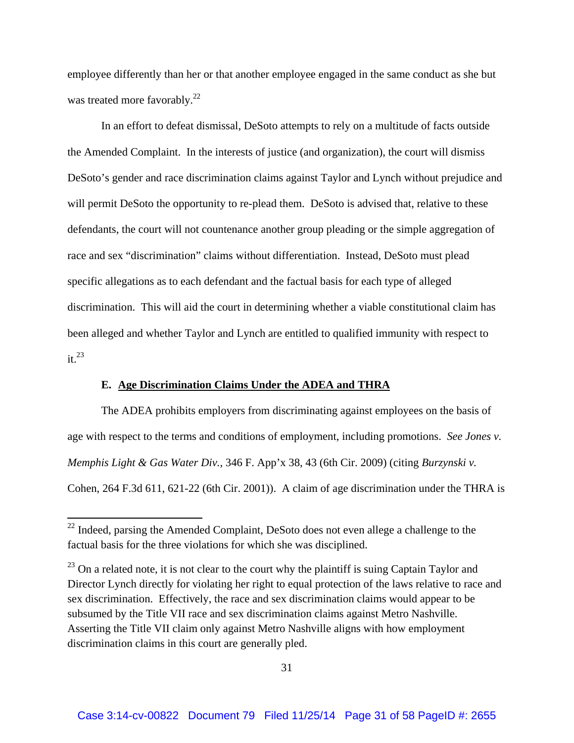employee differently than her or that another employee engaged in the same conduct as she but was treated more favorably.[22]

In an effort to defeat dismissal, DeSoto attempts to rely on a multitude of facts outside the Amended Complaint. In the interests of justice (and organization), the court will dismiss DeSoto's gender and race discrimination claims against Taylor and Lynch without prejudice and will permit DeSoto the opportunity to re-plead them. DeSoto is advised that, relative to these defendants, the court will not countenance another group pleading or the simple aggregation of race and sex "discrimination" claims without differentiation. Instead, DeSoto must plead specific allegations as to each defendant and the factual basis for each type of alleged discrimination. This will aid the court in determining whether a viable constitutional claim has been alleged and whether Taylor and Lynch are entitled to qualified immunity with respect to it.[23]

### E. Age Discrimination Claims Under the ADEA and THRA

The ADEA prohibits employers from discriminating against employees on the basis of age with respect to the terms and conditions of employment, including promotions. *See Jones v. Memphis Light & Gas Water Div.*, 346 F. App'x 38, 43 (6th Cir. 2009) (citing *Burzynski v.* Cohen, 264 F.3d 611, 621-22 (6th Cir. 2001)). A claim of age discrimination under the THRA is

---

[22] Indeed, parsing the Amended Complaint, DeSoto does not even allege a challenge to the factual basis for the three violations for which she was disciplined.

[23] On a related note, it is not clear to the court why the plaintiff is suing Captain Taylor and Director Lynch directly for violating her right to equal protection of the laws relative to race and sex discrimination. Effectively, the race and sex discrimination claims would appear to be subsumed by the Title VII race and sex discrimination claims against Metro Nashville. Asserting the Title VII claim only against Metro Nashville aligns with how employment discrimination claims in this court are generally pled.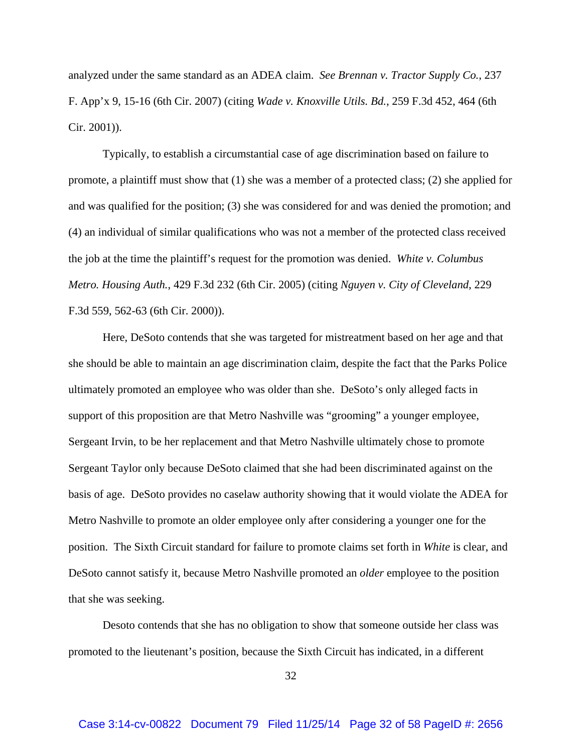analyzed under the same standard as an ADEA claim. *See Brennan v. Tractor Supply Co.*, 237 F. App'x 9, 15-16 (6th Cir. 2007) (citing *Wade v. Knoxville Utils. Bd.*, 259 F.3d 452, 464 (6th Cir. 2001)).

Typically, to establish a circumstantial case of age discrimination based on failure to promote, a plaintiff must show that (1) she was a member of a protected class; (2) she applied for and was qualified for the position; (3) she was considered for and was denied the promotion; and (4) an individual of similar qualifications who was not a member of the protected class received the job at the time the plaintiff's request for the promotion was denied. *White v. Columbus Metro. Housing Auth.*, 429 F.3d 232 (6th Cir. 2005) (citing *Nguyen v. City of Cleveland*, 229 F.3d 559, 562-63 (6th Cir. 2000)).

Here, DeSoto contends that she was targeted for mistreatment based on her age and that she should be able to maintain an age discrimination claim, despite the fact that the Parks Police ultimately promoted an employee who was older than she. DeSoto's only alleged facts in support of this proposition are that Metro Nashville was "grooming" a younger employee, Sergeant Irvin, to be her replacement and that Metro Nashville ultimately chose to promote Sergeant Taylor only because DeSoto claimed that she had been discriminated against on the basis of age. DeSoto provides no caselaw authority showing that it would violate the ADEA for Metro Nashville to promote an older employee only after considering a younger one for the position. The Sixth Circuit standard for failure to promote claims set forth in *White* is clear, and DeSoto cannot satisfy it, because Metro Nashville promoted an *older* employee to the position that she was seeking.

Desoto contends that she has no obligation to show that someone outside her class was promoted to the lieutenant's position, because the Sixth Circuit has indicated, in a different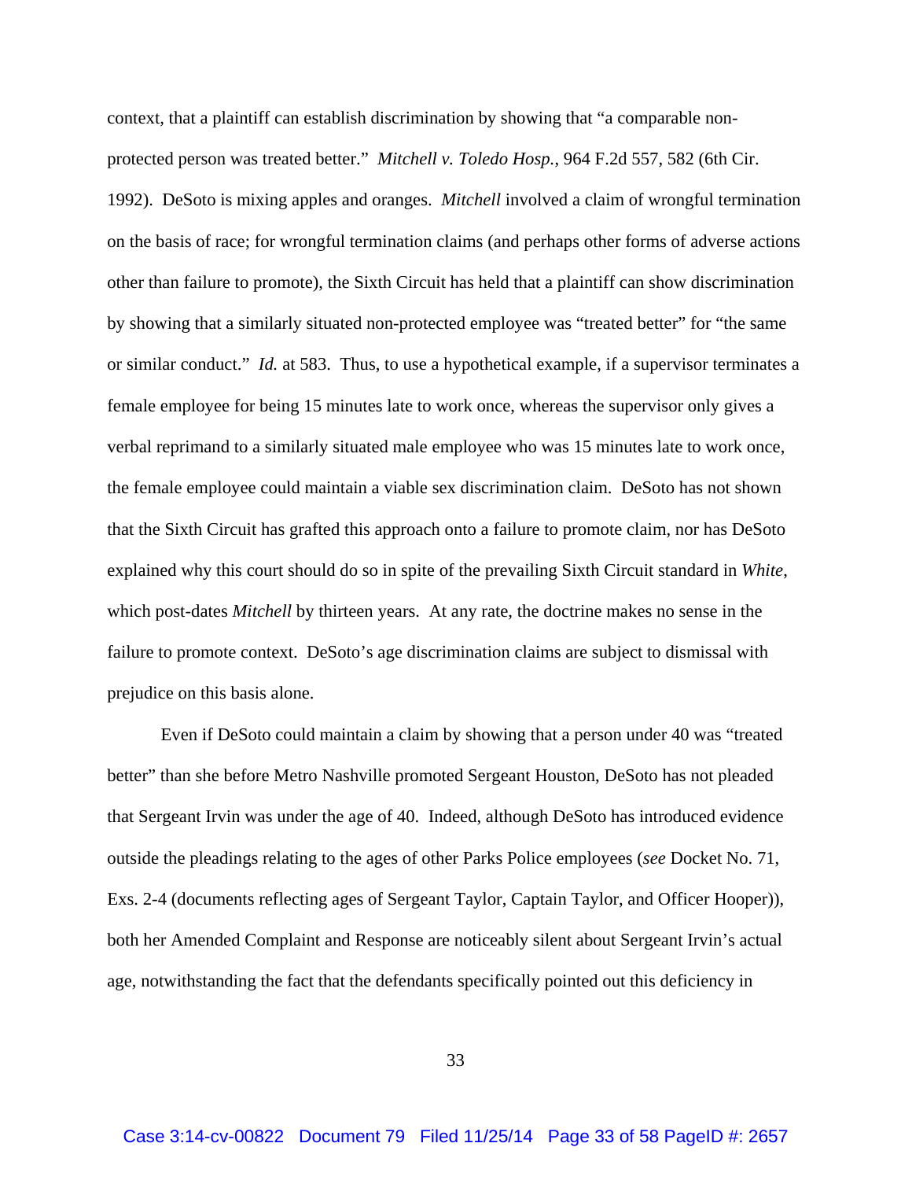context, that a plaintiff can establish discrimination by showing that "a comparable non-protected person was treated better." *Mitchell v. Toledo Hosp.*, 964 F.2d 557, 582 (6th Cir. 1992). DeSoto is mixing apples and oranges. *Mitchell* involved a claim of wrongful termination on the basis of race; for wrongful termination claims (and perhaps other forms of adverse actions other than failure to promote), the Sixth Circuit has held that a plaintiff can show discrimination by showing that a similarly situated non-protected employee was "treated better" for "the same or similar conduct." *Id.* at 583. Thus, to use a hypothetical example, if a supervisor terminates a female employee for being 15 minutes late to work once, whereas the supervisor only gives a verbal reprimand to a similarly situated male employee who was 15 minutes late to work once, the female employee could maintain a viable sex discrimination claim. DeSoto has not shown that the Sixth Circuit has grafted this approach onto a failure to promote claim, nor has DeSoto explained why this court should do so in spite of the prevailing Sixth Circuit standard in *White*, which post-dates *Mitchell* by thirteen years. At any rate, the doctrine makes no sense in the failure to promote context. DeSoto's age discrimination claims are subject to dismissal with prejudice on this basis alone.

Even if DeSoto could maintain a claim by showing that a person under 40 was "treated better" than she before Metro Nashville promoted Sergeant Houston, DeSoto has not pleaded that Sergeant Irvin was under the age of 40. Indeed, although DeSoto has introduced evidence outside the pleadings relating to the ages of other Parks Police employees (*see* Docket No. 71, Exs. 2-4 (documents reflecting ages of Sergeant Taylor, Captain Taylor, and Officer Hooper)), both her Amended Complaint and Response are noticeably silent about Sergeant Irvin's actual age, notwithstanding the fact that the defendants specifically pointed out this deficiency in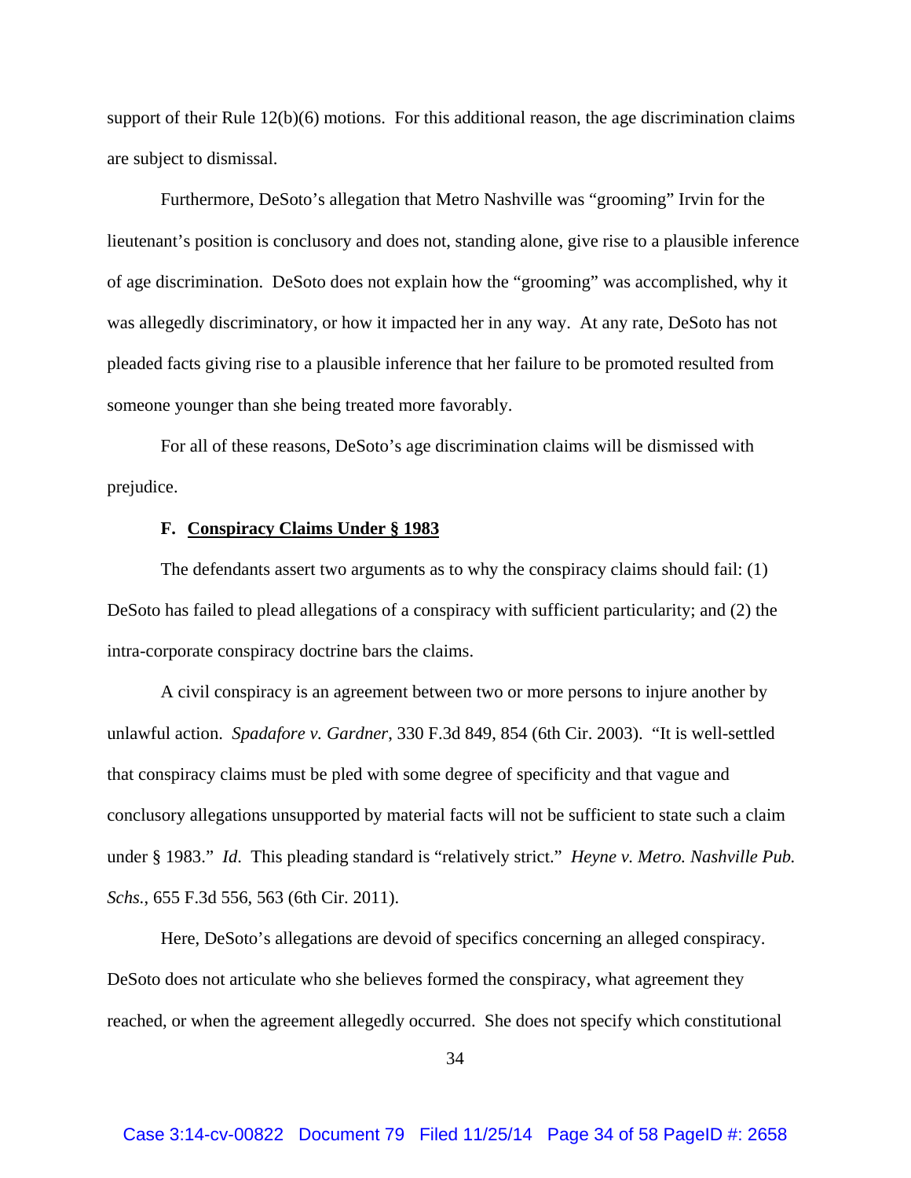support of their Rule 12(b)(6) motions. For this additional reason, the age discrimination claims are subject to dismissal.

Furthermore, DeSoto's allegation that Metro Nashville was "grooming" Irvin for the lieutenant's position is conclusory and does not, standing alone, give rise to a plausible inference of age discrimination. DeSoto does not explain how the "grooming" was accomplished, why it was allegedly discriminatory, or how it impacted her in any way. At any rate, DeSoto has not pleaded facts giving rise to a plausible inference that her failure to be promoted resulted from someone younger than she being treated more favorably.

For all of these reasons, DeSoto's age discrimination claims will be dismissed with prejudice.

### F. Conspiracy Claims Under § 1983

The defendants assert two arguments as to why the conspiracy claims should fail: (1) DeSoto has failed to plead allegations of a conspiracy with sufficient particularity; and (2) the intra-corporate conspiracy doctrine bars the claims.

A civil conspiracy is an agreement between two or more persons to injure another by unlawful action. *Spadafore v. Gardner*, 330 F.3d 849, 854 (6th Cir. 2003). "It is well-settled that conspiracy claims must be pled with some degree of specificity and that vague and conclusory allegations unsupported by material facts will not be sufficient to state such a claim under § 1983." *Id*. This pleading standard is "relatively strict." *Heyne v. Metro. Nashville Pub. Schs.*, 655 F.3d 556, 563 (6th Cir. 2011).

Here, DeSoto's allegations are devoid of specifics concerning an alleged conspiracy. DeSoto does not articulate who she believes formed the conspiracy, what agreement they reached, or when the agreement allegedly occurred. She does not specify which constitutional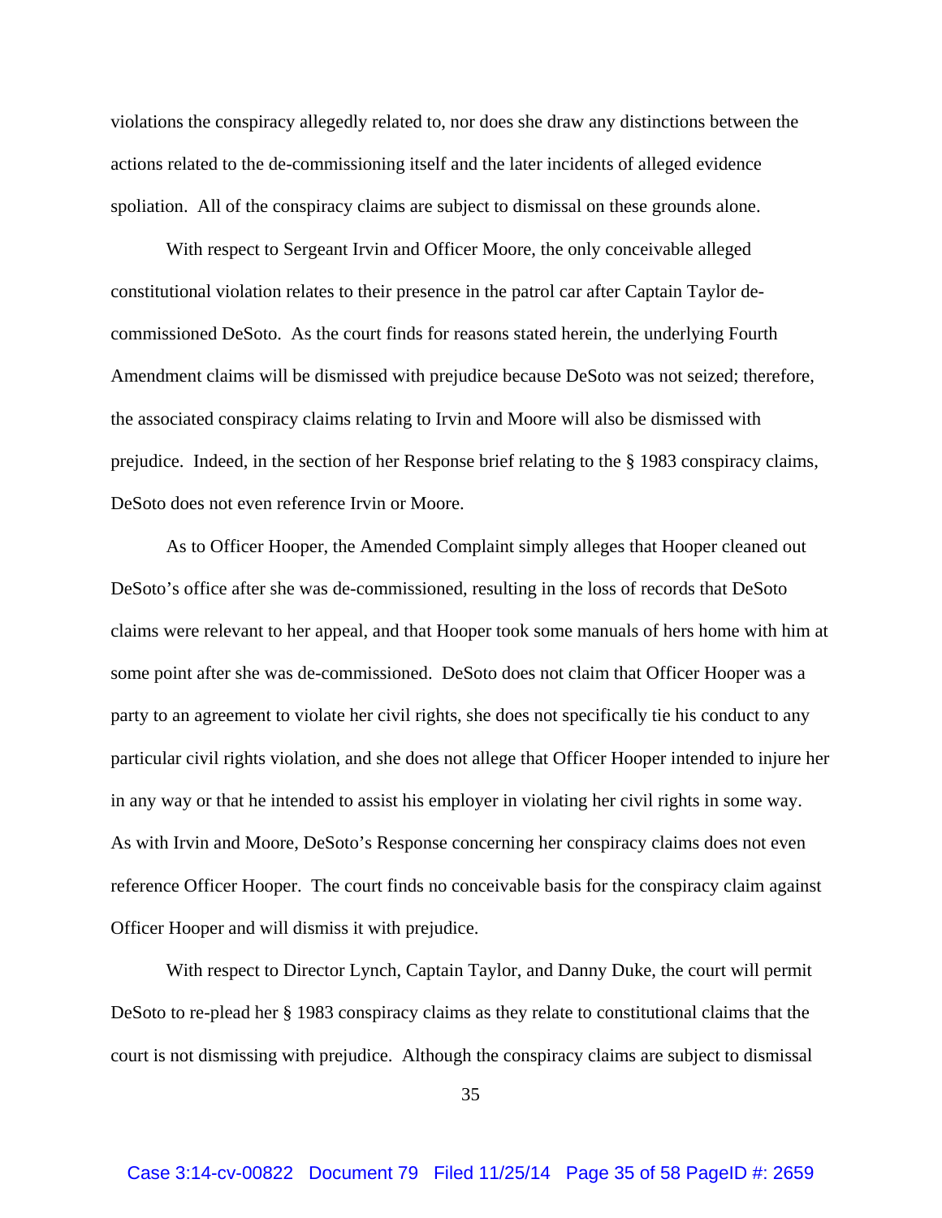violations the conspiracy allegedly related to, nor does she draw any distinctions between the actions related to the de-commissioning itself and the later incidents of alleged evidence spoliation. All of the conspiracy claims are subject to dismissal on these grounds alone.

With respect to Sergeant Irvin and Officer Moore, the only conceivable alleged constitutional violation relates to their presence in the patrol car after Captain Taylor de-commissioned DeSoto. As the court finds for reasons stated herein, the underlying Fourth Amendment claims will be dismissed with prejudice because DeSoto was not seized; therefore, the associated conspiracy claims relating to Irvin and Moore will also be dismissed with prejudice. Indeed, in the section of her Response brief relating to the § 1983 conspiracy claims, DeSoto does not even reference Irvin or Moore.

As to Officer Hooper, the Amended Complaint simply alleges that Hooper cleaned out DeSoto's office after she was de-commissioned, resulting in the loss of records that DeSoto claims were relevant to her appeal, and that Hooper took some manuals of hers home with him at some point after she was de-commissioned. DeSoto does not claim that Officer Hooper was a party to an agreement to violate her civil rights, she does not specifically tie his conduct to any particular civil rights violation, and she does not allege that Officer Hooper intended to injure her in any way or that he intended to assist his employer in violating her civil rights in some way. As with Irvin and Moore, DeSoto's Response concerning her conspiracy claims does not even reference Officer Hooper. The court finds no conceivable basis for the conspiracy claim against Officer Hooper and will dismiss it with prejudice.

With respect to Director Lynch, Captain Taylor, and Danny Duke, the court will permit DeSoto to re-plead her § 1983 conspiracy claims as they relate to constitutional claims that the court is not dismissing with prejudice. Although the conspiracy claims are subject to dismissal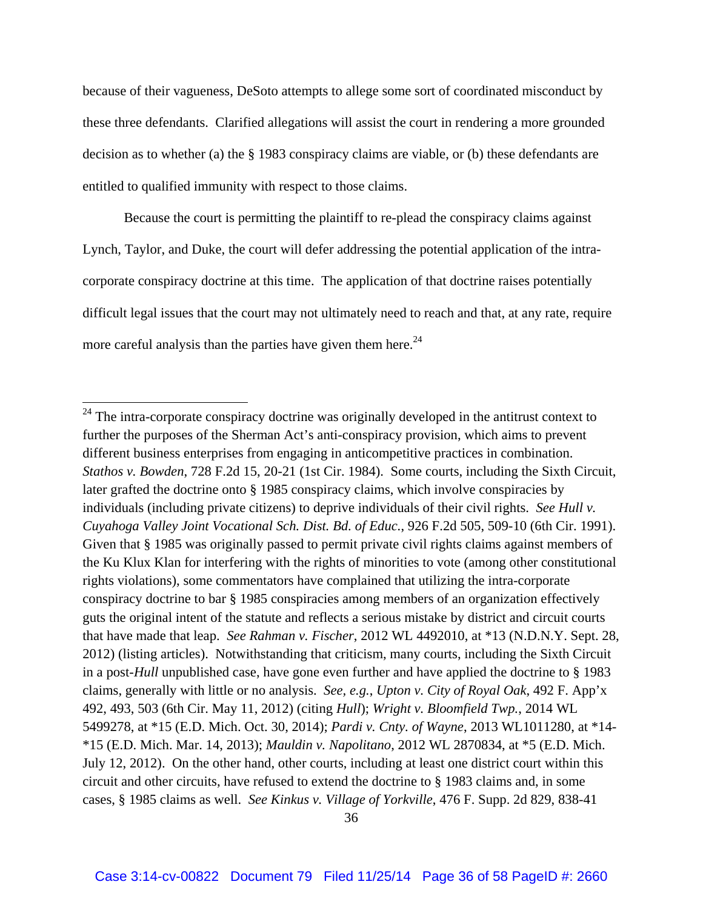because of their vagueness, DeSoto attempts to allege some sort of coordinated misconduct by these three defendants. Clarified allegations will assist the court in rendering a more grounded decision as to whether (a) the § 1983 conspiracy claims are viable, or (b) these defendants are entitled to qualified immunity with respect to those claims.

Because the court is permitting the plaintiff to re-plead the conspiracy claims against Lynch, Taylor, and Duke, the court will defer addressing the potential application of the intra-corporate conspiracy doctrine at this time. The application of that doctrine raises potentially difficult legal issues that the court may not ultimately need to reach and that, at any rate, require more careful analysis than the parties have given them here.[24]

---

[24] The intra-corporate conspiracy doctrine was originally developed in the antitrust context to further the purposes of the Sherman Act's anti-conspiracy provision, which aims to prevent different business enterprises from engaging in anticompetitive practices in combination. *Stathos v. Bowden*, 728 F.2d 15, 20-21 (1st Cir. 1984). Some courts, including the Sixth Circuit, later grafted the doctrine onto § 1985 conspiracy claims, which involve conspiracies by individuals (including private citizens) to deprive individuals of their civil rights. *See Hull v. Cuyahoga Valley Joint Vocational Sch. Dist. Bd. of Educ.*, 926 F.2d 505, 509-10 (6th Cir. 1991). Given that § 1985 was originally passed to permit private civil rights claims against members of the Ku Klux Klan for interfering with the rights of minorities to vote (among other constitutional rights violations), some commentators have complained that utilizing the intra-corporate conspiracy doctrine to bar § 1985 conspiracies among members of an organization effectively guts the original intent of the statute and reflects a serious mistake by district and circuit courts that have made that leap. *See Rahman v. Fischer*, 2012 WL 4492010, at *13 (N.D.N.Y. Sept. 28, 2012) (listing articles). Notwithstanding that criticism, many courts, including the Sixth Circuit in a post-*Hull* unpublished case, have gone even further and have applied the doctrine to § 1983 claims, generally with little or no analysis. *See, e.g.*, *Upton v. City of Royal Oak*, 492 F. App'x 492, 493, 503 (6th Cir. May 11, 2012) (citing *Hull*); *Wright v. Bloomfield Twp.*, 2014 WL 5499278, at *15 (E.D. Mich. Oct. 30, 2014); *Pardi v. Cnty. of Wayne*, 2013 WL1011280, at *14-*15 (E.D. Mich. Mar. 14, 2013); *Mauldin v. Napolitano*, 2012 WL 2870834, at *5 (E.D. Mich. July 12, 2012). On the other hand, other courts, including at least one district court within this circuit and other circuits, have refused to extend the doctrine to § 1983 claims and, in some cases, § 1985 claims as well. *See Kinkus v. Village of Yorkville*, 476 F. Supp. 2d 829, 838-41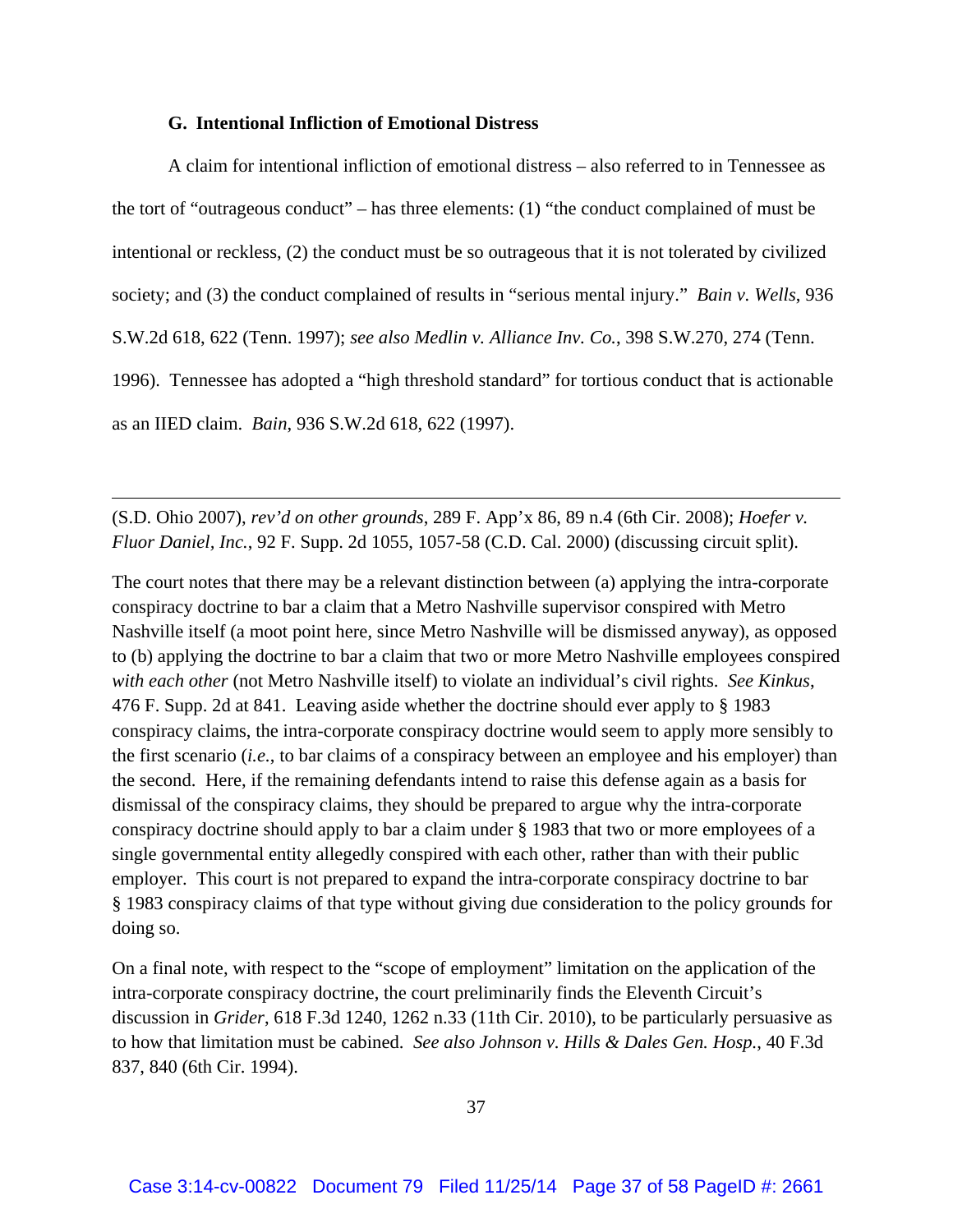### G. Intentional Infliction of Emotional Distress

A claim for intentional infliction of emotional distress – also referred to in Tennessee as the tort of "outrageous conduct" – has three elements: (1) "the conduct complained of must be intentional or reckless, (2) the conduct must be so outrageous that it is not tolerated by civilized society; and (3) the conduct complained of results in "serious mental injury." *Bain v. Wells*, 936 S.W.2d 618, 622 (Tenn. 1997); *see also Medlin v. Alliance Inv. Co.*, 398 S.W.270, 274 (Tenn. 1996). Tennessee has adopted a "high threshold standard" for tortious conduct that is actionable as an IIED claim. *Bain*, 936 S.W.2d 618, 622 (1997).

---

(S.D. Ohio 2007), *rev'd on other grounds*, 289 F. App'x 86, 89 n.4 (6th Cir. 2008); *Hoefer v. Fluor Daniel, Inc.*, 92 F. Supp. 2d 1055, 1057-58 (C.D. Cal. 2000) (discussing circuit split).

The court notes that there may be a relevant distinction between (a) applying the intra-corporate conspiracy doctrine to bar a claim that a Metro Nashville supervisor conspired with Metro Nashville itself (a moot point here, since Metro Nashville will be dismissed anyway), as opposed to (b) applying the doctrine to bar a claim that two or more Metro Nashville employees conspired *with each other* (not Metro Nashville itself) to violate an individual's civil rights. *See Kinkus*, 476 F. Supp. 2d at 841. Leaving aside whether the doctrine should ever apply to § 1983 conspiracy claims, the intra-corporate conspiracy doctrine would seem to apply more sensibly to the first scenario (*i.e.*, to bar claims of a conspiracy between an employee and his employer) than the second. Here, if the remaining defendants intend to raise this defense again as a basis for dismissal of the conspiracy claims, they should be prepared to argue why the intra-corporate conspiracy doctrine should apply to bar a claim under § 1983 that two or more employees of a single governmental entity allegedly conspired with each other, rather than with their public employer. This court is not prepared to expand the intra-corporate conspiracy doctrine to bar § 1983 conspiracy claims of that type without giving due consideration to the policy grounds for doing so.

On a final note, with respect to the "scope of employment" limitation on the application of the intra-corporate conspiracy doctrine, the court preliminarily finds the Eleventh Circuit's discussion in *Grider*, 618 F.3d 1240, 1262 n.33 (11th Cir. 2010), to be particularly persuasive as to how that limitation must be cabined. *See also Johnson v. Hills & Dales Gen. Hosp.*, 40 F.3d 837, 840 (6th Cir. 1994).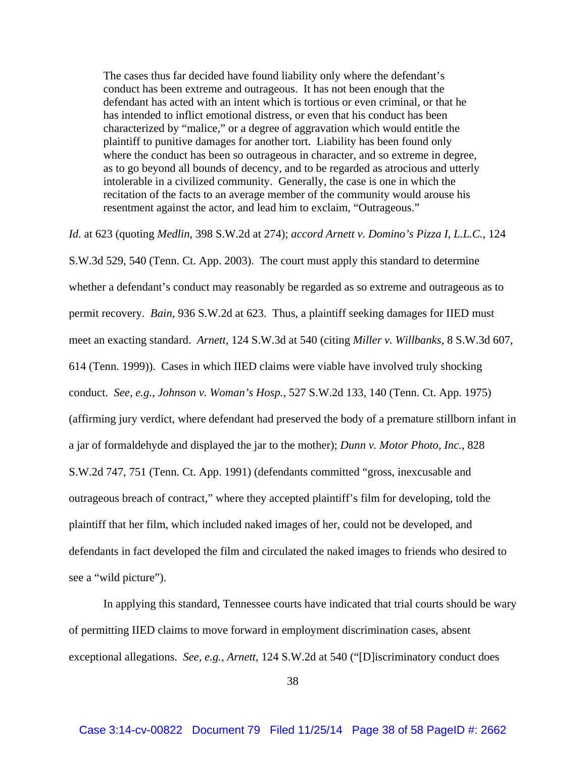> The cases thus far decided have found liability only where the defendant's conduct has been extreme and outrageous. It has not been enough that the defendant has acted with an intent which is tortious or even criminal, or that he has intended to inflict emotional distress, or even that his conduct has been characterized by "malice," or a degree of aggravation which would entitle the plaintiff to punitive damages for another tort. Liability has been found only where the conduct has been so outrageous in character, and so extreme in degree, as to go beyond all bounds of decency, and to be regarded as atrocious and utterly intolerable in a civilized community. Generally, the case is one in which the recitation of the facts to an average member of the community would arouse his resentment against the actor, and lead him to exclaim, "Outrageous."

*Id.* at 623 (quoting *Medlin*, 398 S.W.2d at 274); *accord Arnett v. Domino's Pizza I, L.L.C.*, 124 S.W.3d 529, 540 (Tenn. Ct. App. 2003). The court must apply this standard to determine whether a defendant's conduct may reasonably be regarded as so extreme and outrageous as to permit recovery. *Bain*, 936 S.W.2d at 623. Thus, a plaintiff seeking damages for IIED must meet an exacting standard. *Arnett*, 124 S.W.3d at 540 (citing *Miller v. Willbanks*, 8 S.W.3d 607, 614 (Tenn. 1999)). Cases in which IIED claims were viable have involved truly shocking conduct. *See, e.g., Johnson v. Woman's Hosp.*, 527 S.W.2d 133, 140 (Tenn. Ct. App. 1975) (affirming jury verdict, where defendant had preserved the body of a premature stillborn infant in a jar of formaldehyde and displayed the jar to the mother); *Dunn v. Motor Photo, Inc.*, 828 S.W.2d 747, 751 (Tenn. Ct. App. 1991) (defendants committed "gross, inexcusable and outrageous breach of contract," where they accepted plaintiff's film for developing, told the plaintiff that her film, which included naked images of her, could not be developed, and defendants in fact developed the film and circulated the naked images to friends who desired to see a "wild picture").

In applying this standard, Tennessee courts have indicated that trial courts should be wary of permitting IIED claims to move forward in employment discrimination cases, absent exceptional allegations. *See, e.g.*, *Arnett*, 124 S.W.2d at 540 ("[D]iscriminatory conduct does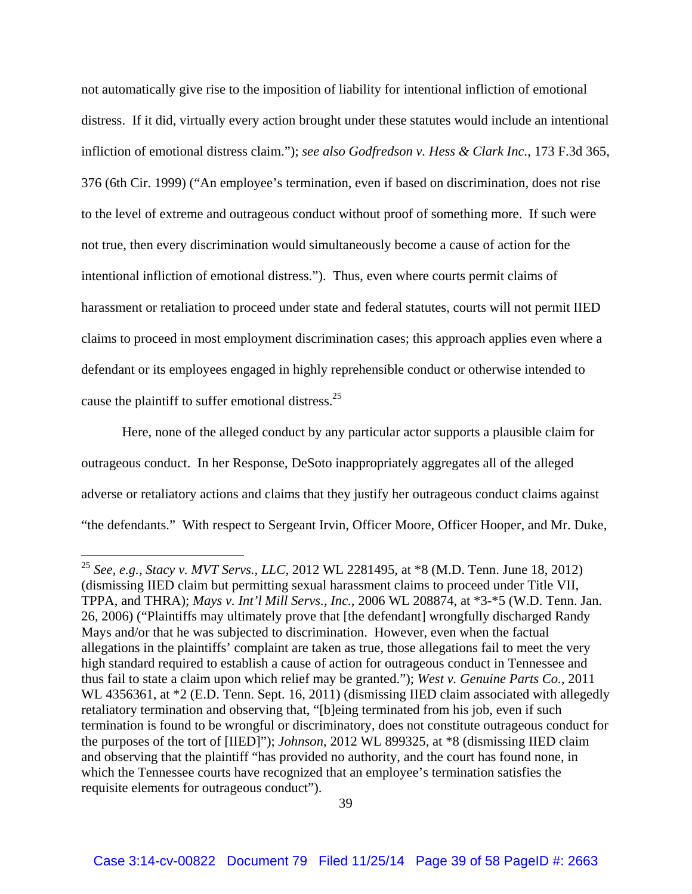not automatically give rise to the imposition of liability for intentional infliction of emotional distress. If it did, virtually every action brought under these statutes would include an intentional infliction of emotional distress claim."); *see also Godfredson v. Hess & Clark Inc.*, 173 F.3d 365, 376 (6th Cir. 1999) ("An employee's termination, even if based on discrimination, does not rise to the level of extreme and outrageous conduct without proof of something more. If such were not true, then every discrimination would simultaneously become a cause of action for the intentional infliction of emotional distress."). Thus, even where courts permit claims of harassment or retaliation to proceed under state and federal statutes, courts will not permit IIED claims to proceed in most employment discrimination cases; this approach applies even where a defendant or its employees engaged in highly reprehensible conduct or otherwise intended to cause the plaintiff to suffer emotional distress.[25]

Here, none of the alleged conduct by any particular actor supports a plausible claim for outrageous conduct. In her Response, DeSoto inappropriately aggregates all of the alleged adverse or retaliatory actions and claims that they justify her outrageous conduct claims against "the defendants." With respect to Sergeant Irvin, Officer Moore, Officer Hooper, and Mr. Duke,

---

[25] *See, e.g., Stacy v. MVT Servs., LLC*, 2012 WL 2281495, at *8 (M.D. Tenn. June 18, 2012) (dismissing IIED claim but permitting sexual harassment claims to proceed under Title VII, TPPA, and THRA); *Mays v. Int'l Mill Servs., Inc.*, 2006 WL 208874, at *3-*5 (W.D. Tenn. Jan. 26, 2006) ("Plaintiffs may ultimately prove that [the defendant] wrongfully discharged Randy Mays and/or that he was subjected to discrimination. However, even when the factual allegations in the plaintiffs' complaint are taken as true, those allegations fail to meet the very high standard required to establish a cause of action for outrageous conduct in Tennessee and thus fail to state a claim upon which relief may be granted."); *West v. Genuine Parts Co.*, 2011 WL 4356361, at *2 (E.D. Tenn. Sept. 16, 2011) (dismissing IIED claim associated with allegedly retaliatory termination and observing that, "[b]eing terminated from his job, even if such termination is found to be wrongful or discriminatory, does not constitute outrageous conduct for the purposes of the tort of [IIED]"); *Johnson*, 2012 WL 899325, at *8 (dismissing IIED claim and observing that the plaintiff "has provided no authority, and the court has found none, in which the Tennessee courts have recognized that an employee's termination satisfies the requisite elements for outrageous conduct").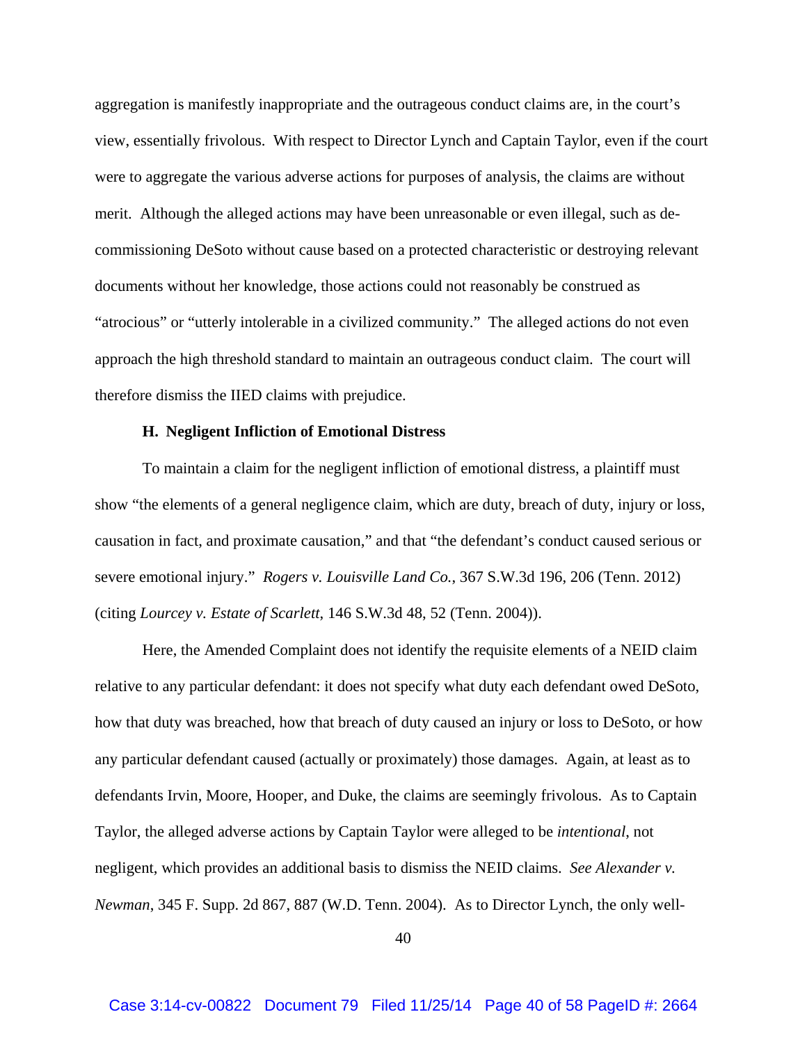aggregation is manifestly inappropriate and the outrageous conduct claims are, in the court's view, essentially frivolous. With respect to Director Lynch and Captain Taylor, even if the court were to aggregate the various adverse actions for purposes of analysis, the claims are without merit. Although the alleged actions may have been unreasonable or even illegal, such as de-commissioning DeSoto without cause based on a protected characteristic or destroying relevant documents without her knowledge, those actions could not reasonably be construed as "atrocious" or "utterly intolerable in a civilized community." The alleged actions do not even approach the high threshold standard to maintain an outrageous conduct claim. The court will therefore dismiss the IIED claims with prejudice.

### H. Negligent Infliction of Emotional Distress

To maintain a claim for the negligent infliction of emotional distress, a plaintiff must show "the elements of a general negligence claim, which are duty, breach of duty, injury or loss, causation in fact, and proximate causation," and that "the defendant's conduct caused serious or severe emotional injury." *Rogers v. Louisville Land Co.*, 367 S.W.3d 196, 206 (Tenn. 2012) (citing *Lourcey v. Estate of Scarlett*, 146 S.W.3d 48, 52 (Tenn. 2004)).

Here, the Amended Complaint does not identify the requisite elements of a NEID claim relative to any particular defendant: it does not specify what duty each defendant owed DeSoto, how that duty was breached, how that breach of duty caused an injury or loss to DeSoto, or how any particular defendant caused (actually or proximately) those damages. Again, at least as to defendants Irvin, Moore, Hooper, and Duke, the claims are seemingly frivolous. As to Captain Taylor, the alleged adverse actions by Captain Taylor were alleged to be *intentional*, not negligent, which provides an additional basis to dismiss the NEID claims. *See Alexander v. Newman*, 345 F. Supp. 2d 867, 887 (W.D. Tenn. 2004). As to Director Lynch, the only well-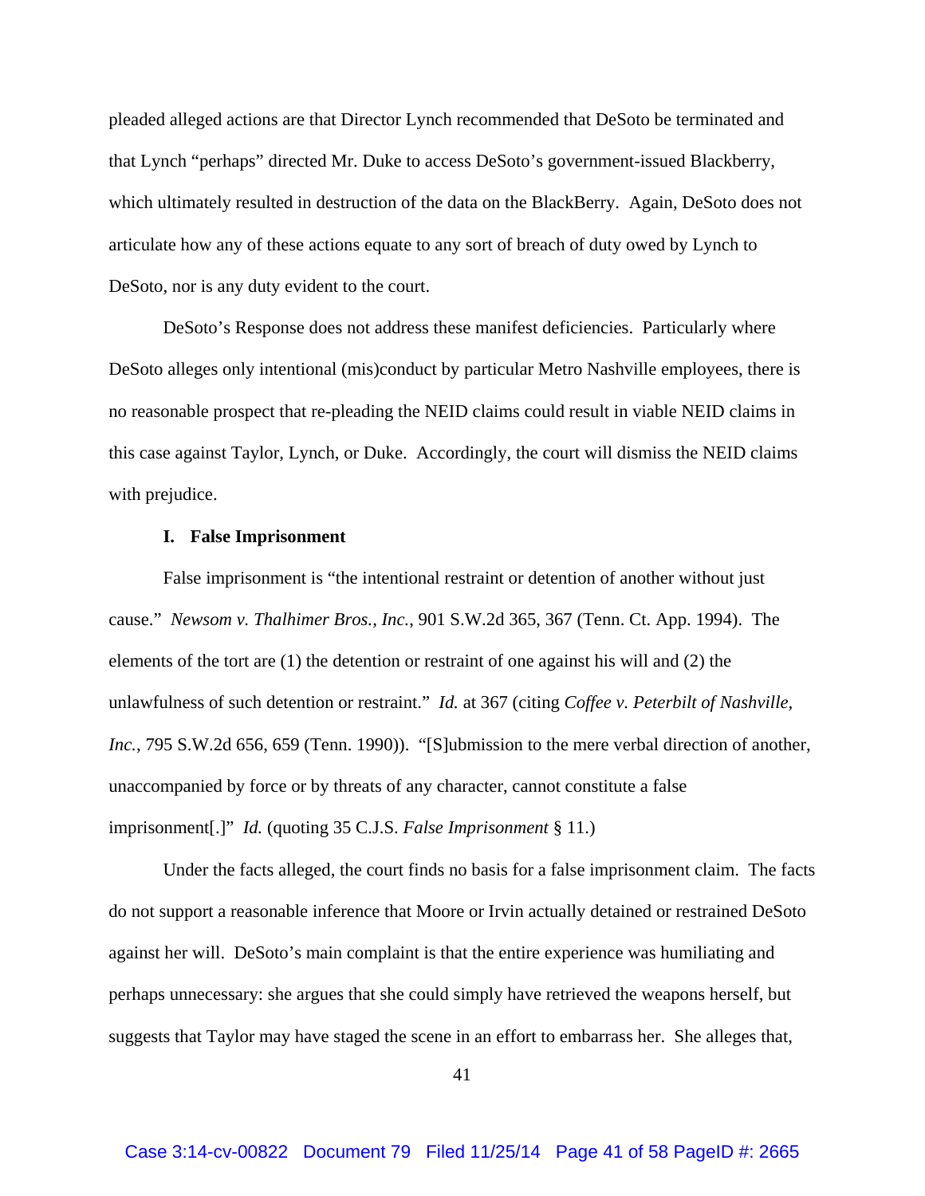pleaded alleged actions are that Director Lynch recommended that DeSoto be terminated and that Lynch "perhaps" directed Mr. Duke to access DeSoto's government-issued Blackberry, which ultimately resulted in destruction of the data on the BlackBerry. Again, DeSoto does not articulate how any of these actions equate to any sort of breach of duty owed by Lynch to DeSoto, nor is any duty evident to the court.

DeSoto's Response does not address these manifest deficiencies. Particularly where DeSoto alleges only intentional (mis)conduct by particular Metro Nashville employees, there is no reasonable prospect that re-pleading the NEID claims could result in viable NEID claims in this case against Taylor, Lynch, or Duke. Accordingly, the court will dismiss the NEID claims with prejudice.

### I. False Imprisonment

False imprisonment is "the intentional restraint or detention of another without just cause." *Newsom v. Thalhimer Bros., Inc.*, 901 S.W.2d 365, 367 (Tenn. Ct. App. 1994). The elements of the tort are (1) the detention or restraint of one against his will and (2) the unlawfulness of such detention or restraint." *Id.* at 367 (citing *Coffee v. Peterbilt of Nashville, Inc.*, 795 S.W.2d 656, 659 (Tenn. 1990)). "[S]ubmission to the mere verbal direction of another, unaccompanied by force or by threats of any character, cannot constitute a false imprisonment[.]" *Id.* (quoting 35 C.J.S. *False Imprisonment* § 11.)

Under the facts alleged, the court finds no basis for a false imprisonment claim. The facts do not support a reasonable inference that Moore or Irvin actually detained or restrained DeSoto against her will. DeSoto's main complaint is that the entire experience was humiliating and perhaps unnecessary: she argues that she could simply have retrieved the weapons herself, but suggests that Taylor may have staged the scene in an effort to embarrass her. She alleges that,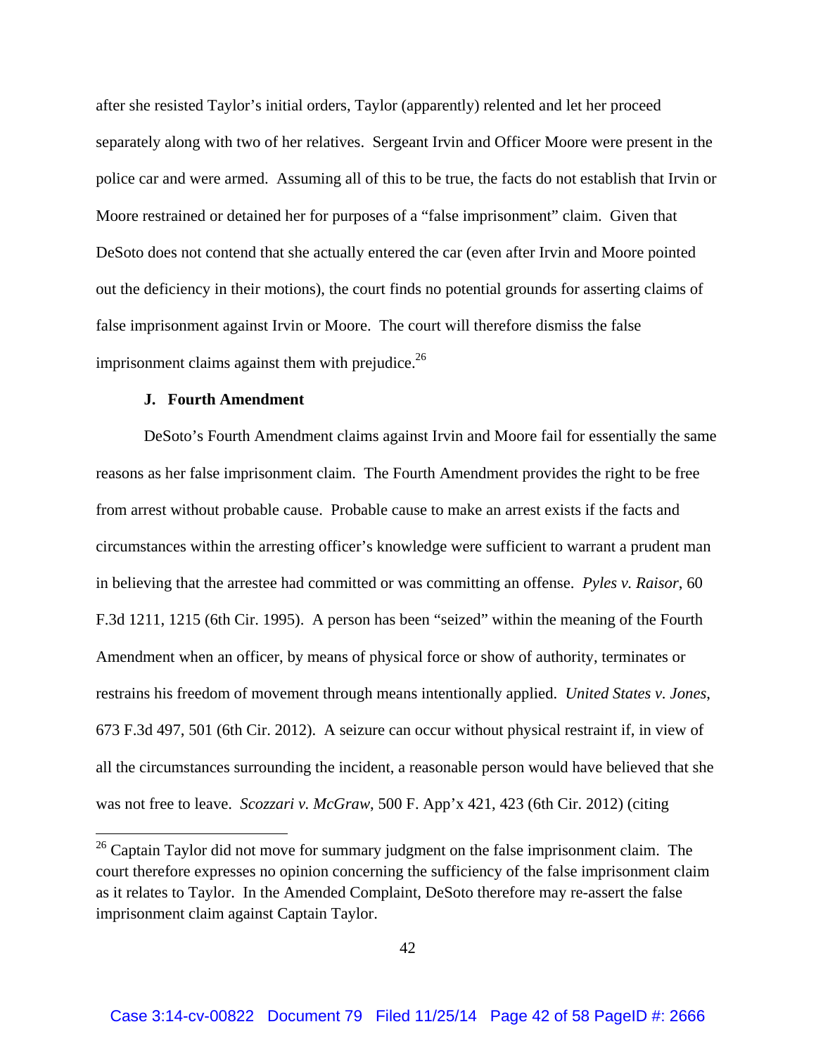after she resisted Taylor's initial orders, Taylor (apparently) relented and let her proceed separately along with two of her relatives. Sergeant Irvin and Officer Moore were present in the police car and were armed. Assuming all of this to be true, the facts do not establish that Irvin or Moore restrained or detained her for purposes of a "false imprisonment" claim. Given that DeSoto does not contend that she actually entered the car (even after Irvin and Moore pointed out the deficiency in their motions), the court finds no potential grounds for asserting claims of false imprisonment against Irvin or Moore. The court will therefore dismiss the false imprisonment claims against them with prejudice.[26]

### J. Fourth Amendment

DeSoto's Fourth Amendment claims against Irvin and Moore fail for essentially the same reasons as her false imprisonment claim. The Fourth Amendment provides the right to be free from arrest without probable cause. Probable cause to make an arrest exists if the facts and circumstances within the arresting officer's knowledge were sufficient to warrant a prudent man in believing that the arrestee had committed or was committing an offense. *Pyles v. Raisor*, 60 F.3d 1211, 1215 (6th Cir. 1995). A person has been "seized" within the meaning of the Fourth Amendment when an officer, by means of physical force or show of authority, terminates or restrains his freedom of movement through means intentionally applied. *United States v. Jones*, 673 F.3d 497, 501 (6th Cir. 2012). A seizure can occur without physical restraint if, in view of all the circumstances surrounding the incident, a reasonable person would have believed that she was not free to leave. *Scozzari v. McGraw*, 500 F. App'x 421, 423 (6th Cir. 2012) (citing

---

[26] Captain Taylor did not move for summary judgment on the false imprisonment claim. The court therefore expresses no opinion concerning the sufficiency of the false imprisonment claim as it relates to Taylor. In the Amended Complaint, DeSoto therefore may re-assert the false imprisonment claim against Captain Taylor.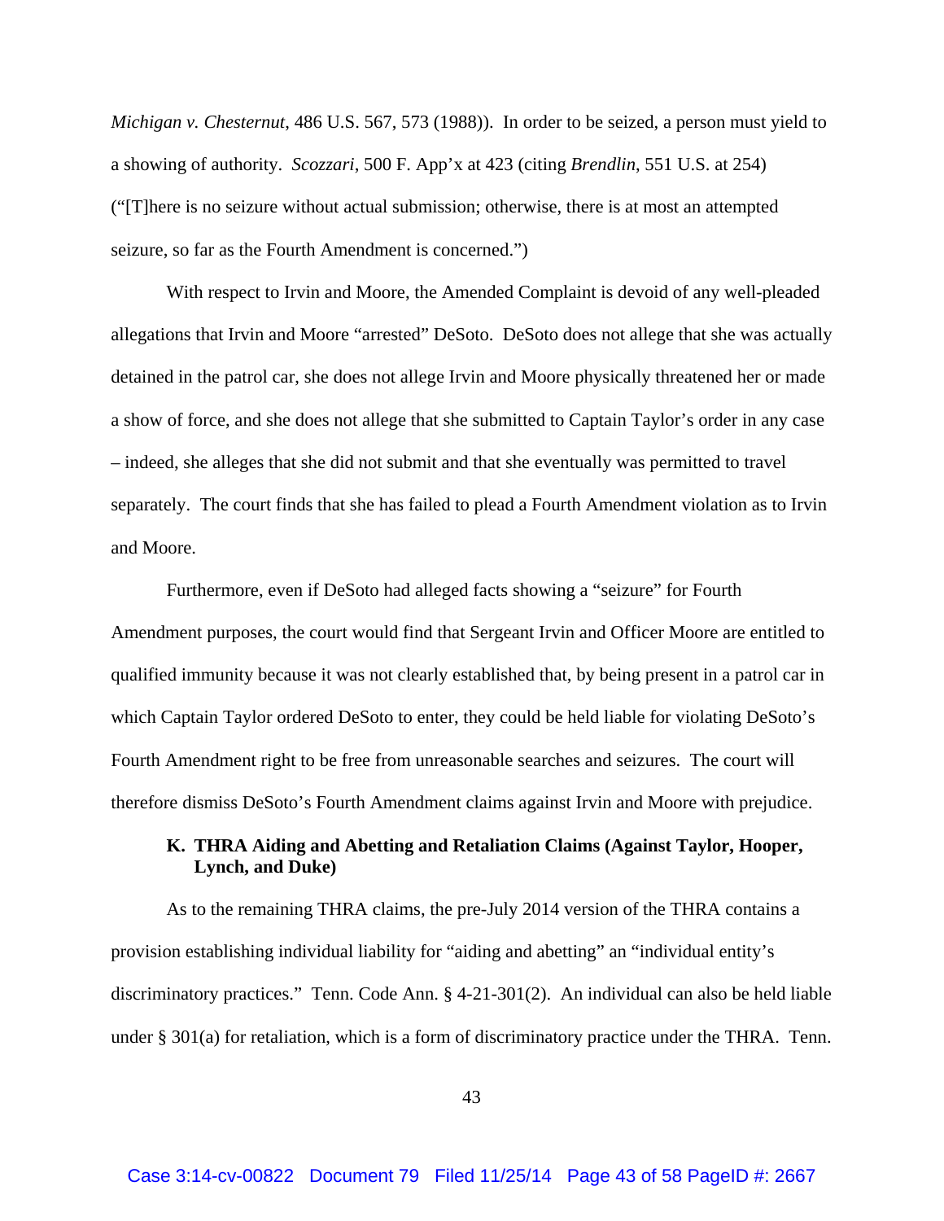*Michigan v. Chesternut*, 486 U.S. 567, 573 (1988)). In order to be seized, a person must yield to a showing of authority. *Scozzari*, 500 F. App'x at 423 (citing *Brendlin*, 551 U.S. at 254) ("[T]here is no seizure without actual submission; otherwise, there is at most an attempted seizure, so far as the Fourth Amendment is concerned.")

With respect to Irvin and Moore, the Amended Complaint is devoid of any well-pleaded allegations that Irvin and Moore "arrested" DeSoto. DeSoto does not allege that she was actually detained in the patrol car, she does not allege Irvin and Moore physically threatened her or made a show of force, and she does not allege that she submitted to Captain Taylor's order in any case – indeed, she alleges that she did not submit and that she eventually was permitted to travel separately. The court finds that she has failed to plead a Fourth Amendment violation as to Irvin and Moore.

Furthermore, even if DeSoto had alleged facts showing a "seizure" for Fourth Amendment purposes, the court would find that Sergeant Irvin and Officer Moore are entitled to qualified immunity because it was not clearly established that, by being present in a patrol car in which Captain Taylor ordered DeSoto to enter, they could be held liable for violating DeSoto's Fourth Amendment right to be free from unreasonable searches and seizures. The court will therefore dismiss DeSoto's Fourth Amendment claims against Irvin and Moore with prejudice.

### K. THRA Aiding and Abetting and Retaliation Claims (Against Taylor, Hooper, Lynch, and Duke)

As to the remaining THRA claims, the pre-July 2014 version of the THRA contains a provision establishing individual liability for "aiding and abetting" an "individual entity's discriminatory practices." Tenn. Code Ann. § 4-21-301(2). An individual can also be held liable under § 301(a) for retaliation, which is a form of discriminatory practice under the THRA. Tenn.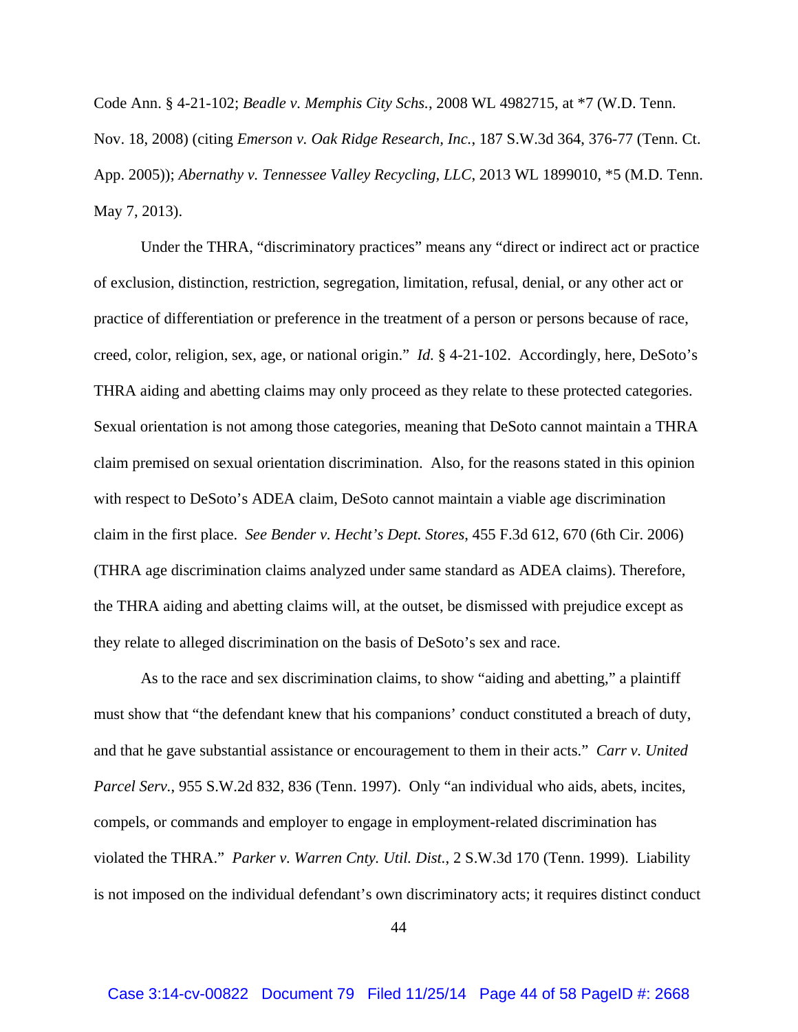Code Ann. § 4-21-102; *Beadle v. Memphis City Schs.*, 2008 WL 4982715, at *7 (W.D. Tenn. Nov. 18, 2008) (citing *Emerson v. Oak Ridge Research, Inc.*, 187 S.W.3d 364, 376-77 (Tenn. Ct. App. 2005)); *Abernathy v. Tennessee Valley Recycling, LLC*, 2013 WL 1899010, *5 (M.D. Tenn. May 7, 2013).

Under the THRA, "discriminatory practices" means any "direct or indirect act or practice of exclusion, distinction, restriction, segregation, limitation, refusal, denial, or any other act or practice of differentiation or preference in the treatment of a person or persons because of race, creed, color, religion, sex, age, or national origin." *Id.* § 4-21-102. Accordingly, here, DeSoto's THRA aiding and abetting claims may only proceed as they relate to these protected categories. Sexual orientation is not among those categories, meaning that DeSoto cannot maintain a THRA claim premised on sexual orientation discrimination. Also, for the reasons stated in this opinion with respect to DeSoto's ADEA claim, DeSoto cannot maintain a viable age discrimination claim in the first place. *See Bender v. Hecht's Dept. Stores*, 455 F.3d 612, 670 (6th Cir. 2006) (THRA age discrimination claims analyzed under same standard as ADEA claims). Therefore, the THRA aiding and abetting claims will, at the outset, be dismissed with prejudice except as they relate to alleged discrimination on the basis of DeSoto's sex and race.

As to the race and sex discrimination claims, to show "aiding and abetting," a plaintiff must show that "the defendant knew that his companions' conduct constituted a breach of duty, and that he gave substantial assistance or encouragement to them in their acts." *Carr v. United Parcel Serv.*, 955 S.W.2d 832, 836 (Tenn. 1997). Only "an individual who aids, abets, incites, compels, or commands and employer to engage in employment-related discrimination has violated the THRA." *Parker v. Warren Cnty. Util. Dist.*, 2 S.W.3d 170 (Tenn. 1999). Liability is not imposed on the individual defendant's own discriminatory acts; it requires distinct conduct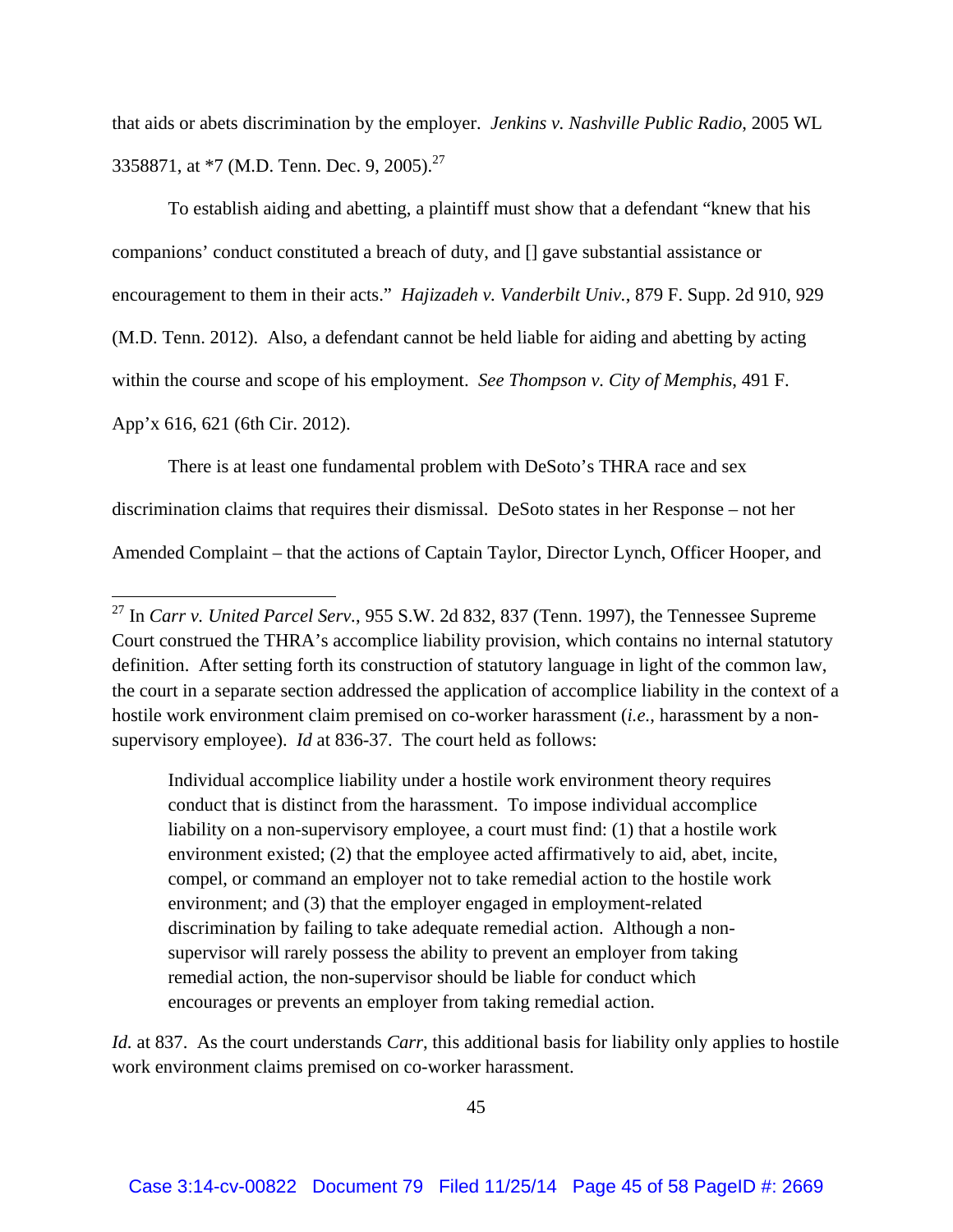that aids or abets discrimination by the employer. *Jenkins v. Nashville Public Radio*, 2005 WL 3358871, at *7 (M.D. Tenn. Dec. 9, 2005).[27]

To establish aiding and abetting, a plaintiff must show that a defendant "knew that his companions' conduct constituted a breach of duty, and [] gave substantial assistance or encouragement to them in their acts." *Hajizadeh v. Vanderbilt Univ.*, 879 F. Supp. 2d 910, 929 (M.D. Tenn. 2012). Also, a defendant cannot be held liable for aiding and abetting by acting within the course and scope of his employment. *See Thompson v. City of Memphis*, 491 F. App'x 616, 621 (6th Cir. 2012).

There is at least one fundamental problem with DeSoto's THRA race and sex discrimination claims that requires their dismissal. DeSoto states in her Response – not her Amended Complaint – that the actions of Captain Taylor, Director Lynch, Officer Hooper, and

---

[27] In *Carr v. United Parcel Serv.*, 955 S.W. 2d 832, 837 (Tenn. 1997), the Tennessee Supreme Court construed the THRA's accomplice liability provision, which contains no internal statutory definition. After setting forth its construction of statutory language in light of the common law, the court in a separate section addressed the application of accomplice liability in the context of a hostile work environment claim premised on co-worker harassment (*i.e.*, harassment by a non-supervisory employee). *Id* at 836-37. The court held as follows:

> Individual accomplice liability under a hostile work environment theory requires conduct that is distinct from the harassment. To impose individual accomplice liability on a non-supervisory employee, a court must find: (1) that a hostile work environment existed; (2) that the employee acted affirmatively to aid, abet, incite, compel, or command an employer not to take remedial action to the hostile work environment; and (3) that the employer engaged in employment-related discrimination by failing to take adequate remedial action. Although a non-supervisor will rarely possess the ability to prevent an employer from taking remedial action, the non-supervisor should be liable for conduct which encourages or prevents an employer from taking remedial action.

*Id.* at 837. As the court understands *Carr*, this additional basis for liability only applies to hostile work environment claims premised on co-worker harassment.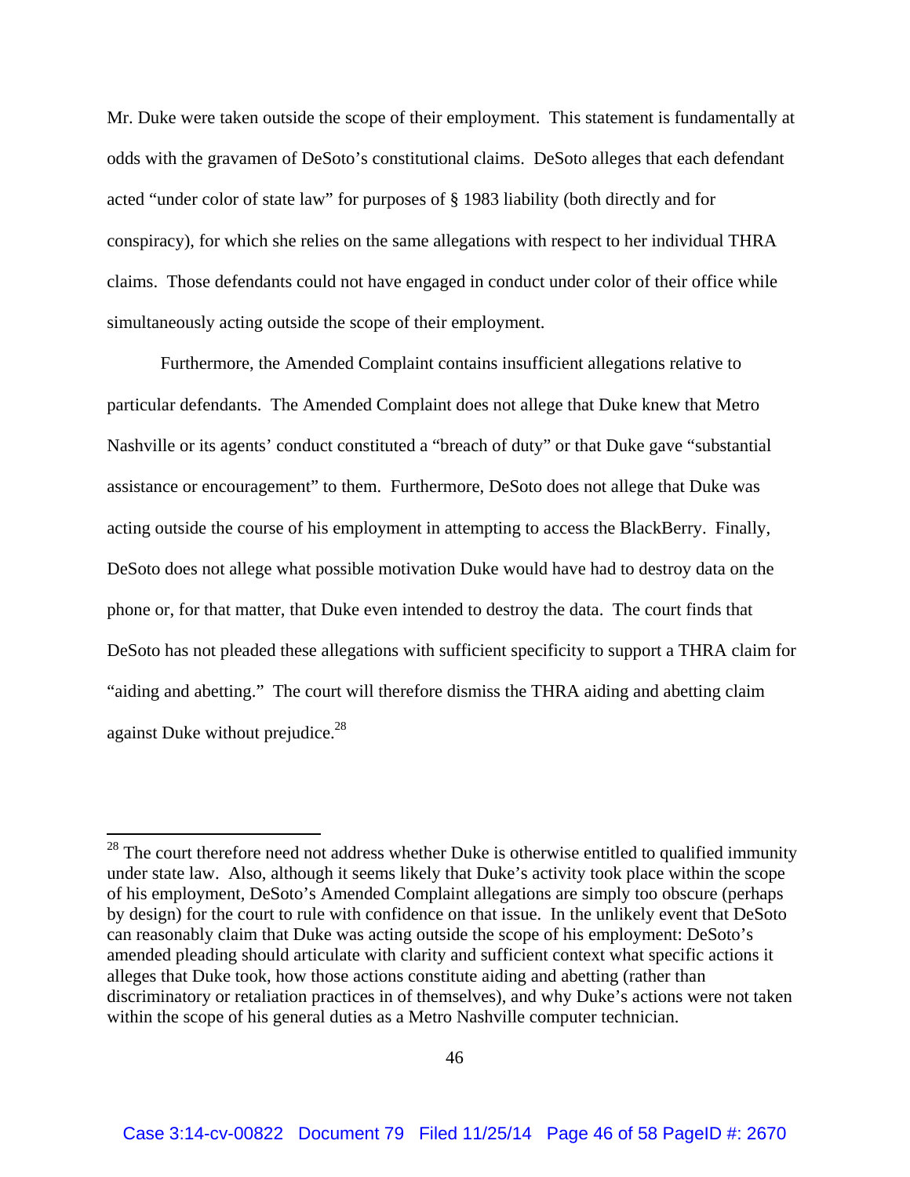Mr. Duke were taken outside the scope of their employment. This statement is fundamentally at odds with the gravamen of DeSoto's constitutional claims. DeSoto alleges that each defendant acted "under color of state law" for purposes of § 1983 liability (both directly and for conspiracy), for which she relies on the same allegations with respect to her individual THRA claims. Those defendants could not have engaged in conduct under color of their office while simultaneously acting outside the scope of their employment.

Furthermore, the Amended Complaint contains insufficient allegations relative to particular defendants. The Amended Complaint does not allege that Duke knew that Metro Nashville or its agents' conduct constituted a "breach of duty" or that Duke gave "substantial assistance or encouragement" to them. Furthermore, DeSoto does not allege that Duke was acting outside the course of his employment in attempting to access the BlackBerry. Finally, DeSoto does not allege what possible motivation Duke would have had to destroy data on the phone or, for that matter, that Duke even intended to destroy the data. The court finds that DeSoto has not pleaded these allegations with sufficient specificity to support a THRA claim for "aiding and abetting." The court will therefore dismiss the THRA aiding and abetting claim against Duke without prejudice.[28]

---

[28] The court therefore need not address whether Duke is otherwise entitled to qualified immunity under state law. Also, although it seems likely that Duke's activity took place within the scope of his employment, DeSoto's Amended Complaint allegations are simply too obscure (perhaps by design) for the court to rule with confidence on that issue. In the unlikely event that DeSoto can reasonably claim that Duke was acting outside the scope of his employment: DeSoto's amended pleading should articulate with clarity and sufficient context what specific actions it alleges that Duke took, how those actions constitute aiding and abetting (rather than discriminatory or retaliation practices in of themselves), and why Duke's actions were not taken within the scope of his general duties as a Metro Nashville computer technician.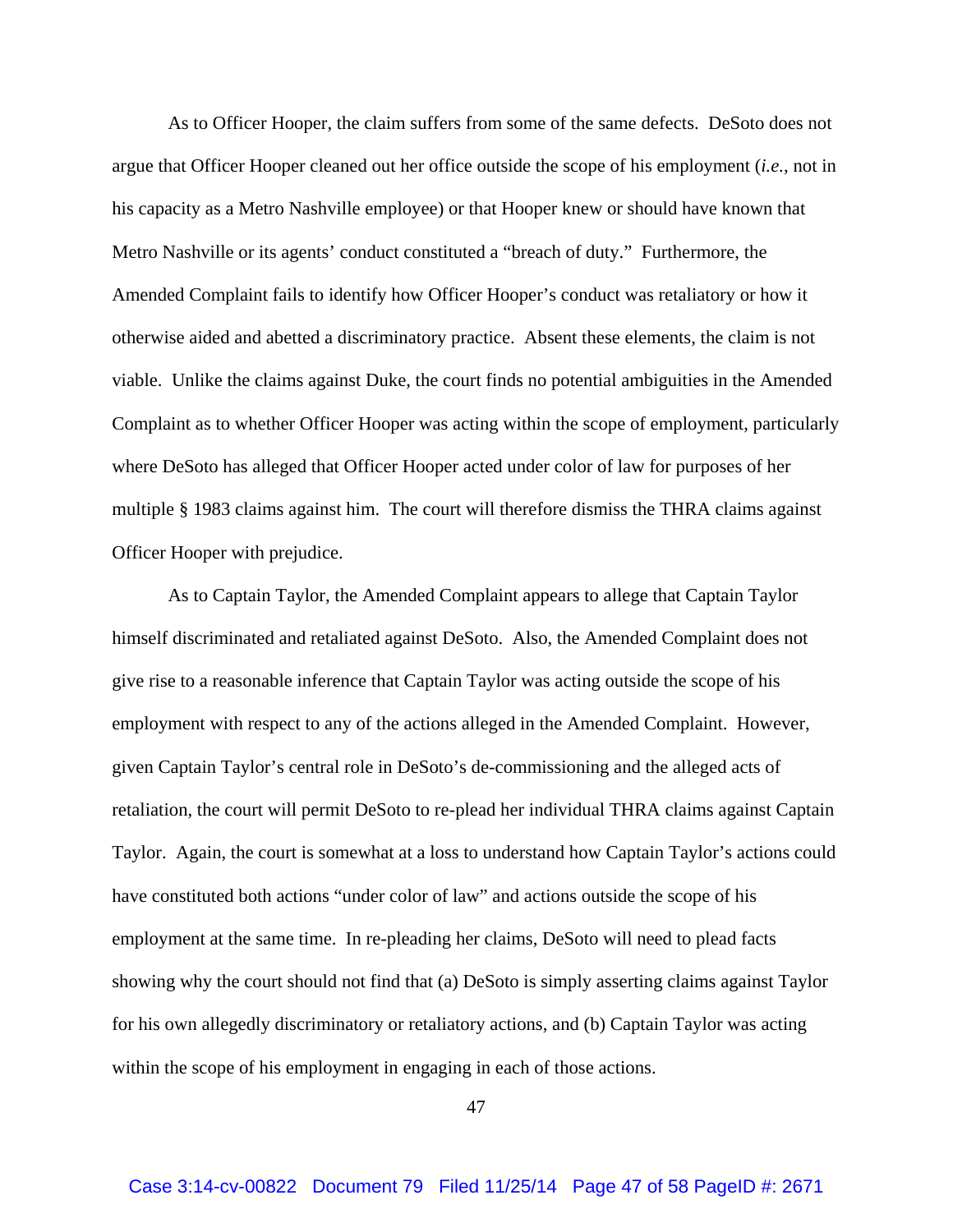As to Officer Hooper, the claim suffers from some of the same defects. DeSoto does not argue that Officer Hooper cleaned out her office outside the scope of his employment (*i.e.*, not in his capacity as a Metro Nashville employee) or that Hooper knew or should have known that Metro Nashville or its agents' conduct constituted a "breach of duty." Furthermore, the Amended Complaint fails to identify how Officer Hooper's conduct was retaliatory or how it otherwise aided and abetted a discriminatory practice. Absent these elements, the claim is not viable. Unlike the claims against Duke, the court finds no potential ambiguities in the Amended Complaint as to whether Officer Hooper was acting within the scope of employment, particularly where DeSoto has alleged that Officer Hooper acted under color of law for purposes of her multiple § 1983 claims against him. The court will therefore dismiss the THRA claims against Officer Hooper with prejudice.

As to Captain Taylor, the Amended Complaint appears to allege that Captain Taylor himself discriminated and retaliated against DeSoto. Also, the Amended Complaint does not give rise to a reasonable inference that Captain Taylor was acting outside the scope of his employment with respect to any of the actions alleged in the Amended Complaint. However, given Captain Taylor's central role in DeSoto's de-commissioning and the alleged acts of retaliation, the court will permit DeSoto to re-plead her individual THRA claims against Captain Taylor. Again, the court is somewhat at a loss to understand how Captain Taylor's actions could have constituted both actions "under color of law" and actions outside the scope of his employment at the same time. In re-pleading her claims, DeSoto will need to plead facts showing why the court should not find that (a) DeSoto is simply asserting claims against Taylor for his own allegedly discriminatory or retaliatory actions, and (b) Captain Taylor was acting within the scope of his employment in engaging in each of those actions.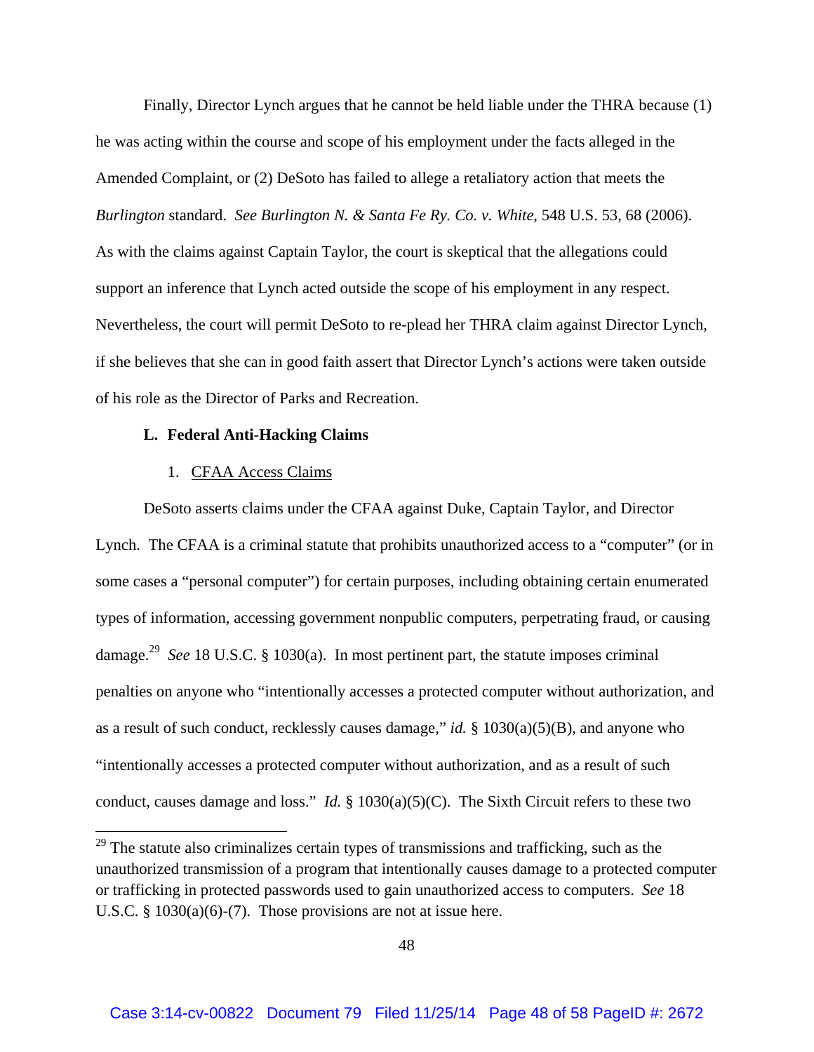Finally, Director Lynch argues that he cannot be held liable under the THRA because (1) he was acting within the course and scope of his employment under the facts alleged in the Amended Complaint, or (2) DeSoto has failed to allege a retaliatory action that meets the *Burlington* standard. *See Burlington N. & Santa Fe Ry. Co. v. White*, 548 U.S. 53, 68 (2006). As with the claims against Captain Taylor, the court is skeptical that the allegations could support an inference that Lynch acted outside the scope of his employment in any respect. Nevertheless, the court will permit DeSoto to re-plead her THRA claim against Director Lynch, if she believes that she can in good faith assert that Director Lynch's actions were taken outside of his role as the Director of Parks and Recreation.

### L. Federal Anti-Hacking Claims

#### 1. CFAA Access Claims

DeSoto asserts claims under the CFAA against Duke, Captain Taylor, and Director Lynch. The CFAA is a criminal statute that prohibits unauthorized access to a "computer" (or in some cases a "personal computer") for certain purposes, including obtaining certain enumerated types of information, accessing government nonpublic computers, perpetrating fraud, or causing damage.[29] *See* 18 U.S.C. § 1030(a). In most pertinent part, the statute imposes criminal penalties on anyone who "intentionally accesses a protected computer without authorization, and as a result of such conduct, recklessly causes damage," *id.* § 1030(a)(5)(B), and anyone who "intentionally accesses a protected computer without authorization, and as a result of such conduct, causes damage and loss." *Id.* § 1030(a)(5)(C). The Sixth Circuit refers to these two

[29] The statute also criminalizes certain types of transmissions and trafficking, such as the unauthorized transmission of a program that intentionally causes damage to a protected computer or trafficking in protected passwords used to gain unauthorized access to computers. *See* 18 U.S.C. § 1030(a)(6)-(7). Those provisions are not at issue here.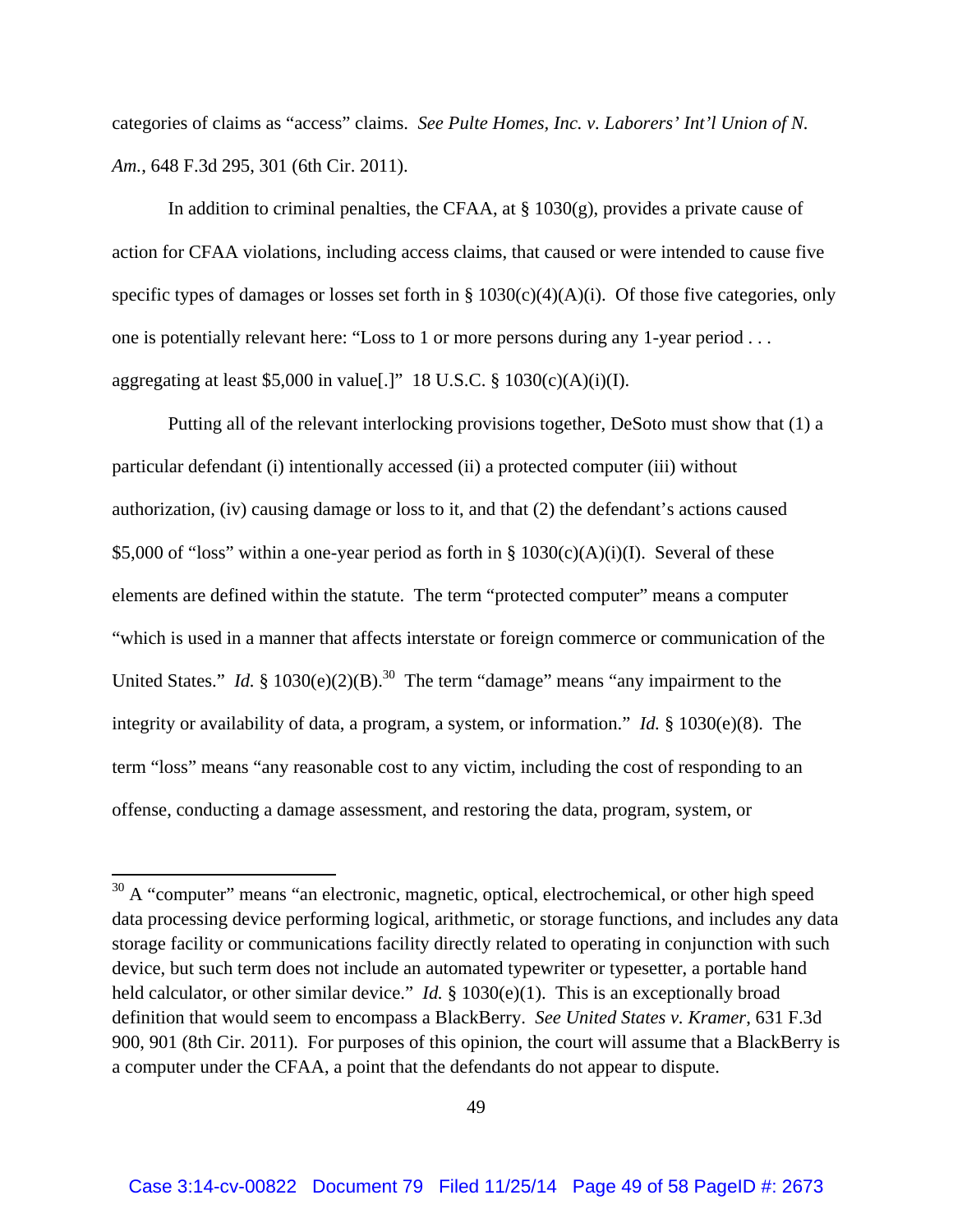categories of claims as "access" claims. *See Pulte Homes, Inc. v. Laborers' Int'l Union of N. Am.*, 648 F.3d 295, 301 (6th Cir. 2011).

In addition to criminal penalties, the CFAA, at § 1030(g), provides a private cause of action for CFAA violations, including access claims, that caused or were intended to cause five specific types of damages or losses set forth in § 1030(c)(4)(A)(i). Of those five categories, only one is potentially relevant here: "Loss to 1 or more persons during any 1-year period . . . aggregating at least $5,000 in value[.]" 18 U.S.C. § 1030(c)(A)(i)(I).

Putting all of the relevant interlocking provisions together, DeSoto must show that (1) a particular defendant (i) intentionally accessed (ii) a protected computer (iii) without authorization, (iv) causing damage or loss to it, and that (2) the defendant's actions caused $5,000 of "loss" within a one-year period as forth in § 1030(c)(A)(i)(I). Several of these elements are defined within the statute. The term "protected computer" means a computer "which is used in a manner that affects interstate or foreign commerce or communication of the United States." *Id.* § 1030(e)(2)(B).[30] The term "damage" means "any impairment to the integrity or availability of data, a program, a system, or information." *Id.* § 1030(e)(8). The term "loss" means "any reasonable cost to any victim, including the cost of responding to an offense, conducting a damage assessment, and restoring the data, program, system, or

---

[30] A "computer" means "an electronic, magnetic, optical, electrochemical, or other high speed data processing device performing logical, arithmetic, or storage functions, and includes any data storage facility or communications facility directly related to operating in conjunction with such device, but such term does not include an automated typewriter or typesetter, a portable hand held calculator, or other similar device." *Id.* § 1030(e)(1). This is an exceptionally broad definition that would seem to encompass a BlackBerry. *See United States v. Kramer*, 631 F.3d 900, 901 (8th Cir. 2011). For purposes of this opinion, the court will assume that a BlackBerry is a computer under the CFAA, a point that the defendants do not appear to dispute.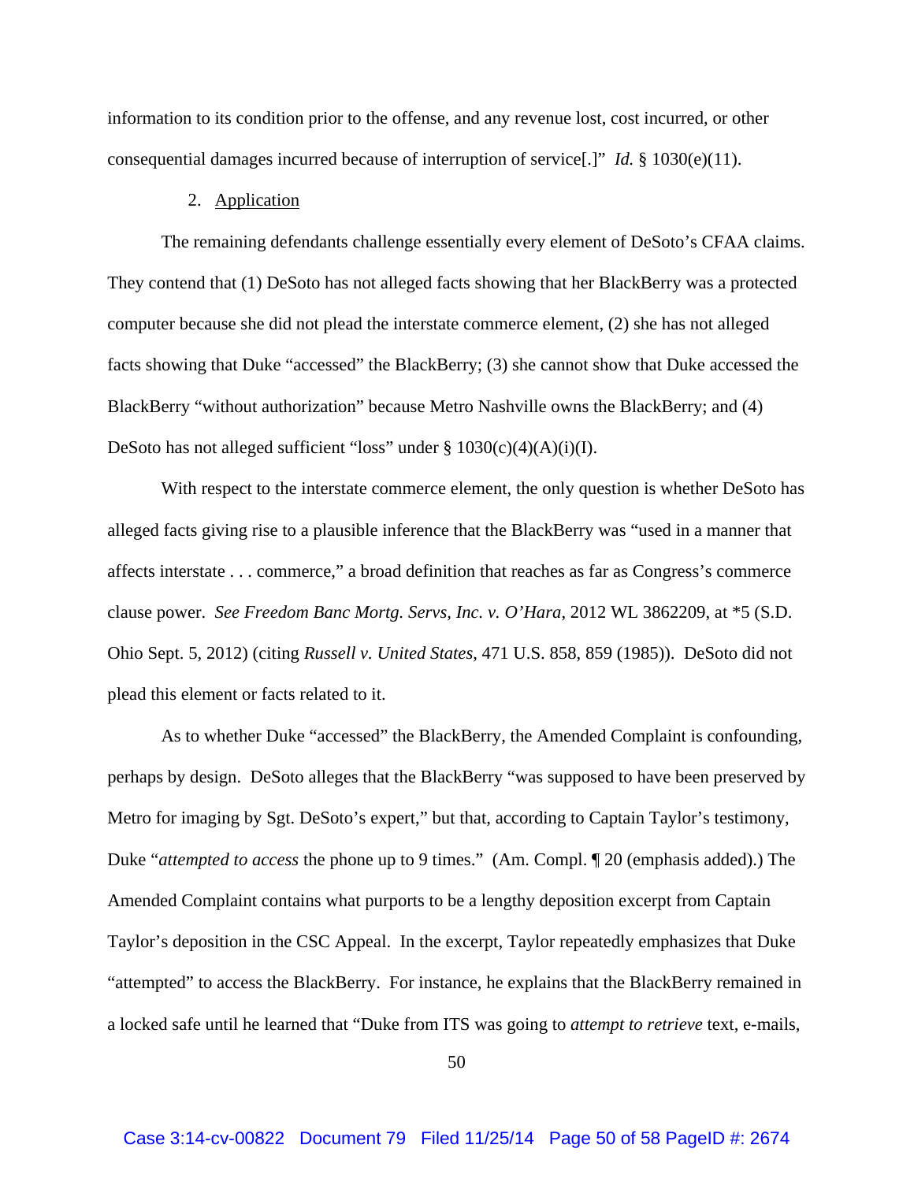information to its condition prior to the offense, and any revenue lost, cost incurred, or other consequential damages incurred because of interruption of service[.]" *Id.* § 1030(e)(11).

2. Application

The remaining defendants challenge essentially every element of DeSoto's CFAA claims. They contend that (1) DeSoto has not alleged facts showing that her BlackBerry was a protected computer because she did not plead the interstate commerce element, (2) she has not alleged facts showing that Duke "accessed" the BlackBerry; (3) she cannot show that Duke accessed the BlackBerry "without authorization" because Metro Nashville owns the BlackBerry; and (4) DeSoto has not alleged sufficient "loss" under § 1030(c)(4)(A)(i)(I).

With respect to the interstate commerce element, the only question is whether DeSoto has alleged facts giving rise to a plausible inference that the BlackBerry was "used in a manner that affects interstate . . . commerce," a broad definition that reaches as far as Congress's commerce clause power. *See Freedom Banc Mortg. Servs, Inc. v. O'Hara*, 2012 WL 3862209, at *5 (S.D. Ohio Sept. 5, 2012) (citing *Russell v. United States*, 471 U.S. 858, 859 (1985)). DeSoto did not plead this element or facts related to it.

As to whether Duke "accessed" the BlackBerry, the Amended Complaint is confounding, perhaps by design. DeSoto alleges that the BlackBerry "was supposed to have been preserved by Metro for imaging by Sgt. DeSoto's expert," but that, according to Captain Taylor's testimony, Duke "*attempted to access* the phone up to 9 times." (Am. Compl. ¶ 20 (emphasis added).) The Amended Complaint contains what purports to be a lengthy deposition excerpt from Captain Taylor's deposition in the CSC Appeal. In the excerpt, Taylor repeatedly emphasizes that Duke "attempted" to access the BlackBerry. For instance, he explains that the BlackBerry remained in a locked safe until he learned that "Duke from ITS was going to *attempt to retrieve* text, e-mails,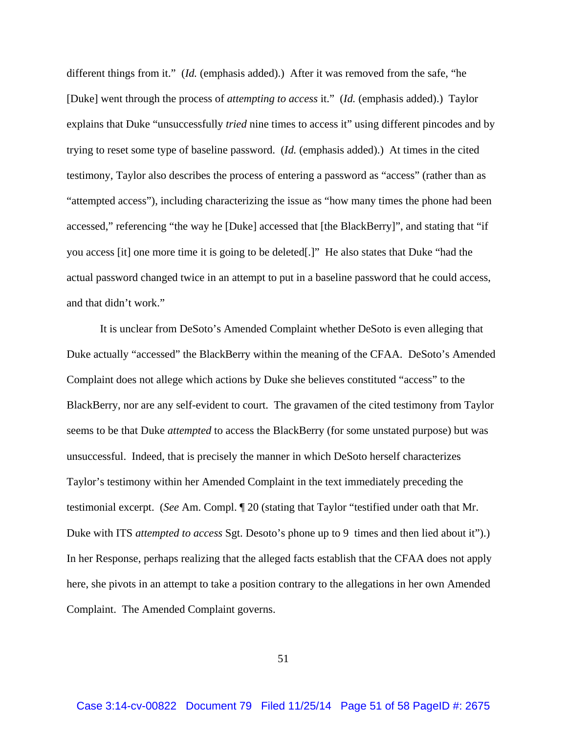different things from it." (*Id.* (emphasis added).) After it was removed from the safe, "he [Duke] went through the process of *attempting to access* it." (*Id.* (emphasis added).) Taylor explains that Duke "unsuccessfully *tried* nine times to access it" using different pincodes and by trying to reset some type of baseline password. (*Id.* (emphasis added).) At times in the cited testimony, Taylor also describes the process of entering a password as "access" (rather than as "attempted access"), including characterizing the issue as "how many times the phone had been accessed," referencing "the way he [Duke] accessed that [the BlackBerry]", and stating that "if you access [it] one more time it is going to be deleted[.]" He also states that Duke "had the actual password changed twice in an attempt to put in a baseline password that he could access, and that didn't work."

It is unclear from DeSoto's Amended Complaint whether DeSoto is even alleging that Duke actually "accessed" the BlackBerry within the meaning of the CFAA. DeSoto's Amended Complaint does not allege which actions by Duke she believes constituted "access" to the BlackBerry, nor are any self-evident to court. The gravamen of the cited testimony from Taylor seems to be that Duke *attempted* to access the BlackBerry (for some unstated purpose) but was unsuccessful. Indeed, that is precisely the manner in which DeSoto herself characterizes Taylor's testimony within her Amended Complaint in the text immediately preceding the testimonial excerpt. (*See* Am. Compl. ¶ 20 (stating that Taylor "testified under oath that Mr. Duke with ITS *attempted to access* Sgt. Desoto's phone up to 9 times and then lied about it").) In her Response, perhaps realizing that the alleged facts establish that the CFAA does not apply here, she pivots in an attempt to take a position contrary to the allegations in her own Amended Complaint. The Amended Complaint governs.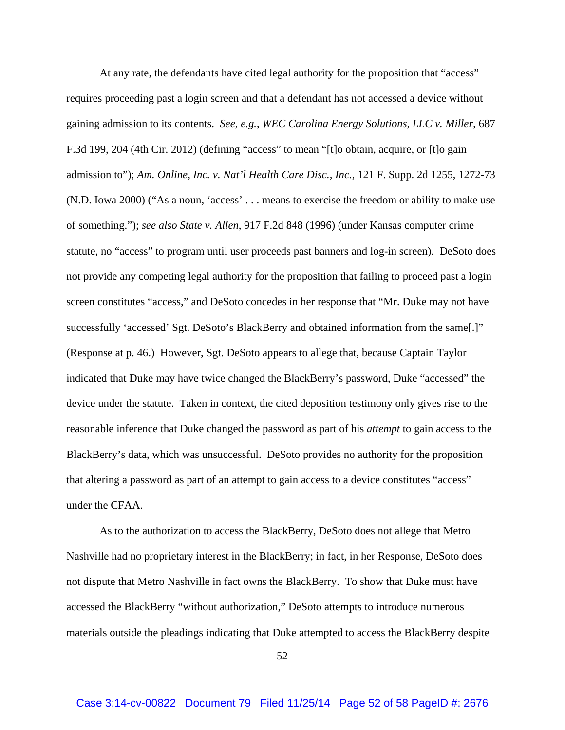At any rate, the defendants have cited legal authority for the proposition that "access" requires proceeding past a login screen and that a defendant has not accessed a device without gaining admission to its contents. *See, e.g.*, *WEC Carolina Energy Solutions, LLC v. Miller*, 687 F.3d 199, 204 (4th Cir. 2012) (defining "access" to mean "[t]o obtain, acquire, or [t]o gain admission to"); *Am. Online, Inc. v. Nat'l Health Care Disc., Inc.*, 121 F. Supp. 2d 1255, 1272-73 (N.D. Iowa 2000) ("As a noun, 'access' . . . means to exercise the freedom or ability to make use of something."); *see also State v. Allen*, 917 F.2d 848 (1996) (under Kansas computer crime statute, no "access" to program until user proceeds past banners and log-in screen). DeSoto does not provide any competing legal authority for the proposition that failing to proceed past a login screen constitutes "access," and DeSoto concedes in her response that "Mr. Duke may not have successfully 'accessed' Sgt. DeSoto's BlackBerry and obtained information from the same[.]" (Response at p. 46.) However, Sgt. DeSoto appears to allege that, because Captain Taylor indicated that Duke may have twice changed the BlackBerry's password, Duke "accessed" the device under the statute. Taken in context, the cited deposition testimony only gives rise to the reasonable inference that Duke changed the password as part of his *attempt* to gain access to the BlackBerry's data, which was unsuccessful. DeSoto provides no authority for the proposition that altering a password as part of an attempt to gain access to a device constitutes "access" under the CFAA.

As to the authorization to access the BlackBerry, DeSoto does not allege that Metro Nashville had no proprietary interest in the BlackBerry; in fact, in her Response, DeSoto does not dispute that Metro Nashville in fact owns the BlackBerry. To show that Duke must have accessed the BlackBerry "without authorization," DeSoto attempts to introduce numerous materials outside the pleadings indicating that Duke attempted to access the BlackBerry despite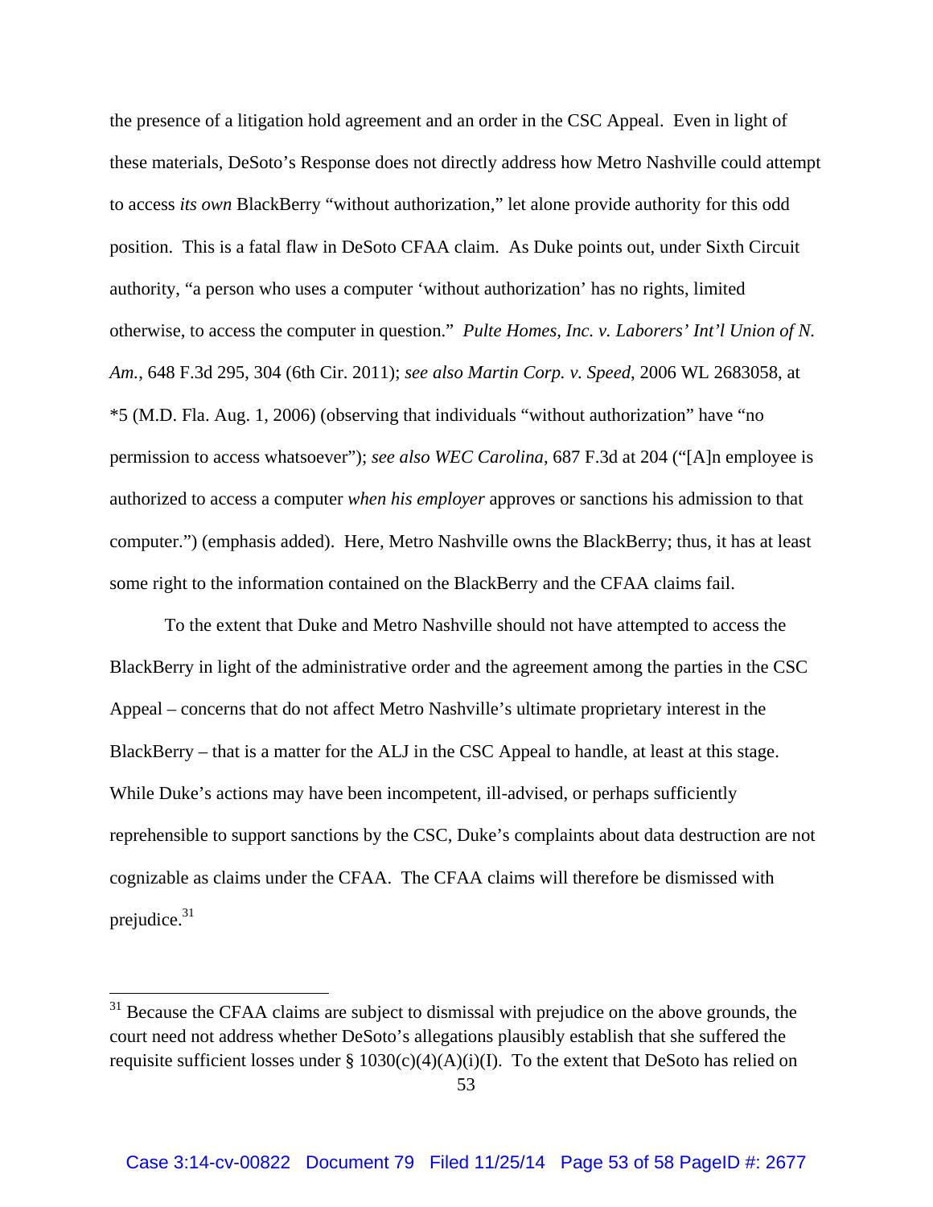the presence of a litigation hold agreement and an order in the CSC Appeal. Even in light of these materials, DeSoto's Response does not directly address how Metro Nashville could attempt to access *its own* BlackBerry "without authorization," let alone provide authority for this odd position. This is a fatal flaw in DeSoto CFAA claim. As Duke points out, under Sixth Circuit authority, "a person who uses a computer 'without authorization' has no rights, limited otherwise, to access the computer in question." *Pulte Homes, Inc. v. Laborers' Int'l Union of N. Am.*, 648 F.3d 295, 304 (6th Cir. 2011); *see also Martin Corp. v. Speed*, 2006 WL 2683058, at *5 (M.D. Fla. Aug. 1, 2006) (observing that individuals "without authorization" have "no permission to access whatsoever"); *see also WEC Carolina*, 687 F.3d at 204 ("[A]n employee is authorized to access a computer *when his employer* approves or sanctions his admission to that computer.") (emphasis added). Here, Metro Nashville owns the BlackBerry; thus, it has at least some right to the information contained on the BlackBerry and the CFAA claims fail.

To the extent that Duke and Metro Nashville should not have attempted to access the BlackBerry in light of the administrative order and the agreement among the parties in the CSC Appeal – concerns that do not affect Metro Nashville's ultimate proprietary interest in the BlackBerry – that is a matter for the ALJ in the CSC Appeal to handle, at least at this stage. While Duke's actions may have been incompetent, ill-advised, or perhaps sufficiently reprehensible to support sanctions by the CSC, Duke's complaints about data destruction are not cognizable as claims under the CFAA. The CFAA claims will therefore be dismissed with prejudice.[31]

---

[31] Because the CFAA claims are subject to dismissal with prejudice on the above grounds, the court need not address whether DeSoto's allegations plausibly establish that she suffered the requisite sufficient losses under § 1030(c)(4)(A)(i)(I). To the extent that DeSoto has relied on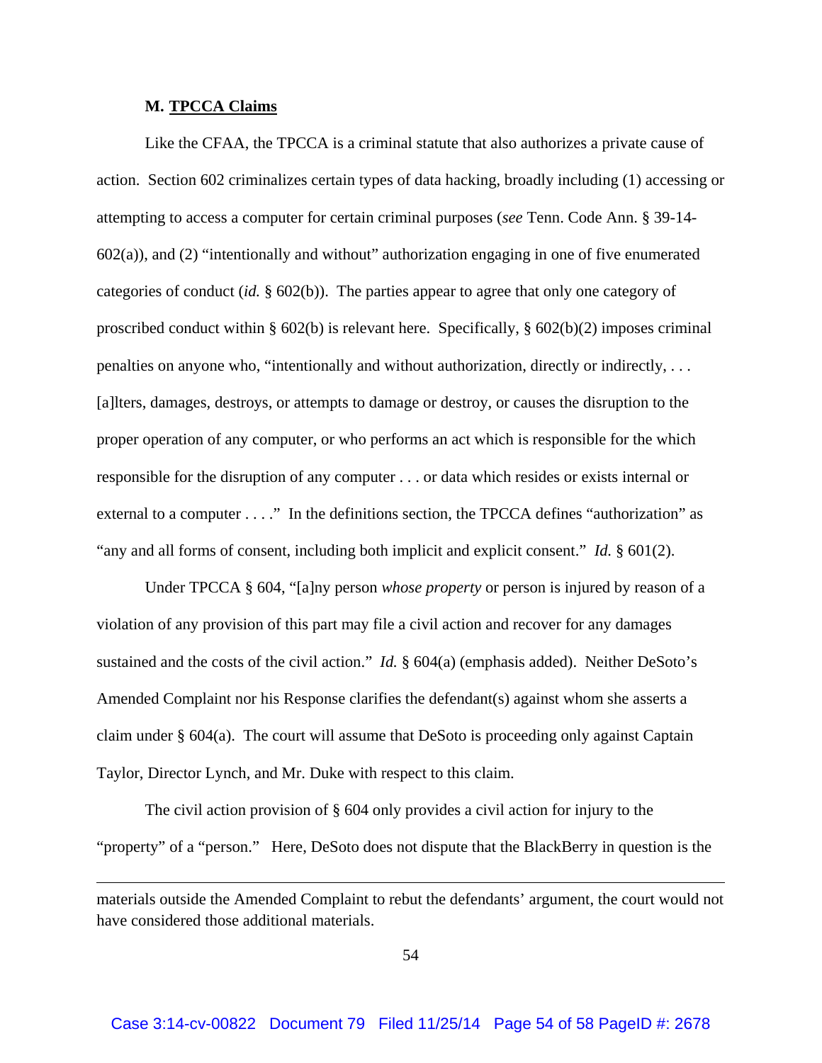### M. **TPCCA Claims**

Like the CFAA, the TPCCA is a criminal statute that also authorizes a private cause of action. Section 602 criminalizes certain types of data hacking, broadly including (1) accessing or attempting to access a computer for certain criminal purposes (*see* Tenn. Code Ann. § 39-14-602(a)), and (2) "intentionally and without" authorization engaging in one of five enumerated categories of conduct (*id.* § 602(b)). The parties appear to agree that only one category of proscribed conduct within § 602(b) is relevant here. Specifically, § 602(b)(2) imposes criminal penalties on anyone who, "intentionally and without authorization, directly or indirectly, . . . [a]lters, damages, destroys, or attempts to damage or destroy, or causes the disruption to the proper operation of any computer, or who performs an act which is responsible for the which responsible for the disruption of any computer . . . or data which resides or exists internal or external to a computer . . . ." In the definitions section, the TPCCA defines "authorization" as "any and all forms of consent, including both implicit and explicit consent." *Id.* § 601(2).

Under TPCCA § 604, "[a]ny person *whose property* or person is injured by reason of a violation of any provision of this part may file a civil action and recover for any damages sustained and the costs of the civil action." *Id.* § 604(a) (emphasis added). Neither DeSoto's Amended Complaint nor his Response clarifies the defendant(s) against whom she asserts a claim under § 604(a). The court will assume that DeSoto is proceeding only against Captain Taylor, Director Lynch, and Mr. Duke with respect to this claim.

The civil action provision of § 604 only provides a civil action for injury to the "property" of a "person." Here, DeSoto does not dispute that the BlackBerry in question is the

---

materials outside the Amended Complaint to rebut the defendants' argument, the court would not have considered those additional materials.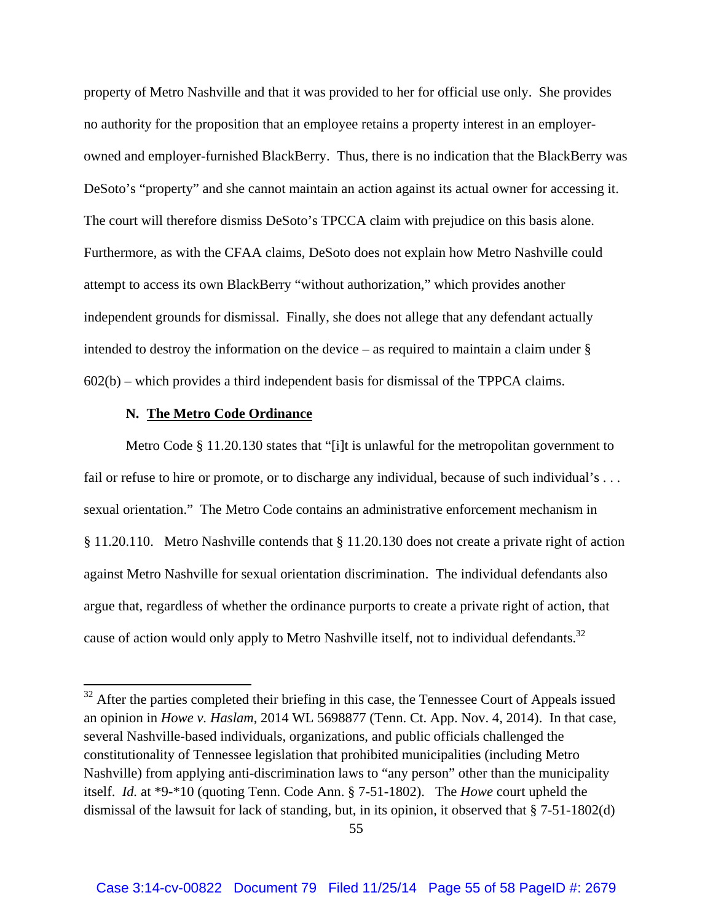property of Metro Nashville and that it was provided to her for official use only. She provides no authority for the proposition that an employee retains a property interest in an employer-owned and employer-furnished BlackBerry. Thus, there is no indication that the BlackBerry was DeSoto's "property" and she cannot maintain an action against its actual owner for accessing it. The court will therefore dismiss DeSoto's TPCCA claim with prejudice on this basis alone. Furthermore, as with the CFAA claims, DeSoto does not explain how Metro Nashville could attempt to access its own BlackBerry "without authorization," which provides another independent grounds for dismissal. Finally, she does not allege that any defendant actually intended to destroy the information on the device – as required to maintain a claim under § 602(b) – which provides a third independent basis for dismissal of the TPPCA claims.

**N. <u>The Metro Code Ordinance</u>**

Metro Code § 11.20.130 states that "[i]t is unlawful for the metropolitan government to fail or refuse to hire or promote, or to discharge any individual, because of such individual's . . . sexual orientation." The Metro Code contains an administrative enforcement mechanism in § 11.20.110. Metro Nashville contends that § 11.20.130 does not create a private right of action against Metro Nashville for sexual orientation discrimination. The individual defendants also argue that, regardless of whether the ordinance purports to create a private right of action, that cause of action would only apply to Metro Nashville itself, not to individual defendants.[32]

---

[32] After the parties completed their briefing in this case, the Tennessee Court of Appeals issued an opinion in *Howe v. Haslam*, 2014 WL 5698877 (Tenn. Ct. App. Nov. 4, 2014). In that case, several Nashville-based individuals, organizations, and public officials challenged the constitutionality of Tennessee legislation that prohibited municipalities (including Metro Nashville) from applying anti-discrimination laws to "any person" other than the municipality itself. *Id.* at *9-*10 (quoting Tenn. Code Ann. § 7-51-1802). The *Howe* court upheld the dismissal of the lawsuit for lack of standing, but, in its opinion, it observed that § 7-51-1802(d)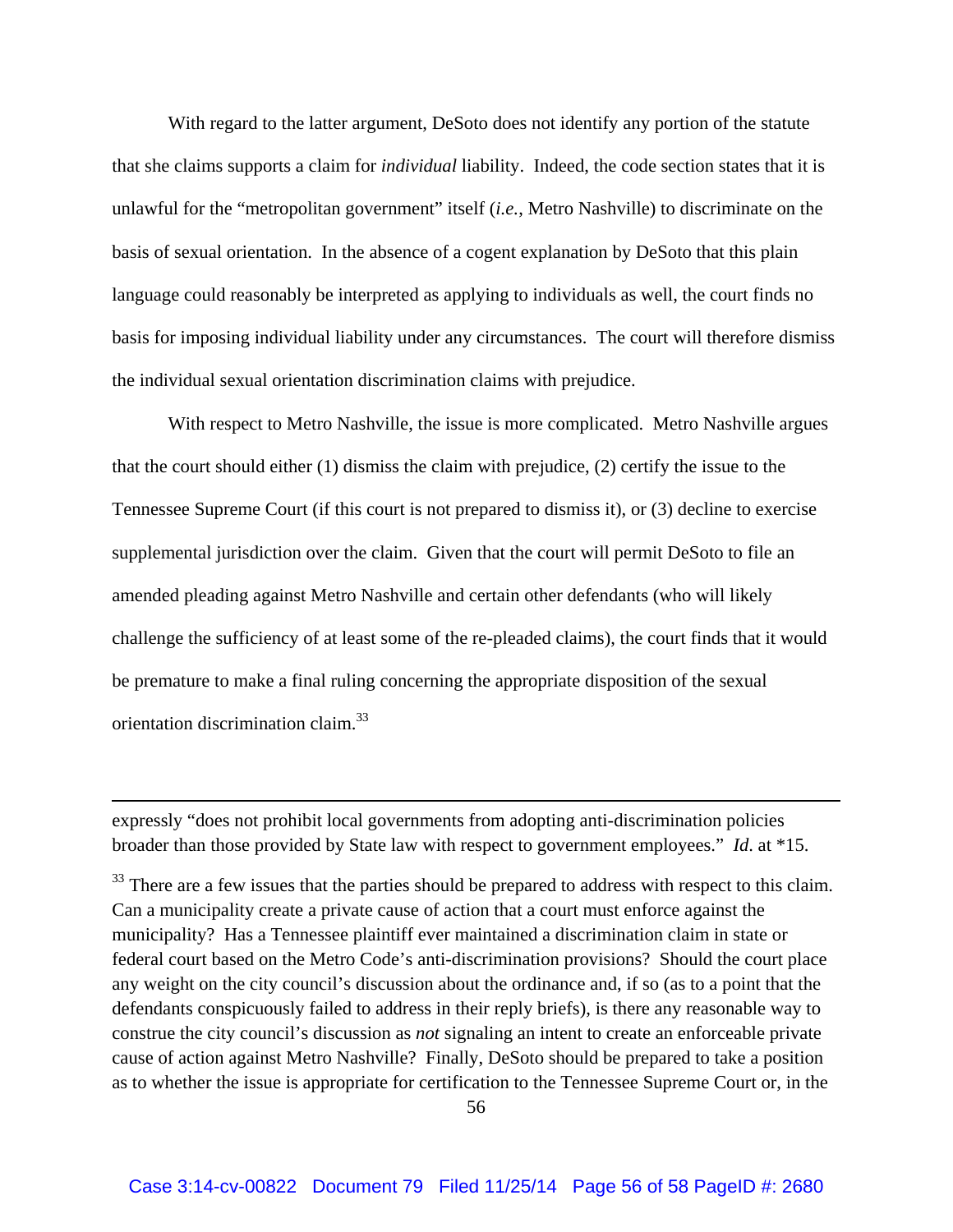With regard to the latter argument, DeSoto does not identify any portion of the statute that she claims supports a claim for *individual* liability. Indeed, the code section states that it is unlawful for the "metropolitan government" itself (*i.e.*, Metro Nashville) to discriminate on the basis of sexual orientation. In the absence of a cogent explanation by DeSoto that this plain language could reasonably be interpreted as applying to individuals as well, the court finds no basis for imposing individual liability under any circumstances. The court will therefore dismiss the individual sexual orientation discrimination claims with prejudice.

With respect to Metro Nashville, the issue is more complicated. Metro Nashville argues that the court should either (1) dismiss the claim with prejudice, (2) certify the issue to the Tennessee Supreme Court (if this court is not prepared to dismiss it), or (3) decline to exercise supplemental jurisdiction over the claim. Given that the court will permit DeSoto to file an amended pleading against Metro Nashville and certain other defendants (who will likely challenge the sufficiency of at least some of the re-pleaded claims), the court finds that it would be premature to make a final ruling concerning the appropriate disposition of the sexual orientation discrimination claim.[33]

---

expressly "does not prohibit local governments from adopting anti-discrimination policies broader than those provided by State law with respect to government employees." *Id*. at *15.

[33] There are a few issues that the parties should be prepared to address with respect to this claim. Can a municipality create a private cause of action that a court must enforce against the municipality? Has a Tennessee plaintiff ever maintained a discrimination claim in state or federal court based on the Metro Code's anti-discrimination provisions? Should the court place any weight on the city council's discussion about the ordinance and, if so (as to a point that the defendants conspicuously failed to address in their reply briefs), is there any reasonable way to construe the city council's discussion as *not* signaling an intent to create an enforceable private cause of action against Metro Nashville? Finally, DeSoto should be prepared to take a position as to whether the issue is appropriate for certification to the Tennessee Supreme Court or, in the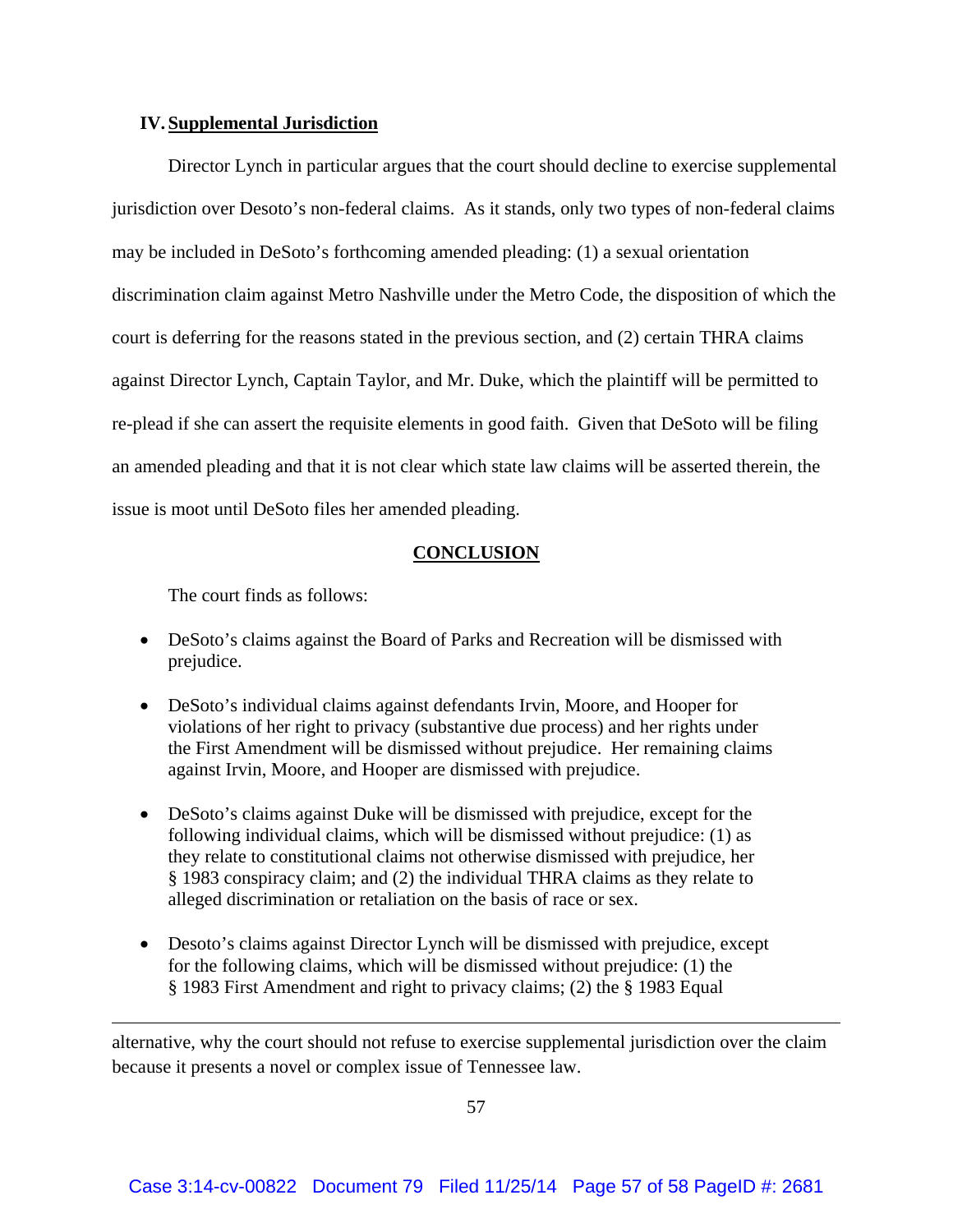## IV. Supplemental Jurisdiction

Director Lynch in particular argues that the court should decline to exercise supplemental jurisdiction over Desoto's non-federal claims. As it stands, only two types of non-federal claims may be included in DeSoto's forthcoming amended pleading: (1) a sexual orientation discrimination claim against Metro Nashville under the Metro Code, the disposition of which the court is deferring for the reasons stated in the previous section, and (2) certain THRA claims against Director Lynch, Captain Taylor, and Mr. Duke, which the plaintiff will be permitted to re-plead if she can assert the requisite elements in good faith. Given that DeSoto will be filing an amended pleading and that it is not clear which state law claims will be asserted therein, the issue is moot until DeSoto files her amended pleading.

## CONCLUSION

The court finds as follows:

- DeSoto's claims against the Board of Parks and Recreation will be dismissed with prejudice.
- DeSoto's individual claims against defendants Irvin, Moore, and Hooper for violations of her right to privacy (substantive due process) and her rights under the First Amendment will be dismissed without prejudice. Her remaining claims against Irvin, Moore, and Hooper are dismissed with prejudice.
- DeSoto's claims against Duke will be dismissed with prejudice, except for the following individual claims, which will be dismissed without prejudice: (1) as they relate to constitutional claims not otherwise dismissed with prejudice, her § 1983 conspiracy claim; and (2) the individual THRA claims as they relate to alleged discrimination or retaliation on the basis of race or sex.
- Desoto's claims against Director Lynch will be dismissed with prejudice, except for the following claims, which will be dismissed without prejudice: (1) the § 1983 First Amendment and right to privacy claims; (2) the § 1983 Equal

---

alternative, why the court should not refuse to exercise supplemental jurisdiction over the claim because it presents a novel or complex issue of Tennessee law.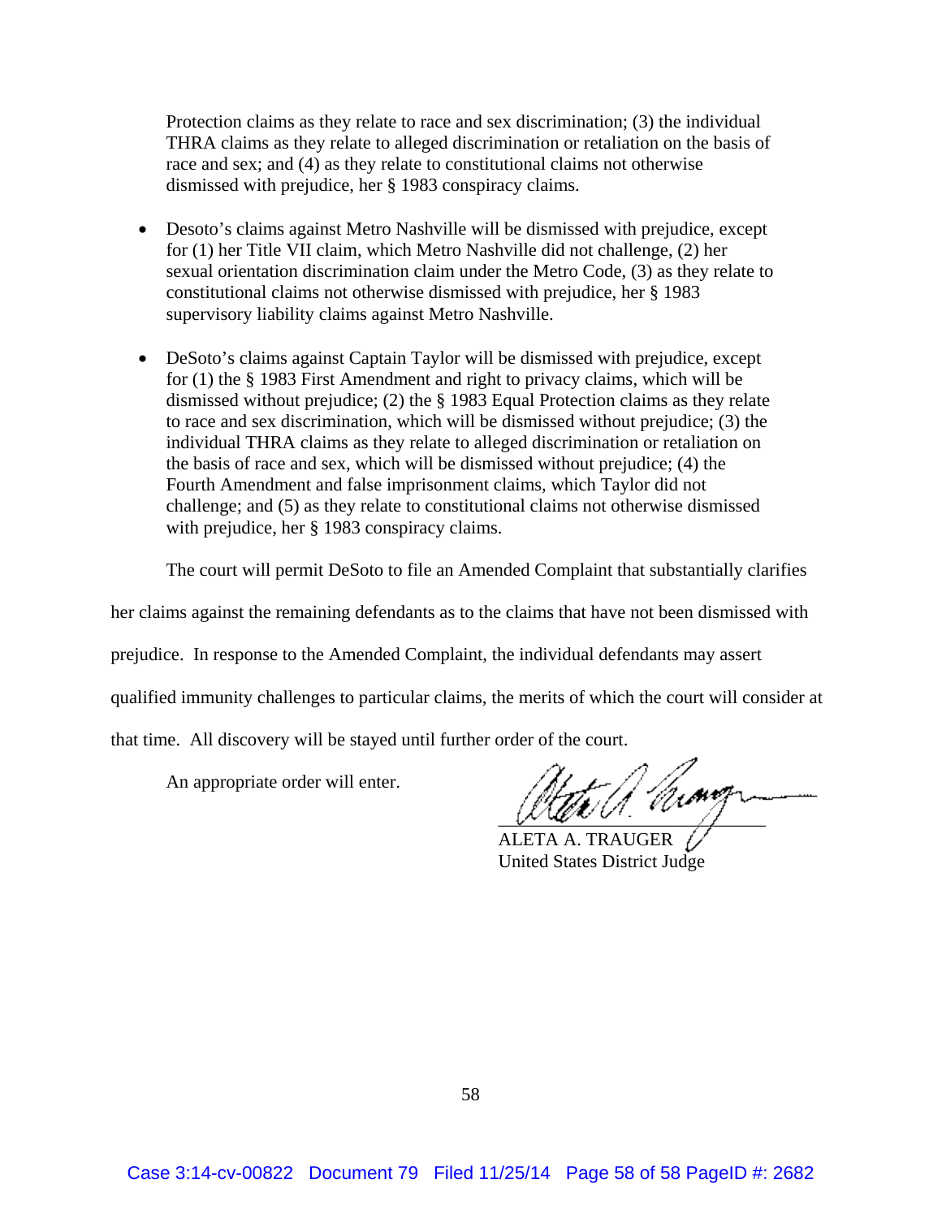Protection claims as they relate to race and sex discrimination; (3) the individual THRA claims as they relate to alleged discrimination or retaliation on the basis of race and sex; and (4) as they relate to constitutional claims not otherwise dismissed with prejudice, her § 1983 conspiracy claims.

- Desoto's claims against Metro Nashville will be dismissed with prejudice, except for (1) her Title VII claim, which Metro Nashville did not challenge, (2) her sexual orientation discrimination claim under the Metro Code, (3) as they relate to constitutional claims not otherwise dismissed with prejudice, her § 1983 supervisory liability claims against Metro Nashville.

- DeSoto's claims against Captain Taylor will be dismissed with prejudice, except for (1) the § 1983 First Amendment and right to privacy claims, which will be dismissed without prejudice; (2) the § 1983 Equal Protection claims as they relate to race and sex discrimination, which will be dismissed without prejudice; (3) the individual THRA claims as they relate to alleged discrimination or retaliation on the basis of race and sex, which will be dismissed without prejudice; (4) the Fourth Amendment and false imprisonment claims, which Taylor did not challenge; and (5) as they relate to constitutional claims not otherwise dismissed with prejudice, her § 1983 conspiracy claims.

The court will permit DeSoto to file an Amended Complaint that substantially clarifies her claims against the remaining defendants as to the claims that have not been dismissed with prejudice. In response to the Amended Complaint, the individual defendants may assert qualified immunity challenges to particular claims, the merits of which the court will consider at that time. All discovery will be stayed until further order of the court.

An appropriate order will enter.

ALETA A. TRAUGER
United States District Judge